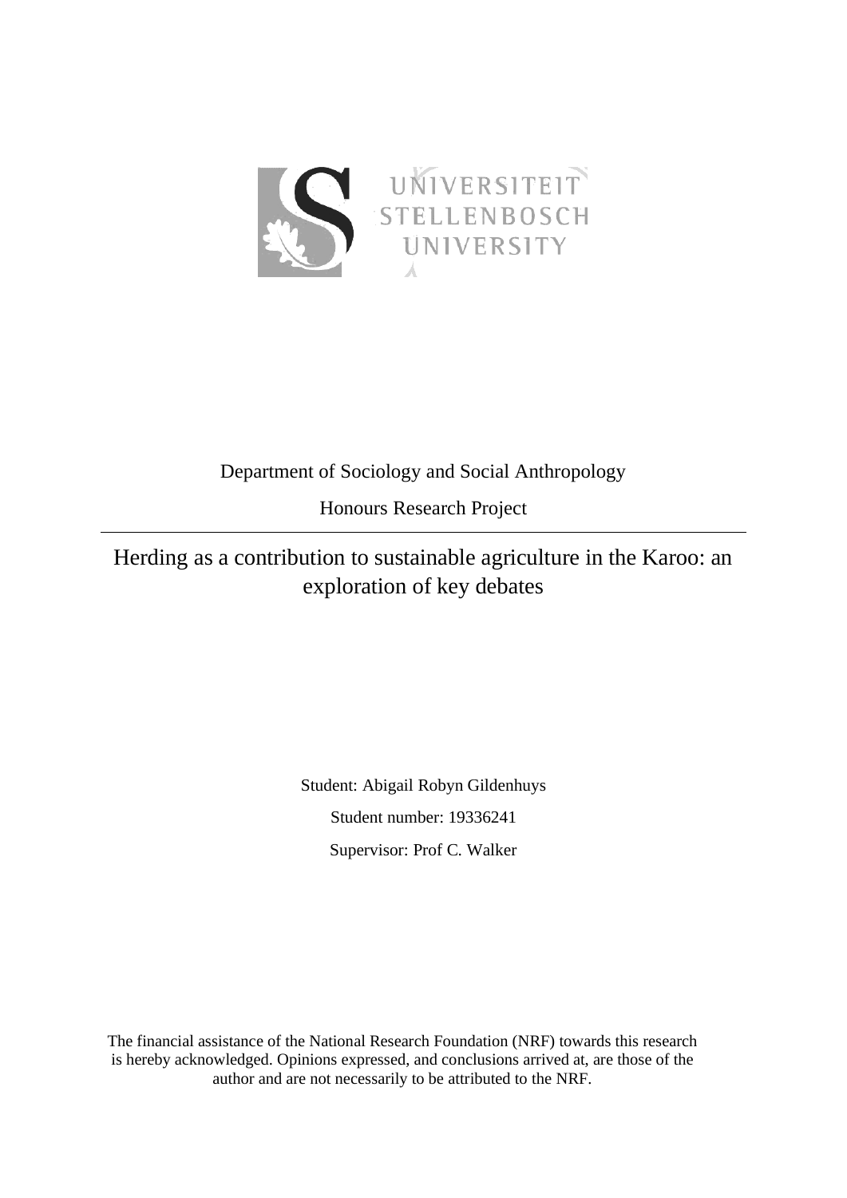UNIVERSITEIT STELLENBOSCH UNIVERSITY

Department of Sociology and Social Anthropology

Honours Research Project

---

# Herding as a contribution to sustainable agriculture in the Karoo: an exploration of key debates

Student: Abigail Robyn Gildenhuys

Student number: 19336241

Supervisor: Prof C. Walker

The financial assistance of the National Research Foundation (NRF) towards this research is hereby acknowledged. Opinions expressed, and conclusions arrived at, are those of the author and are not necessarily to be attributed to the NRF.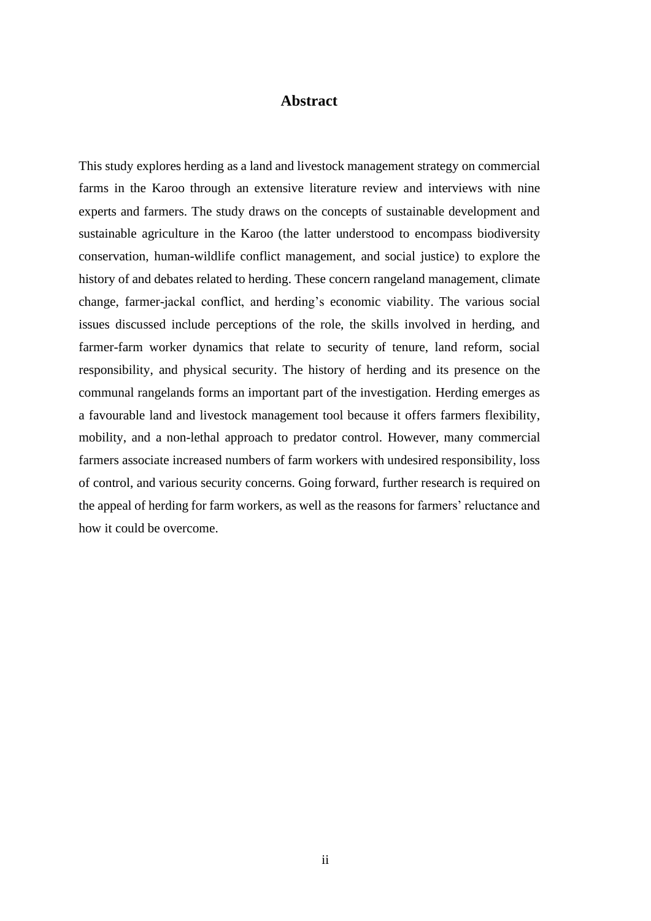# Abstract

This study explores herding as a land and livestock management strategy on commercial farms in the Karoo through an extensive literature review and interviews with nine experts and farmers. The study draws on the concepts of sustainable development and sustainable agriculture in the Karoo (the latter understood to encompass biodiversity conservation, human-wildlife conflict management, and social justice) to explore the history of and debates related to herding. These concern rangeland management, climate change, farmer-jackal conflict, and herding's economic viability. The various social issues discussed include perceptions of the role, the skills involved in herding, and farmer-farm worker dynamics that relate to security of tenure, land reform, social responsibility, and physical security. The history of herding and its presence on the communal rangelands forms an important part of the investigation. Herding emerges as a favourable land and livestock management tool because it offers farmers flexibility, mobility, and a non-lethal approach to predator control. However, many commercial farmers associate increased numbers of farm workers with undesired responsibility, loss of control, and various security concerns. Going forward, further research is required on the appeal of herding for farm workers, as well as the reasons for farmers' reluctance and how it could be overcome.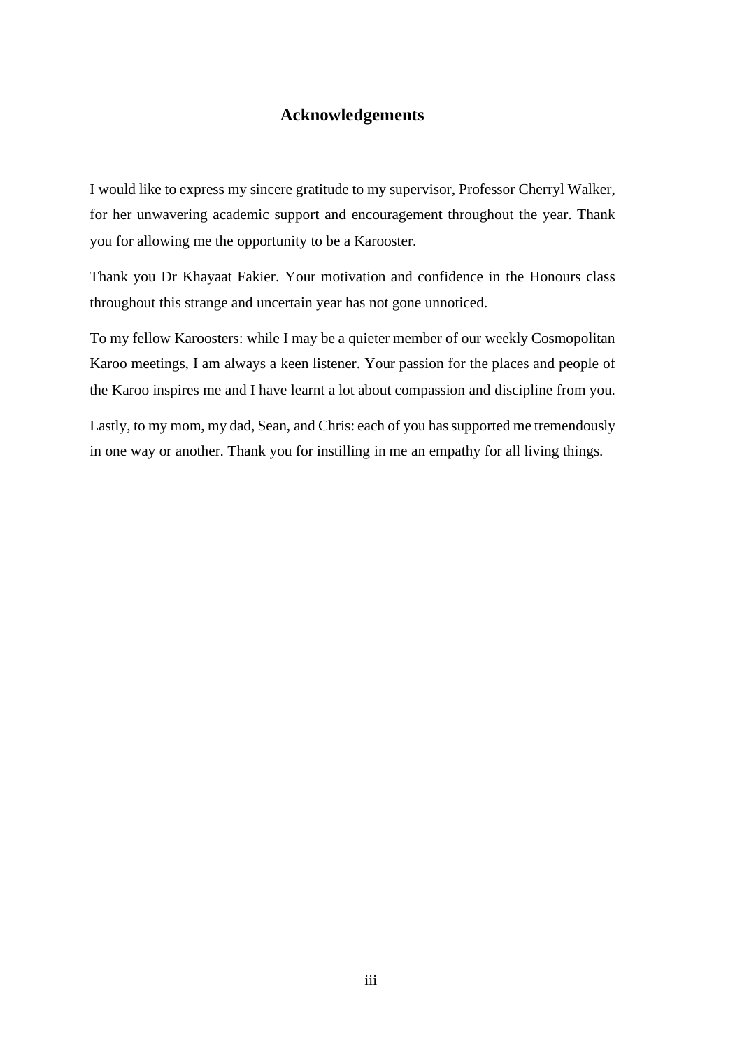# Acknowledgements

I would like to express my sincere gratitude to my supervisor, Professor Cherryl Walker, for her unwavering academic support and encouragement throughout the year. Thank you for allowing me the opportunity to be a Karooster.

Thank you Dr Khayaat Fakier. Your motivation and confidence in the Honours class throughout this strange and uncertain year has not gone unnoticed.

To my fellow Karoosters: while I may be a quieter member of our weekly Cosmopolitan Karoo meetings, I am always a keen listener. Your passion for the places and people of the Karoo inspires me and I have learnt a lot about compassion and discipline from you.

Lastly, to my mom, my dad, Sean, and Chris: each of you has supported me tremendously in one way or another. Thank you for instilling in me an empathy for all living things.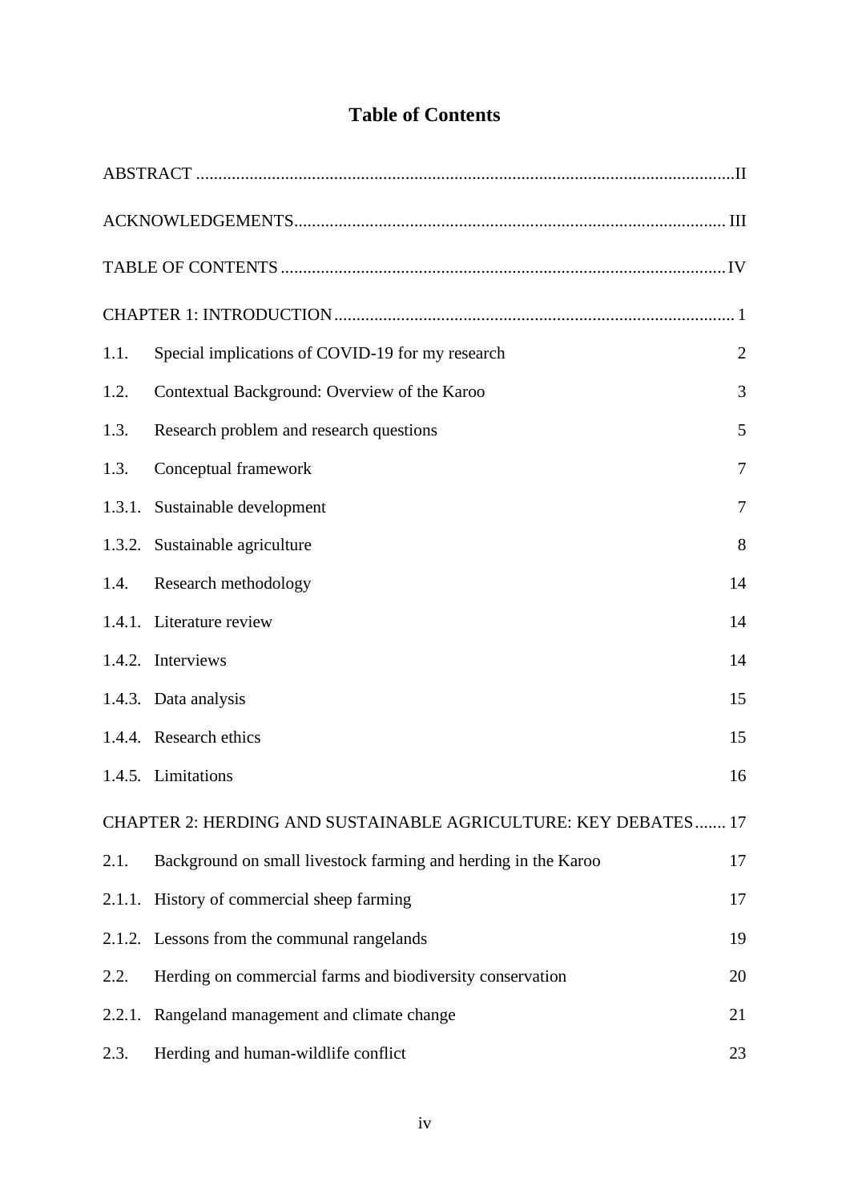# Table of Contents

ABSTRACT ........................................................................................................................II

ACKNOWLEDGEMENTS................................................................................................ III

TABLE OF CONTENTS ...................................................................................................IV

CHAPTER 1: INTRODUCTION .......................................................................................... 1

| | | |
|---|---|---|
| 1.1. | Special implications of COVID-19 for my research | 2 |
| 1.2. | Contextual Background: Overview of the Karoo | 3 |
| 1.3. | Research problem and research questions | 5 |
| 1.3. | Conceptual framework | 7 |
| 1.3.1. | Sustainable development | 7 |
| 1.3.2. | Sustainable agriculture | 8 |
| 1.4. | Research methodology | 14 |
| 1.4.1. | Literature review | 14 |
| 1.4.2. | Interviews | 14 |
| 1.4.3. | Data analysis | 15 |
| 1.4.4. | Research ethics | 15 |
| 1.4.5. | Limitations | 16 |

CHAPTER 2: HERDING AND SUSTAINABLE AGRICULTURE: KEY DEBATES ....... 17

| | | |
|---|---|---|
| 2.1. | Background on small livestock farming and herding in the Karoo | 17 |
| 2.1.1. | History of commercial sheep farming | 17 |
| 2.1.2. | Lessons from the communal rangelands | 19 |
| 2.2. | Herding on commercial farms and biodiversity conservation | 20 |
| 2.2.1. | Rangeland management and climate change | 21 |
| 2.3. | Herding and human-wildlife conflict | 23 |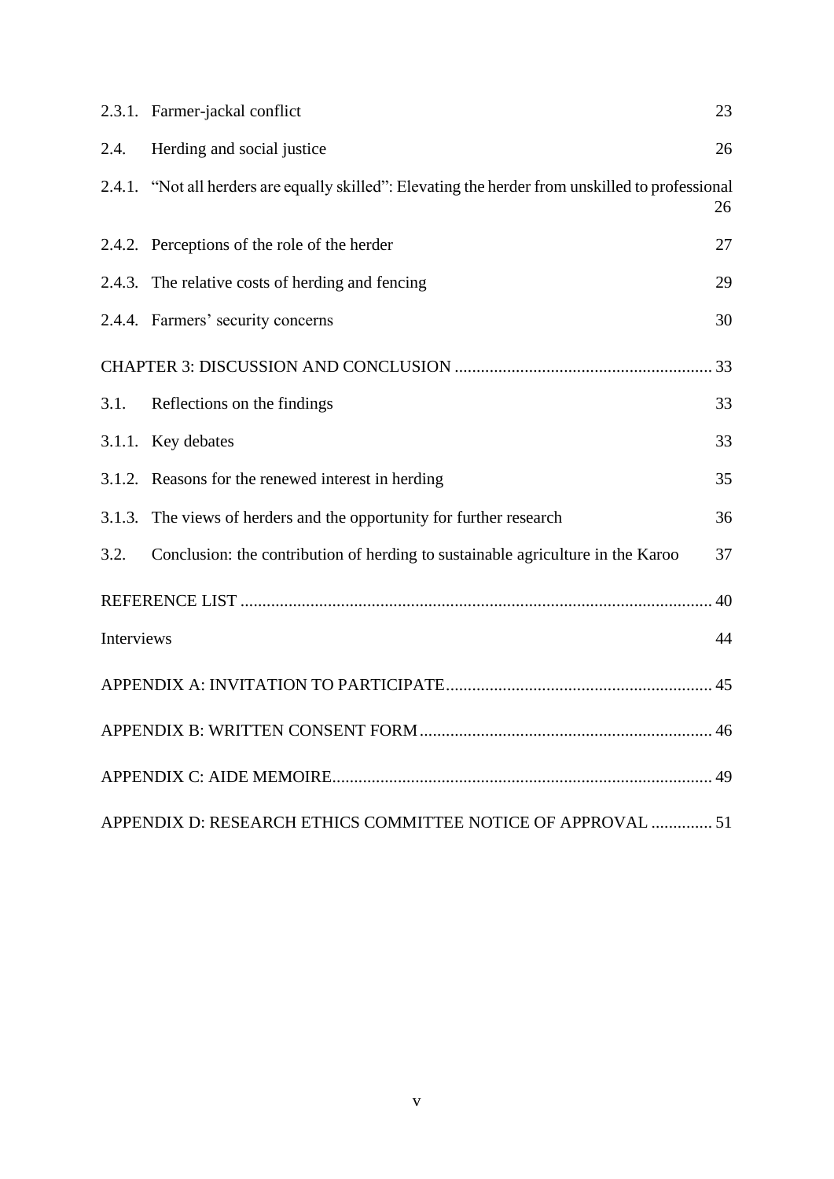2.3.1. Farmer-jackal conflict 23

2.4. Herding and social justice 26

2.4.1. "Not all herders are equally skilled": Elevating the herder from unskilled to professional 26

2.4.2. Perceptions of the role of the herder 27

2.4.3. The relative costs of herding and fencing 29

2.4.4. Farmers' security concerns 30

CHAPTER 3: DISCUSSION AND CONCLUSION .......................................................... 33

3.1. Reflections on the findings 33

3.1.1. Key debates 33

3.1.2. Reasons for the renewed interest in herding 35

3.1.3. The views of herders and the opportunity for further research 36

3.2. Conclusion: the contribution of herding to sustainable agriculture in the Karoo 37

REFERENCE LIST .......................................................................................................... 40

Interviews 44

APPENDIX A: INVITATION TO PARTICIPATE............................................................ 45

APPENDIX B: WRITTEN CONSENT FORM.................................................................. 46

APPENDIX C: AIDE MEMOIRE...................................................................................... 49

APPENDIX D: RESEARCH ETHICS COMMITTEE NOTICE OF APPROVAL .............. 51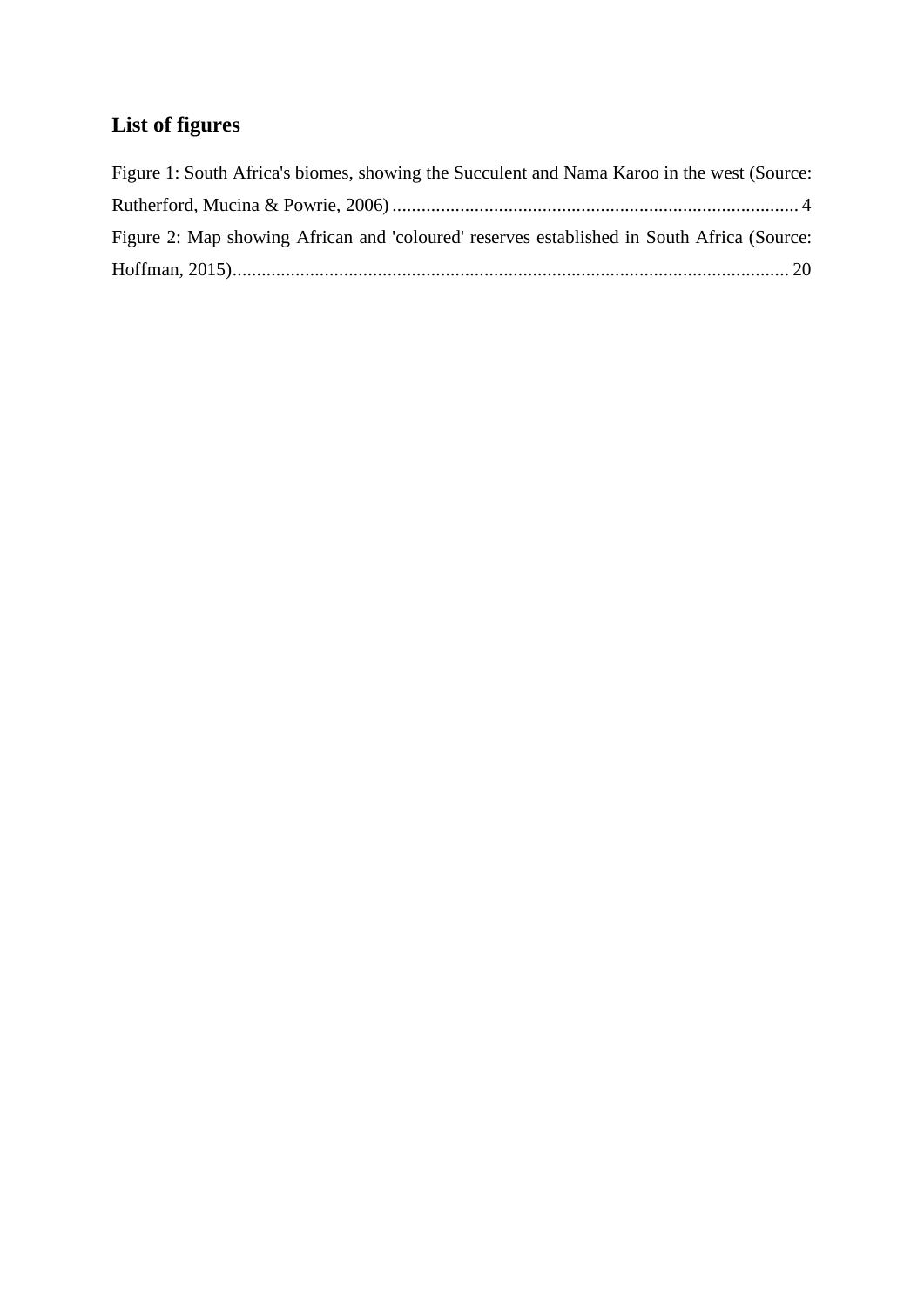## List of figures

Figure 1: South Africa's biomes, showing the Succulent and Nama Karoo in the west (Source: Rutherford, Mucina & Powrie, 2006) .................................................................................... 4

Figure 2: Map showing African and 'coloured' reserves established in South Africa (Source: Hoffman, 2015)................................................................................................................... 20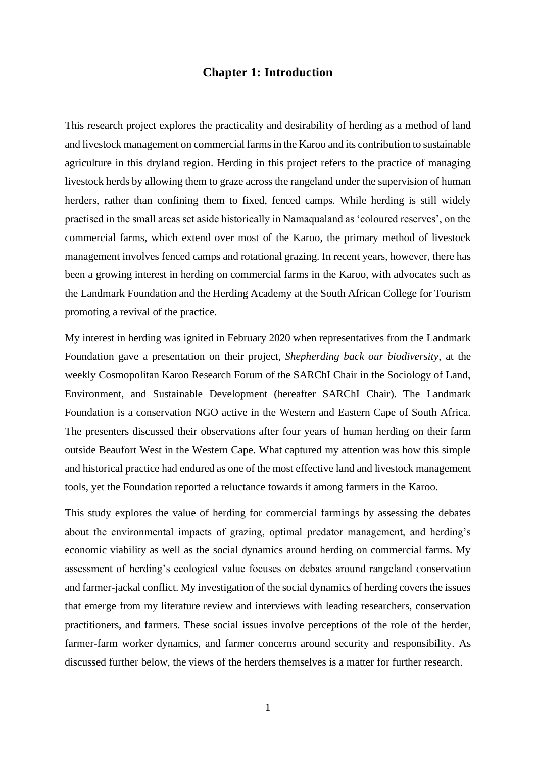# Chapter 1: Introduction

This research project explores the practicality and desirability of herding as a method of land and livestock management on commercial farms in the Karoo and its contribution to sustainable agriculture in this dryland region. Herding in this project refers to the practice of managing livestock herds by allowing them to graze across the rangeland under the supervision of human herders, rather than confining them to fixed, fenced camps. While herding is still widely practised in the small areas set aside historically in Namaqualand as 'coloured reserves', on the commercial farms, which extend over most of the Karoo, the primary method of livestock management involves fenced camps and rotational grazing. In recent years, however, there has been a growing interest in herding on commercial farms in the Karoo, with advocates such as the Landmark Foundation and the Herding Academy at the South African College for Tourism promoting a revival of the practice.

My interest in herding was ignited in February 2020 when representatives from the Landmark Foundation gave a presentation on their project, *Shepherding back our biodiversity*, at the weekly Cosmopolitan Karoo Research Forum of the SARChI Chair in the Sociology of Land, Environment, and Sustainable Development (hereafter SARChI Chair). The Landmark Foundation is a conservation NGO active in the Western and Eastern Cape of South Africa. The presenters discussed their observations after four years of human herding on their farm outside Beaufort West in the Western Cape. What captured my attention was how this simple and historical practice had endured as one of the most effective land and livestock management tools, yet the Foundation reported a reluctance towards it among farmers in the Karoo.

This study explores the value of herding for commercial farmings by assessing the debates about the environmental impacts of grazing, optimal predator management, and herding's economic viability as well as the social dynamics around herding on commercial farms. My assessment of herding's ecological value focuses on debates around rangeland conservation and farmer-jackal conflict. My investigation of the social dynamics of herding covers the issues that emerge from my literature review and interviews with leading researchers, conservation practitioners, and farmers. These social issues involve perceptions of the role of the herder, farmer-farm worker dynamics, and farmer concerns around security and responsibility. As discussed further below, the views of the herders themselves is a matter for further research.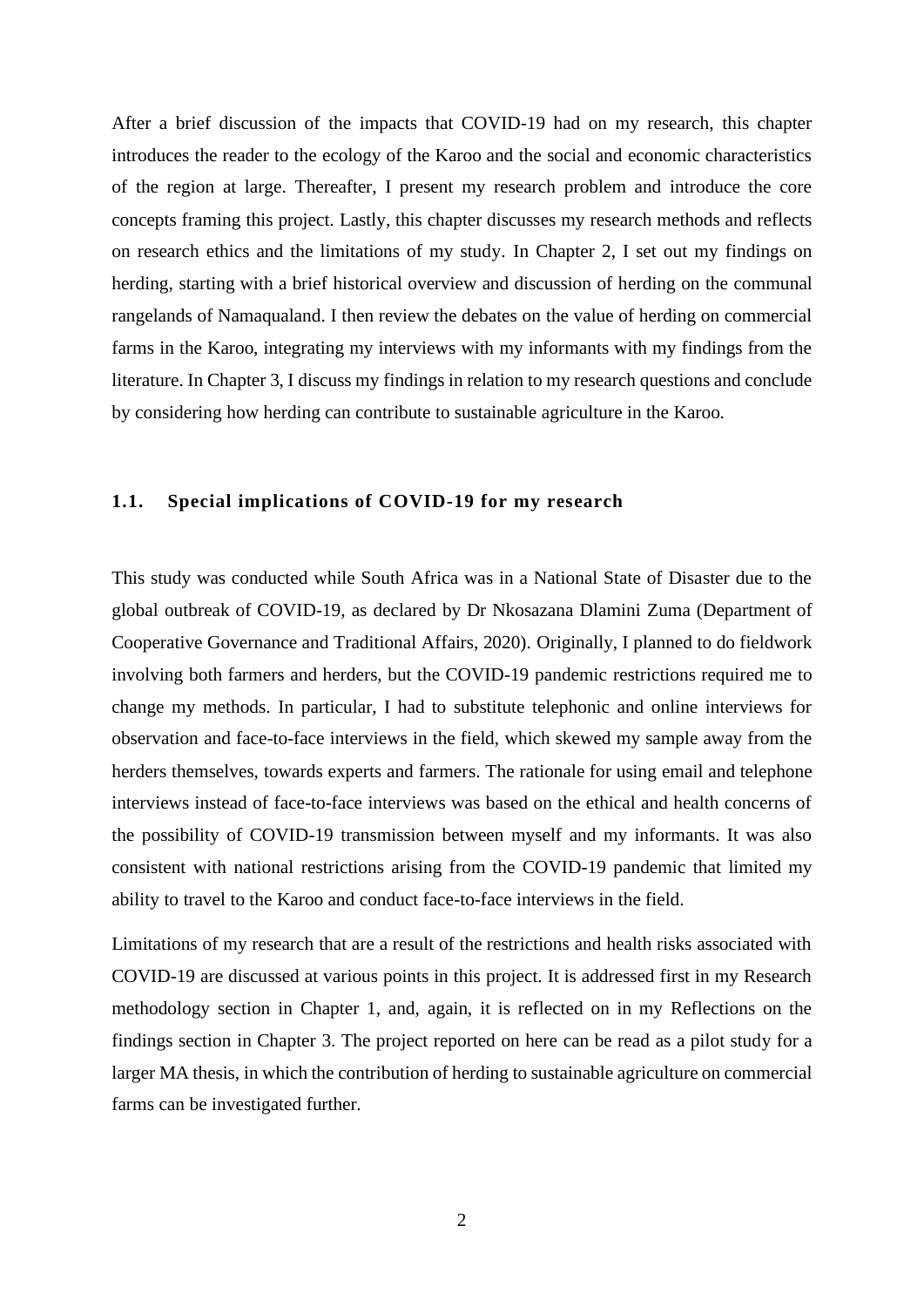After a brief discussion of the impacts that COVID-19 had on my research, this chapter introduces the reader to the ecology of the Karoo and the social and economic characteristics of the region at large. Thereafter, I present my research problem and introduce the core concepts framing this project. Lastly, this chapter discusses my research methods and reflects on research ethics and the limitations of my study. In Chapter 2, I set out my findings on herding, starting with a brief historical overview and discussion of herding on the communal rangelands of Namaqualand. I then review the debates on the value of herding on commercial farms in the Karoo, integrating my interviews with my informants with my findings from the literature. In Chapter 3, I discuss my findings in relation to my research questions and conclude by considering how herding can contribute to sustainable agriculture in the Karoo.

### 1.1. Special implications of COVID-19 for my research

This study was conducted while South Africa was in a National State of Disaster due to the global outbreak of COVID-19, as declared by Dr Nkosazana Dlamini Zuma (Department of Cooperative Governance and Traditional Affairs, 2020). Originally, I planned to do fieldwork involving both farmers and herders, but the COVID-19 pandemic restrictions required me to change my methods. In particular, I had to substitute telephonic and online interviews for observation and face-to-face interviews in the field, which skewed my sample away from the herders themselves, towards experts and farmers. The rationale for using email and telephone interviews instead of face-to-face interviews was based on the ethical and health concerns of the possibility of COVID-19 transmission between myself and my informants. It was also consistent with national restrictions arising from the COVID-19 pandemic that limited my ability to travel to the Karoo and conduct face-to-face interviews in the field.

Limitations of my research that are a result of the restrictions and health risks associated with COVID-19 are discussed at various points in this project. It is addressed first in my Research methodology section in Chapter 1, and, again, it is reflected on in my Reflections on the findings section in Chapter 3. The project reported on here can be read as a pilot study for a larger MA thesis, in which the contribution of herding to sustainable agriculture on commercial farms can be investigated further.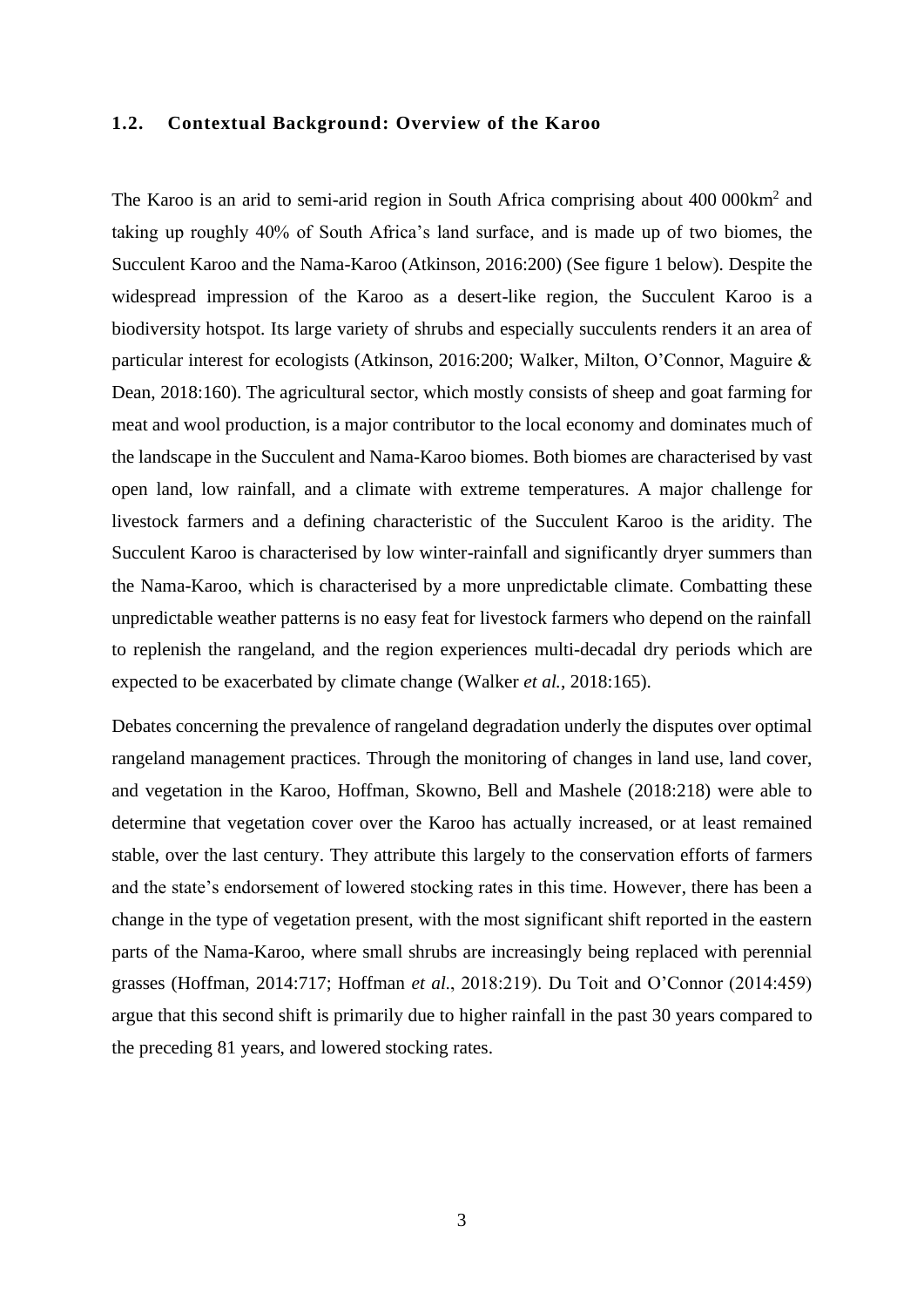## 1.2. Contextual Background: Overview of the Karoo

The Karoo is an arid to semi-arid region in South Africa comprising about 400 000km$^2$ and taking up roughly 40% of South Africa's land surface, and is made up of two biomes, the Succulent Karoo and the Nama-Karoo (Atkinson, 2016:200) (See figure 1 below). Despite the widespread impression of the Karoo as a desert-like region, the Succulent Karoo is a biodiversity hotspot. Its large variety of shrubs and especially succulents renders it an area of particular interest for ecologists (Atkinson, 2016:200; Walker, Milton, O'Connor, Maguire & Dean, 2018:160). The agricultural sector, which mostly consists of sheep and goat farming for meat and wool production, is a major contributor to the local economy and dominates much of the landscape in the Succulent and Nama-Karoo biomes. Both biomes are characterised by vast open land, low rainfall, and a climate with extreme temperatures. A major challenge for livestock farmers and a defining characteristic of the Succulent Karoo is the aridity. The Succulent Karoo is characterised by low winter-rainfall and significantly dryer summers than the Nama-Karoo, which is characterised by a more unpredictable climate. Combatting these unpredictable weather patterns is no easy feat for livestock farmers who depend on the rainfall to replenish the rangeland, and the region experiences multi-decadal dry periods which are expected to be exacerbated by climate change (Walker *et al.*, 2018:165).

Debates concerning the prevalence of rangeland degradation underly the disputes over optimal rangeland management practices. Through the monitoring of changes in land use, land cover, and vegetation in the Karoo, Hoffman, Skowno, Bell and Mashele (2018:218) were able to determine that vegetation cover over the Karoo has actually increased, or at least remained stable, over the last century. They attribute this largely to the conservation efforts of farmers and the state's endorsement of lowered stocking rates in this time. However, there has been a change in the type of vegetation present, with the most significant shift reported in the eastern parts of the Nama-Karoo, where small shrubs are increasingly being replaced with perennial grasses (Hoffman, 2014:717; Hoffman *et al*., 2018:219). Du Toit and O'Connor (2014:459) argue that this second shift is primarily due to higher rainfall in the past 30 years compared to the preceding 81 years, and lowered stocking rates.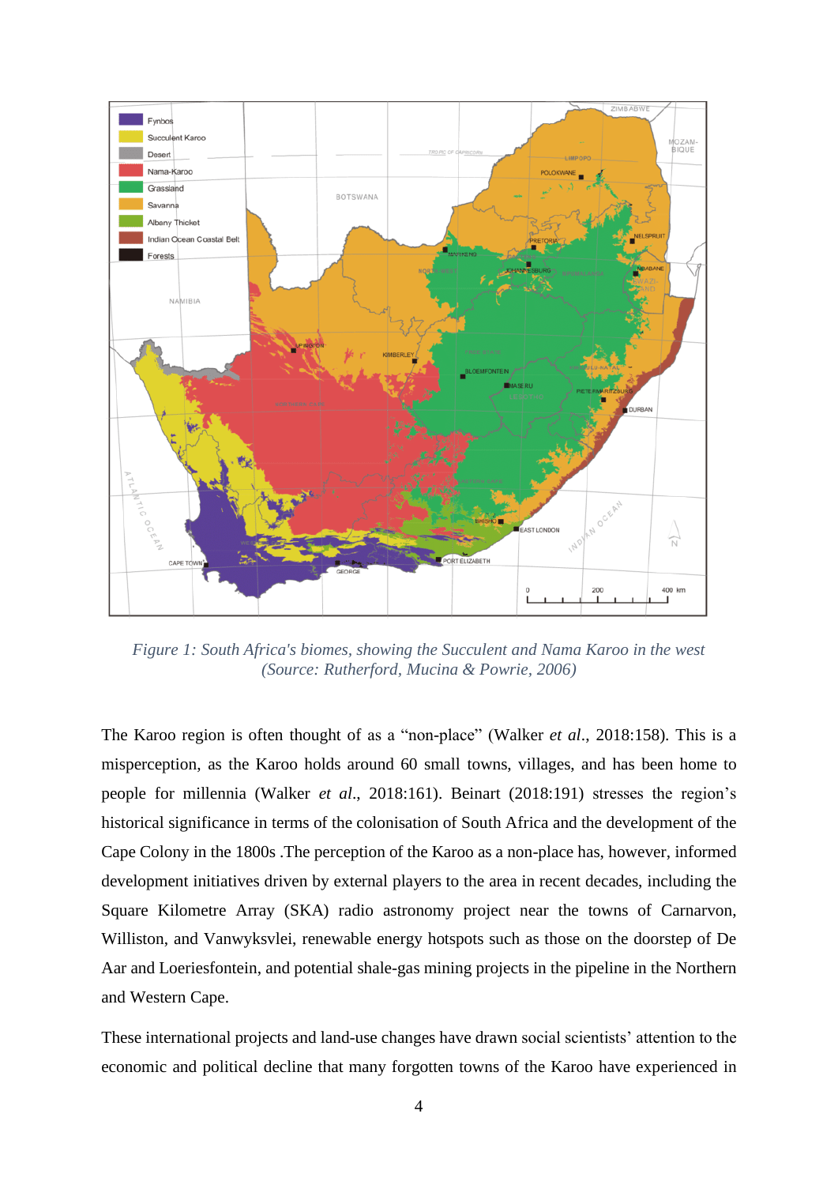*Figure 1: South Africa's biomes, showing the Succulent and Nama Karoo in the west (Source: Rutherford, Mucina & Powrie, 2006)*

The Karoo region is often thought of as a "non-place" (Walker *et al*., 2018:158). This is a misperception, as the Karoo holds around 60 small towns, villages, and has been home to people for millennia (Walker *et al*., 2018:161). Beinart (2018:191) stresses the region's historical significance in terms of the colonisation of South Africa and the development of the Cape Colony in the 1800s .The perception of the Karoo as a non-place has, however, informed development initiatives driven by external players to the area in recent decades, including the Square Kilometre Array (SKA) radio astronomy project near the towns of Carnarvon, Williston, and Vanwyksvlei, renewable energy hotspots such as those on the doorstep of De Aar and Loeriesfontein, and potential shale-gas mining projects in the pipeline in the Northern and Western Cape.

These international projects and land-use changes have drawn social scientists' attention to the economic and political decline that many forgotten towns of the Karoo have experienced in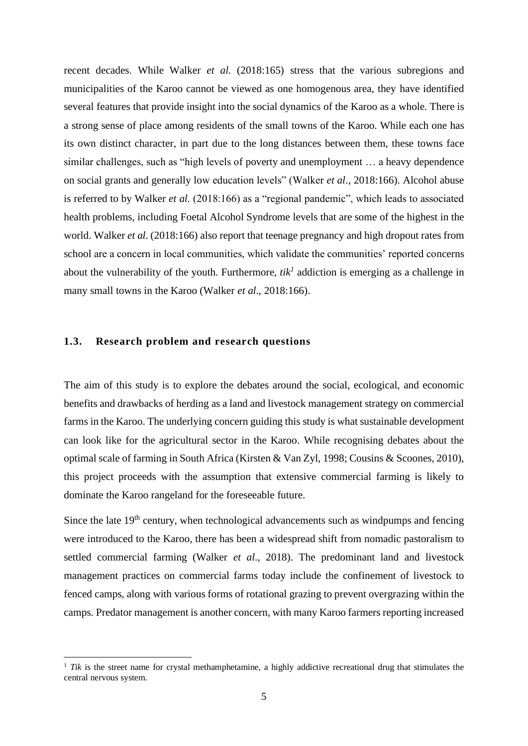recent decades. While Walker *et al.* (2018:165) stress that the various subregions and municipalities of the Karoo cannot be viewed as one homogenous area, they have identified several features that provide insight into the social dynamics of the Karoo as a whole. There is a strong sense of place among residents of the small towns of the Karoo. While each one has its own distinct character, in part due to the long distances between them, these towns face similar challenges, such as "high levels of poverty and unemployment … a heavy dependence on social grants and generally low education levels" (Walker *et al*., 2018:166). Alcohol abuse is referred to by Walker *et al.* (2018:166) as a "regional pandemic", which leads to associated health problems, including Foetal Alcohol Syndrome levels that are some of the highest in the world. Walker *et al*. (2018:166) also report that teenage pregnancy and high dropout rates from school are a concern in local communities, which validate the communities' reported concerns about the vulnerability of the youth. Furthermore, *tik*[1] addiction is emerging as a challenge in many small towns in the Karoo (Walker *et al*., 2018:166).

## 1.3. Research problem and research questions

The aim of this study is to explore the debates around the social, ecological, and economic benefits and drawbacks of herding as a land and livestock management strategy on commercial farms in the Karoo. The underlying concern guiding this study is what sustainable development can look like for the agricultural sector in the Karoo. While recognising debates about the optimal scale of farming in South Africa (Kirsten & Van Zyl, 1998; Cousins & Scoones, 2010), this project proceeds with the assumption that extensive commercial farming is likely to dominate the Karoo rangeland for the foreseeable future.

Since the late 19th century, when technological advancements such as windpumps and fencing were introduced to the Karoo, there has been a widespread shift from nomadic pastoralism to settled commercial farming (Walker *et al*., 2018). The predominant land and livestock management practices on commercial farms today include the confinement of livestock to fenced camps, along with various forms of rotational grazing to prevent overgrazing within the camps. Predator management is another concern, with many Karoo farmers reporting increased

[1] *Tik* is the street name for crystal methamphetamine, a highly addictive recreational drug that stimulates the central nervous system.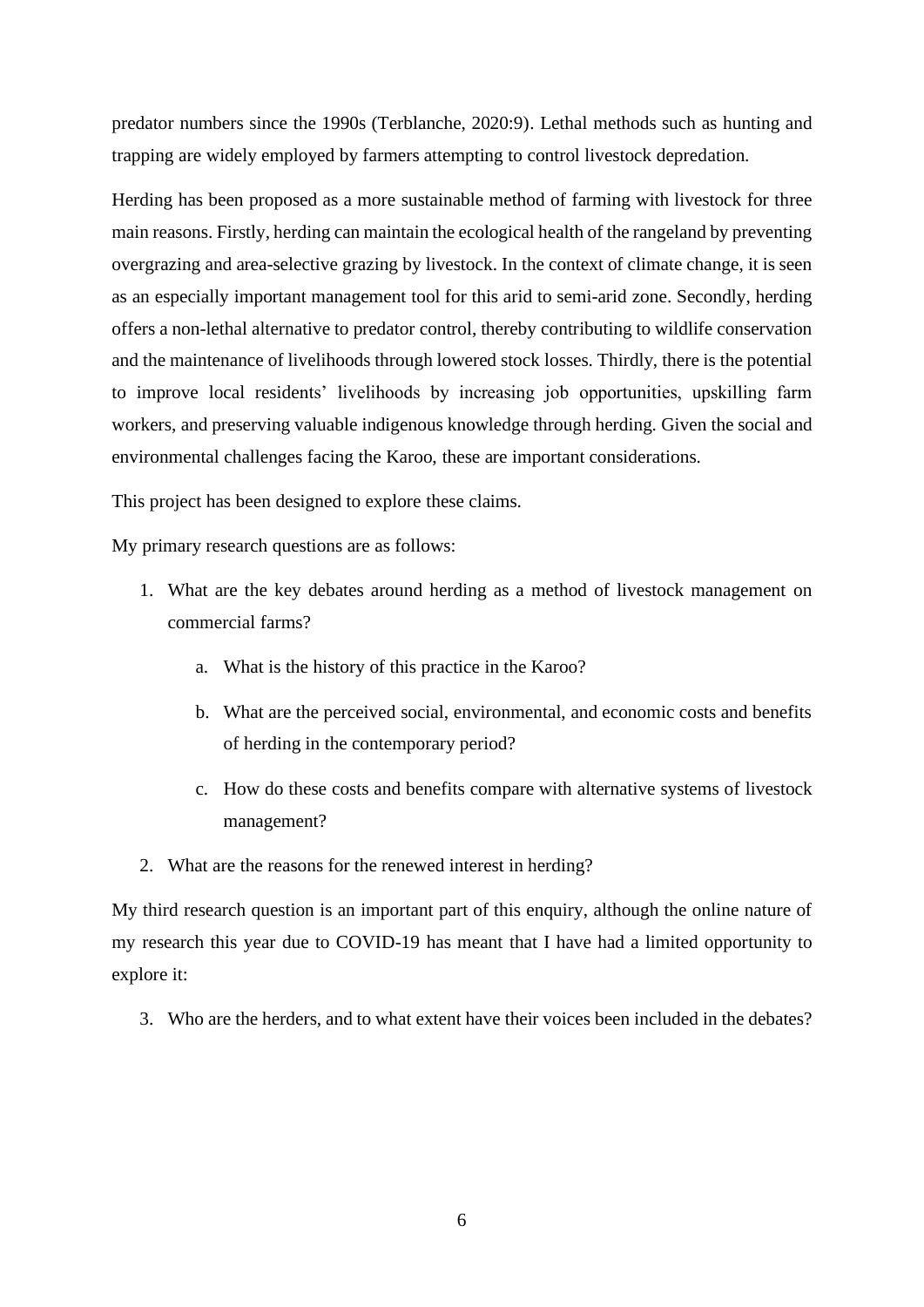predator numbers since the 1990s (Terblanche, 2020:9). Lethal methods such as hunting and trapping are widely employed by farmers attempting to control livestock depredation.

Herding has been proposed as a more sustainable method of farming with livestock for three main reasons. Firstly, herding can maintain the ecological health of the rangeland by preventing overgrazing and area-selective grazing by livestock. In the context of climate change, it is seen as an especially important management tool for this arid to semi-arid zone. Secondly, herding offers a non-lethal alternative to predator control, thereby contributing to wildlife conservation and the maintenance of livelihoods through lowered stock losses. Thirdly, there is the potential to improve local residents' livelihoods by increasing job opportunities, upskilling farm workers, and preserving valuable indigenous knowledge through herding. Given the social and environmental challenges facing the Karoo, these are important considerations.

This project has been designed to explore these claims.

My primary research questions are as follows:

1. What are the key debates around herding as a method of livestock management on commercial farms?
    a. What is the history of this practice in the Karoo?
    b. What are the perceived social, environmental, and economic costs and benefits of herding in the contemporary period?
    c. How do these costs and benefits compare with alternative systems of livestock management?
2. What are the reasons for the renewed interest in herding?

My third research question is an important part of this enquiry, although the online nature of my research this year due to COVID-19 has meant that I have had a limited opportunity to explore it:

3. Who are the herders, and to what extent have their voices been included in the debates?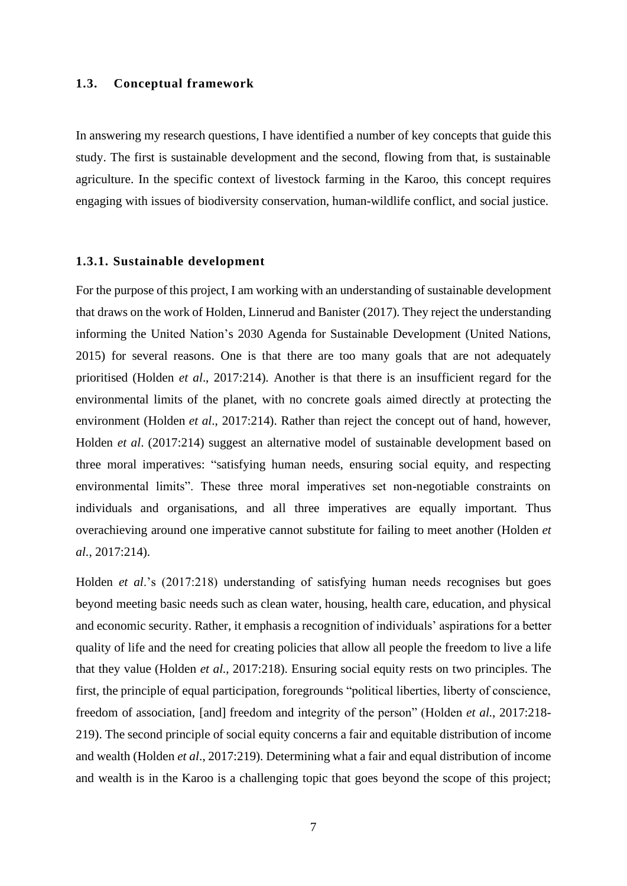### 1.3. Conceptual framework

In answering my research questions, I have identified a number of key concepts that guide this study. The first is sustainable development and the second, flowing from that, is sustainable agriculture. In the specific context of livestock farming in the Karoo, this concept requires engaging with issues of biodiversity conservation, human-wildlife conflict, and social justice.

#### 1.3.1. Sustainable development

For the purpose of this project, I am working with an understanding of sustainable development that draws on the work of Holden, Linnerud and Banister (2017). They reject the understanding informing the United Nation's 2030 Agenda for Sustainable Development (United Nations, 2015) for several reasons. One is that there are too many goals that are not adequately prioritised (Holden *et al*., 2017:214). Another is that there is an insufficient regard for the environmental limits of the planet, with no concrete goals aimed directly at protecting the environment (Holden *et al*., 2017:214). Rather than reject the concept out of hand, however, Holden *et al*. (2017:214) suggest an alternative model of sustainable development based on three moral imperatives: "satisfying human needs, ensuring social equity, and respecting environmental limits". These three moral imperatives set non-negotiable constraints on individuals and organisations, and all three imperatives are equally important. Thus overachieving around one imperative cannot substitute for failing to meet another (Holden *et al.*, 2017:214).

Holden *et al*.'s (2017:218) understanding of satisfying human needs recognises but goes beyond meeting basic needs such as clean water, housing, health care, education, and physical and economic security. Rather, it emphasis a recognition of individuals' aspirations for a better quality of life and the need for creating policies that allow all people the freedom to live a life that they value (Holden *et al.*, 2017:218). Ensuring social equity rests on two principles. The first, the principle of equal participation, foregrounds "political liberties, liberty of conscience, freedom of association, [and] freedom and integrity of the person" (Holden *et al.*, 2017:218-219). The second principle of social equity concerns a fair and equitable distribution of income and wealth (Holden *et al*., 2017:219). Determining what a fair and equal distribution of income and wealth is in the Karoo is a challenging topic that goes beyond the scope of this project;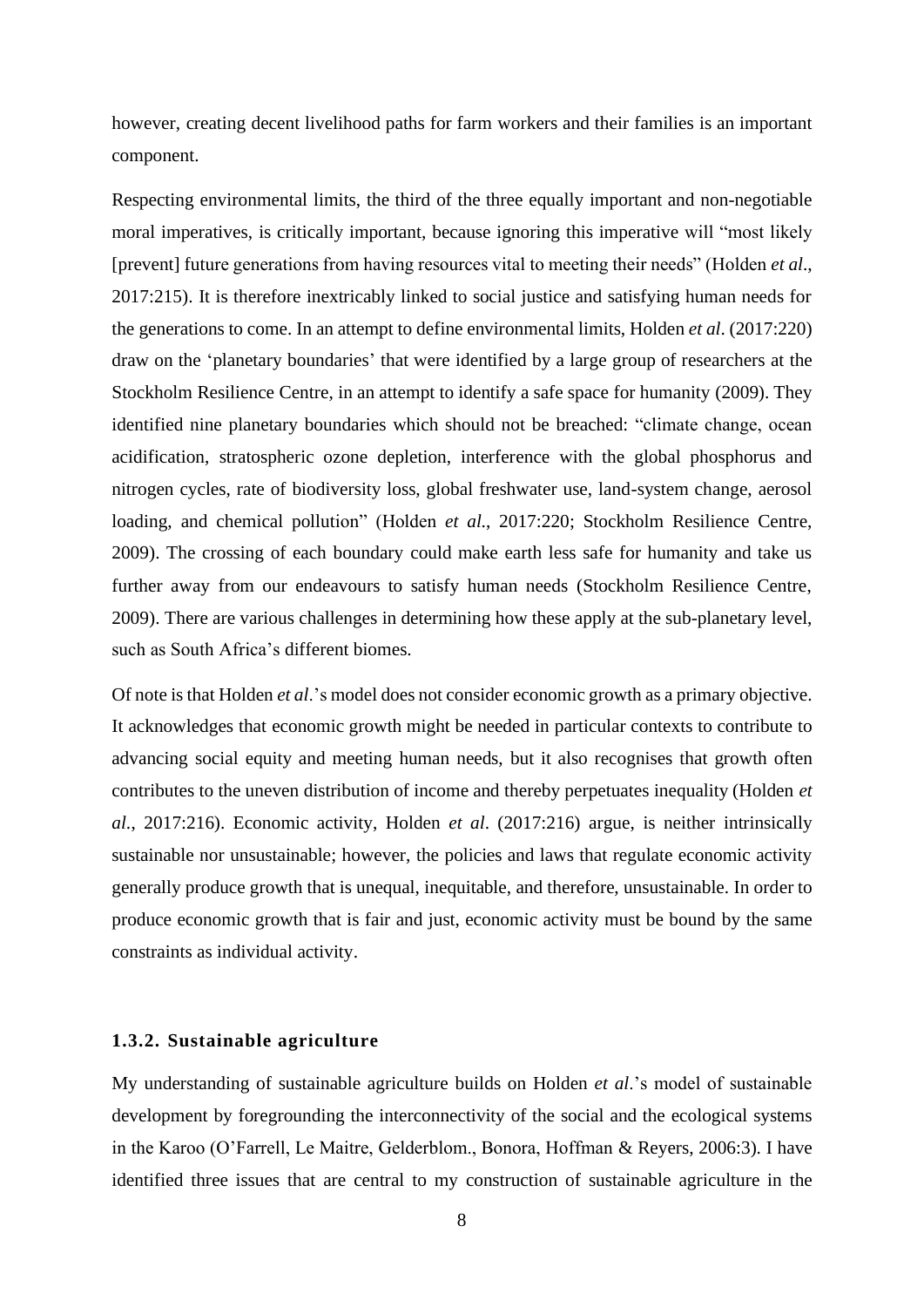however, creating decent livelihood paths for farm workers and their families is an important component.

Respecting environmental limits, the third of the three equally important and non-negotiable moral imperatives, is critically important, because ignoring this imperative will "most likely [prevent] future generations from having resources vital to meeting their needs" (Holden *et al*., 2017:215). It is therefore inextricably linked to social justice and satisfying human needs for the generations to come. In an attempt to define environmental limits, Holden *et al*. (2017:220) draw on the 'planetary boundaries' that were identified by a large group of researchers at the Stockholm Resilience Centre, in an attempt to identify a safe space for humanity (2009). They identified nine planetary boundaries which should not be breached: "climate change, ocean acidification, stratospheric ozone depletion, interference with the global phosphorus and nitrogen cycles, rate of biodiversity loss, global freshwater use, land-system change, aerosol loading, and chemical pollution" (Holden *et al.*, 2017:220; Stockholm Resilience Centre, 2009). The crossing of each boundary could make earth less safe for humanity and take us further away from our endeavours to satisfy human needs (Stockholm Resilience Centre, 2009). There are various challenges in determining how these apply at the sub-planetary level, such as South Africa's different biomes.

Of note is that Holden *et al*.'s model does not consider economic growth as a primary objective. It acknowledges that economic growth might be needed in particular contexts to contribute to advancing social equity and meeting human needs, but it also recognises that growth often contributes to the uneven distribution of income and thereby perpetuates inequality (Holden *et al.*, 2017:216). Economic activity, Holden *et al*. (2017:216) argue, is neither intrinsically sustainable nor unsustainable; however, the policies and laws that regulate economic activity generally produce growth that is unequal, inequitable, and therefore, unsustainable. In order to produce economic growth that is fair and just, economic activity must be bound by the same constraints as individual activity.

### 1.3.2. Sustainable agriculture

My understanding of sustainable agriculture builds on Holden *et al*.'s model of sustainable development by foregrounding the interconnectivity of the social and the ecological systems in the Karoo (O'Farrell, Le Maitre, Gelderblom., Bonora, Hoffman & Reyers, 2006:3). I have identified three issues that are central to my construction of sustainable agriculture in the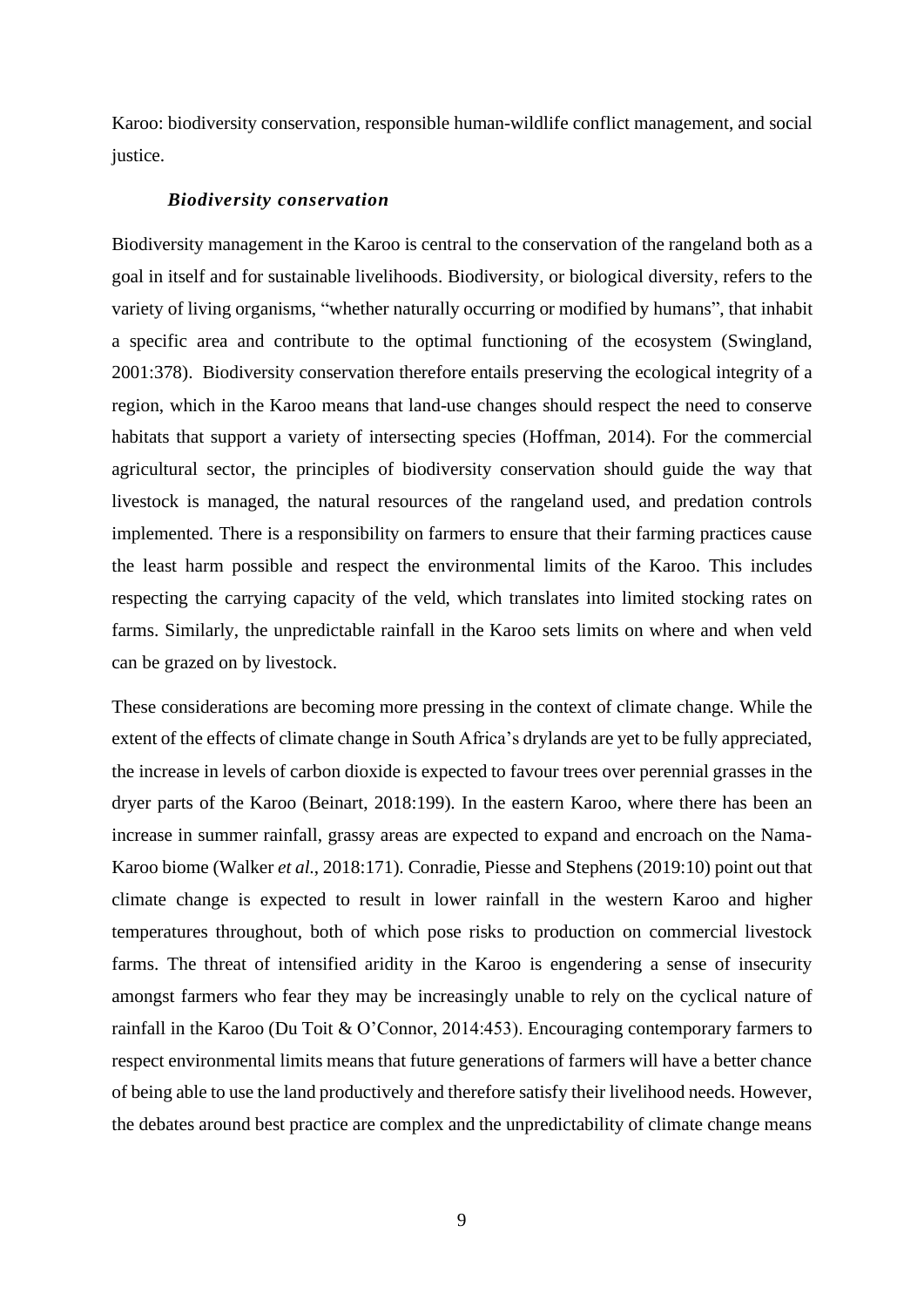Karoo: biodiversity conservation, responsible human-wildlife conflict management, and social justice.

### *Biodiversity conservation*

Biodiversity management in the Karoo is central to the conservation of the rangeland both as a goal in itself and for sustainable livelihoods. Biodiversity, or biological diversity, refers to the variety of living organisms, "whether naturally occurring or modified by humans", that inhabit a specific area and contribute to the optimal functioning of the ecosystem (Swingland, 2001:378). Biodiversity conservation therefore entails preserving the ecological integrity of a region, which in the Karoo means that land-use changes should respect the need to conserve habitats that support a variety of intersecting species (Hoffman, 2014). For the commercial agricultural sector, the principles of biodiversity conservation should guide the way that livestock is managed, the natural resources of the rangeland used, and predation controls implemented. There is a responsibility on farmers to ensure that their farming practices cause the least harm possible and respect the environmental limits of the Karoo. This includes respecting the carrying capacity of the veld, which translates into limited stocking rates on farms. Similarly, the unpredictable rainfall in the Karoo sets limits on where and when veld can be grazed on by livestock.

These considerations are becoming more pressing in the context of climate change. While the extent of the effects of climate change in South Africa's drylands are yet to be fully appreciated, the increase in levels of carbon dioxide is expected to favour trees over perennial grasses in the dryer parts of the Karoo (Beinart, 2018:199). In the eastern Karoo, where there has been an increase in summer rainfall, grassy areas are expected to expand and encroach on the Nama-Karoo biome (Walker *et al.*, 2018:171). Conradie, Piesse and Stephens (2019:10) point out that climate change is expected to result in lower rainfall in the western Karoo and higher temperatures throughout, both of which pose risks to production on commercial livestock farms. The threat of intensified aridity in the Karoo is engendering a sense of insecurity amongst farmers who fear they may be increasingly unable to rely on the cyclical nature of rainfall in the Karoo (Du Toit & O'Connor, 2014:453). Encouraging contemporary farmers to respect environmental limits means that future generations of farmers will have a better chance of being able to use the land productively and therefore satisfy their livelihood needs. However, the debates around best practice are complex and the unpredictability of climate change means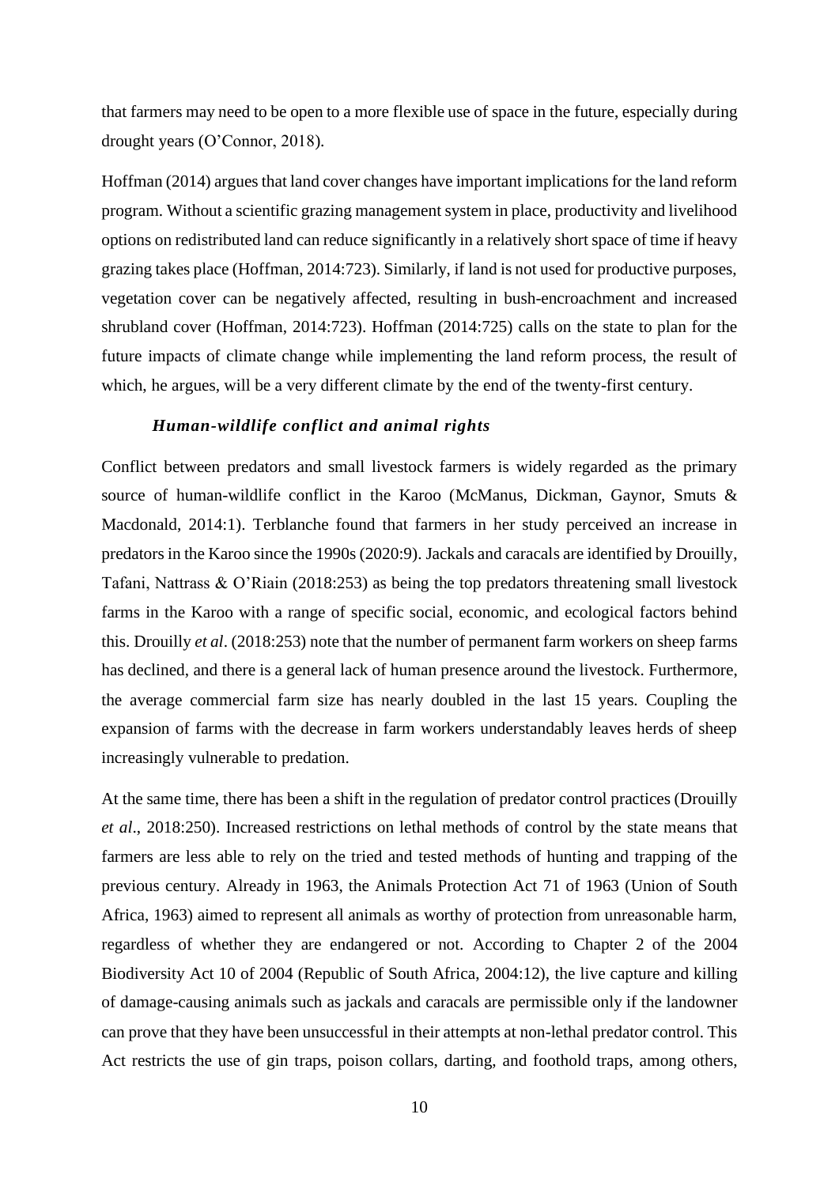that farmers may need to be open to a more flexible use of space in the future, especially during drought years (O'Connor, 2018).

Hoffman (2014) argues that land cover changes have important implications for the land reform program. Without a scientific grazing management system in place, productivity and livelihood options on redistributed land can reduce significantly in a relatively short space of time if heavy grazing takes place (Hoffman, 2014:723). Similarly, if land is not used for productive purposes, vegetation cover can be negatively affected, resulting in bush-encroachment and increased shrubland cover (Hoffman, 2014:723). Hoffman (2014:725) calls on the state to plan for the future impacts of climate change while implementing the land reform process, the result of which, he argues, will be a very different climate by the end of the twenty-first century.

### *Human-wildlife conflict and animal rights*

Conflict between predators and small livestock farmers is widely regarded as the primary source of human-wildlife conflict in the Karoo (McManus, Dickman, Gaynor, Smuts & Macdonald, 2014:1). Terblanche found that farmers in her study perceived an increase in predators in the Karoo since the 1990s (2020:9). Jackals and caracals are identified by Drouilly, Tafani, Nattrass & O'Riain (2018:253) as being the top predators threatening small livestock farms in the Karoo with a range of specific social, economic, and ecological factors behind this. Drouilly *et al*. (2018:253) note that the number of permanent farm workers on sheep farms has declined, and there is a general lack of human presence around the livestock. Furthermore, the average commercial farm size has nearly doubled in the last 15 years. Coupling the expansion of farms with the decrease in farm workers understandably leaves herds of sheep increasingly vulnerable to predation.

At the same time, there has been a shift in the regulation of predator control practices (Drouilly *et al*., 2018:250). Increased restrictions on lethal methods of control by the state means that farmers are less able to rely on the tried and tested methods of hunting and trapping of the previous century. Already in 1963, the Animals Protection Act 71 of 1963 (Union of South Africa, 1963) aimed to represent all animals as worthy of protection from unreasonable harm, regardless of whether they are endangered or not. According to Chapter 2 of the 2004 Biodiversity Act 10 of 2004 (Republic of South Africa, 2004:12), the live capture and killing of damage-causing animals such as jackals and caracals are permissible only if the landowner can prove that they have been unsuccessful in their attempts at non-lethal predator control. This Act restricts the use of gin traps, poison collars, darting, and foothold traps, among others,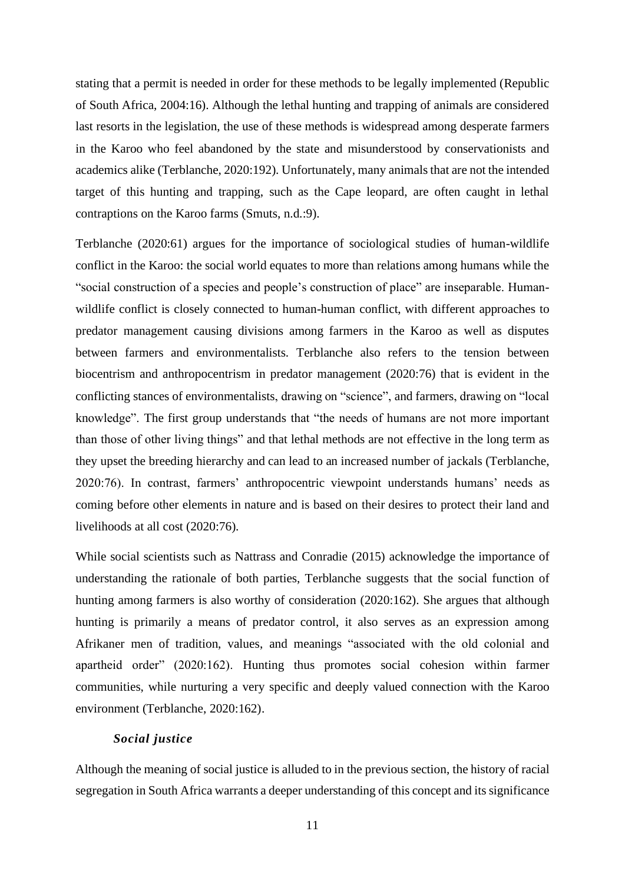stating that a permit is needed in order for these methods to be legally implemented (Republic of South Africa, 2004:16). Although the lethal hunting and trapping of animals are considered last resorts in the legislation, the use of these methods is widespread among desperate farmers in the Karoo who feel abandoned by the state and misunderstood by conservationists and academics alike (Terblanche, 2020:192). Unfortunately, many animals that are not the intended target of this hunting and trapping, such as the Cape leopard, are often caught in lethal contraptions on the Karoo farms (Smuts, n.d.:9).

Terblanche (2020:61) argues for the importance of sociological studies of human-wildlife conflict in the Karoo: the social world equates to more than relations among humans while the "social construction of a species and people's construction of place" are inseparable. Human-wildlife conflict is closely connected to human-human conflict, with different approaches to predator management causing divisions among farmers in the Karoo as well as disputes between farmers and environmentalists. Terblanche also refers to the tension between biocentrism and anthropocentrism in predator management (2020:76) that is evident in the conflicting stances of environmentalists, drawing on "science", and farmers, drawing on "local knowledge". The first group understands that "the needs of humans are not more important than those of other living things" and that lethal methods are not effective in the long term as they upset the breeding hierarchy and can lead to an increased number of jackals (Terblanche, 2020:76). In contrast, farmers' anthropocentric viewpoint understands humans' needs as coming before other elements in nature and is based on their desires to protect their land and livelihoods at all cost (2020:76).

While social scientists such as Nattrass and Conradie (2015) acknowledge the importance of understanding the rationale of both parties, Terblanche suggests that the social function of hunting among farmers is also worthy of consideration (2020:162). She argues that although hunting is primarily a means of predator control, it also serves as an expression among Afrikaner men of tradition, values, and meanings "associated with the old colonial and apartheid order" (2020:162). Hunting thus promotes social cohesion within farmer communities, while nurturing a very specific and deeply valued connection with the Karoo environment (Terblanche, 2020:162).

#### *Social justice*

Although the meaning of social justice is alluded to in the previous section, the history of racial segregation in South Africa warrants a deeper understanding of this concept and its significance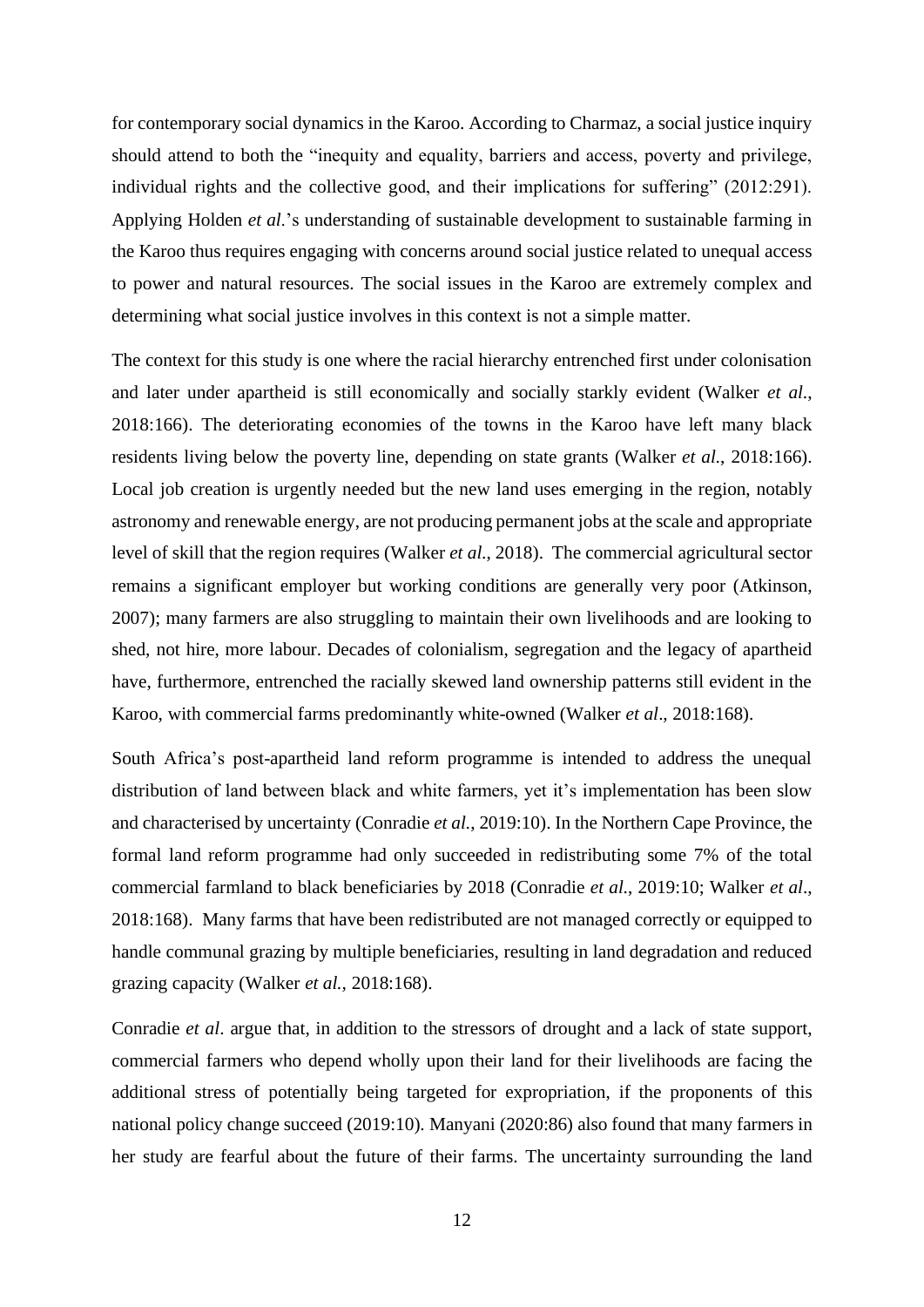for contemporary social dynamics in the Karoo. According to Charmaz, a social justice inquiry should attend to both the "inequity and equality, barriers and access, poverty and privilege, individual rights and the collective good, and their implications for suffering" (2012:291). Applying Holden *et al*.'s understanding of sustainable development to sustainable farming in the Karoo thus requires engaging with concerns around social justice related to unequal access to power and natural resources. The social issues in the Karoo are extremely complex and determining what social justice involves in this context is not a simple matter.

The context for this study is one where the racial hierarchy entrenched first under colonisation and later under apartheid is still economically and socially starkly evident (Walker *et al*., 2018:166). The deteriorating economies of the towns in the Karoo have left many black residents living below the poverty line, depending on state grants (Walker *et al*., 2018:166). Local job creation is urgently needed but the new land uses emerging in the region, notably astronomy and renewable energy, are not producing permanent jobs at the scale and appropriate level of skill that the region requires (Walker *et al.*, 2018). The commercial agricultural sector remains a significant employer but working conditions are generally very poor (Atkinson, 2007); many farmers are also struggling to maintain their own livelihoods and are looking to shed, not hire, more labour. Decades of colonialism, segregation and the legacy of apartheid have, furthermore, entrenched the racially skewed land ownership patterns still evident in the Karoo, with commercial farms predominantly white-owned (Walker *et al*., 2018:168).

South Africa's post-apartheid land reform programme is intended to address the unequal distribution of land between black and white farmers, yet it's implementation has been slow and characterised by uncertainty (Conradie *et al.*, 2019:10). In the Northern Cape Province, the formal land reform programme had only succeeded in redistributing some 7% of the total commercial farmland to black beneficiaries by 2018 (Conradie *et al.*, 2019:10; Walker *et al*., 2018:168). Many farms that have been redistributed are not managed correctly or equipped to handle communal grazing by multiple beneficiaries, resulting in land degradation and reduced grazing capacity (Walker *et al.,* 2018:168).

Conradie *et al*. argue that, in addition to the stressors of drought and a lack of state support, commercial farmers who depend wholly upon their land for their livelihoods are facing the additional stress of potentially being targeted for expropriation, if the proponents of this national policy change succeed (2019:10). Manyani (2020:86) also found that many farmers in her study are fearful about the future of their farms. The uncertainty surrounding the land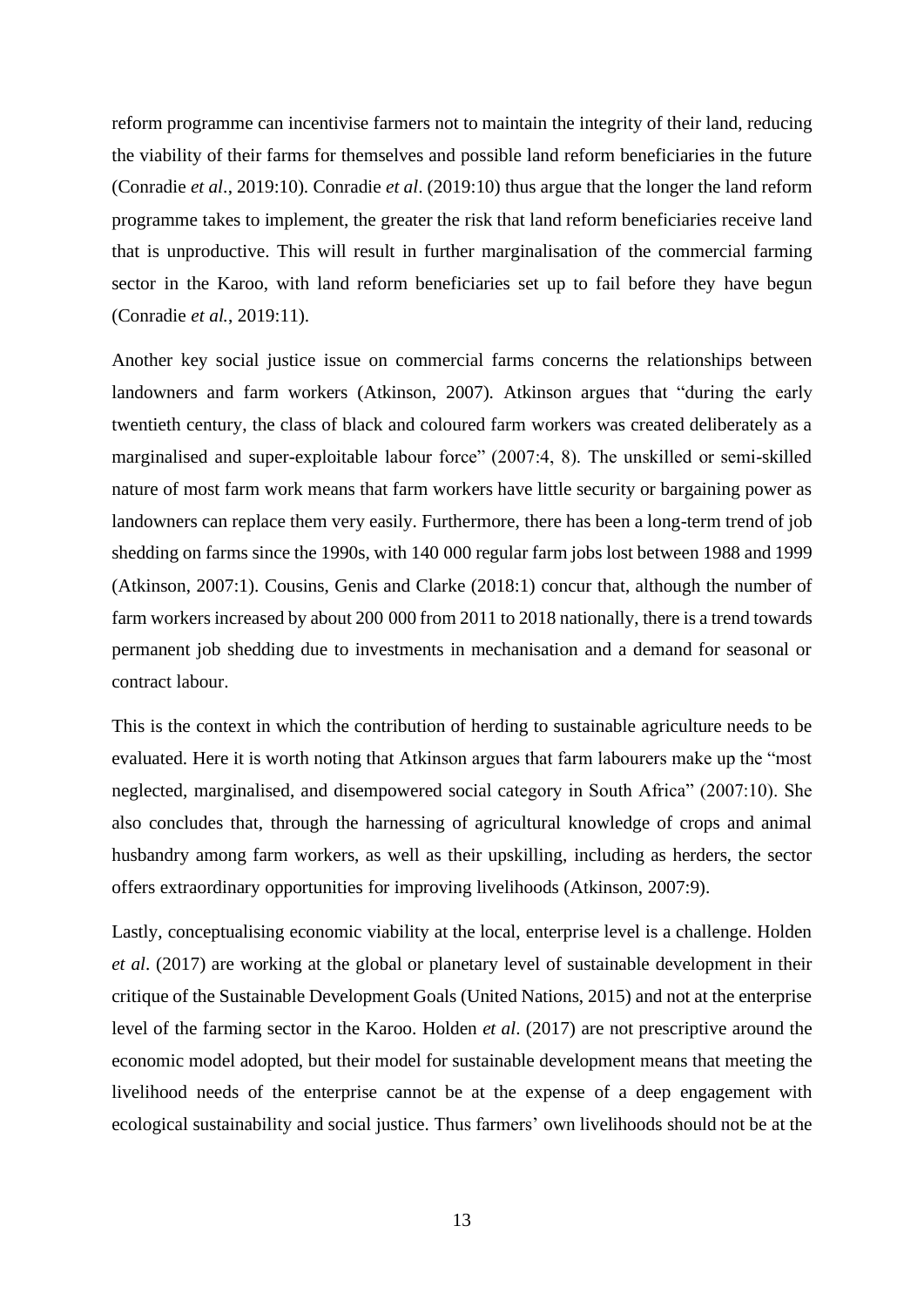reform programme can incentivise farmers not to maintain the integrity of their land, reducing the viability of their farms for themselves and possible land reform beneficiaries in the future (Conradie *et al*., 2019:10). Conradie *et al*. (2019:10) thus argue that the longer the land reform programme takes to implement, the greater the risk that land reform beneficiaries receive land that is unproductive. This will result in further marginalisation of the commercial farming sector in the Karoo, with land reform beneficiaries set up to fail before they have begun (Conradie *et al.*, 2019:11).

Another key social justice issue on commercial farms concerns the relationships between landowners and farm workers (Atkinson, 2007). Atkinson argues that "during the early twentieth century, the class of black and coloured farm workers was created deliberately as a marginalised and super-exploitable labour force" (2007:4, 8). The unskilled or semi-skilled nature of most farm work means that farm workers have little security or bargaining power as landowners can replace them very easily. Furthermore, there has been a long-term trend of job shedding on farms since the 1990s, with 140 000 regular farm jobs lost between 1988 and 1999 (Atkinson, 2007:1). Cousins, Genis and Clarke (2018:1) concur that, although the number of farm workers increased by about 200 000 from 2011 to 2018 nationally, there is a trend towards permanent job shedding due to investments in mechanisation and a demand for seasonal or contract labour.

This is the context in which the contribution of herding to sustainable agriculture needs to be evaluated. Here it is worth noting that Atkinson argues that farm labourers make up the "most neglected, marginalised, and disempowered social category in South Africa" (2007:10). She also concludes that, through the harnessing of agricultural knowledge of crops and animal husbandry among farm workers, as well as their upskilling, including as herders, the sector offers extraordinary opportunities for improving livelihoods (Atkinson, 2007:9).

Lastly, conceptualising economic viability at the local, enterprise level is a challenge. Holden *et al*. (2017) are working at the global or planetary level of sustainable development in their critique of the Sustainable Development Goals (United Nations, 2015) and not at the enterprise level of the farming sector in the Karoo. Holden *et al*. (2017) are not prescriptive around the economic model adopted, but their model for sustainable development means that meeting the livelihood needs of the enterprise cannot be at the expense of a deep engagement with ecological sustainability and social justice. Thus farmers' own livelihoods should not be at the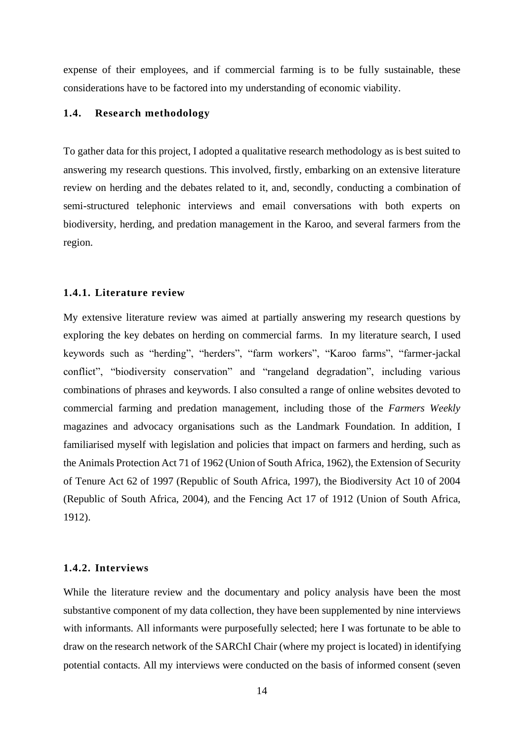expense of their employees, and if commercial farming is to be fully sustainable, these considerations have to be factored into my understanding of economic viability.

## 1.4. Research methodology

To gather data for this project, I adopted a qualitative research methodology as is best suited to answering my research questions. This involved, firstly, embarking on an extensive literature review on herding and the debates related to it, and, secondly, conducting a combination of semi-structured telephonic interviews and email conversations with both experts on biodiversity, herding, and predation management in the Karoo, and several farmers from the region.

### 1.4.1. Literature review

My extensive literature review was aimed at partially answering my research questions by exploring the key debates on herding on commercial farms. In my literature search, I used keywords such as "herding", "herders", "farm workers", "Karoo farms", "farmer-jackal conflict", "biodiversity conservation" and "rangeland degradation", including various combinations of phrases and keywords. I also consulted a range of online websites devoted to commercial farming and predation management, including those of the *Farmers Weekly* magazines and advocacy organisations such as the Landmark Foundation. In addition, I familiarised myself with legislation and policies that impact on farmers and herding, such as the Animals Protection Act 71 of 1962 (Union of South Africa, 1962), the Extension of Security of Tenure Act 62 of 1997 (Republic of South Africa, 1997), the Biodiversity Act 10 of 2004 (Republic of South Africa, 2004), and the Fencing Act 17 of 1912 (Union of South Africa, 1912).

### 1.4.2. Interviews

While the literature review and the documentary and policy analysis have been the most substantive component of my data collection, they have been supplemented by nine interviews with informants. All informants were purposefully selected; here I was fortunate to be able to draw on the research network of the SARChI Chair (where my project is located) in identifying potential contacts. All my interviews were conducted on the basis of informed consent (seven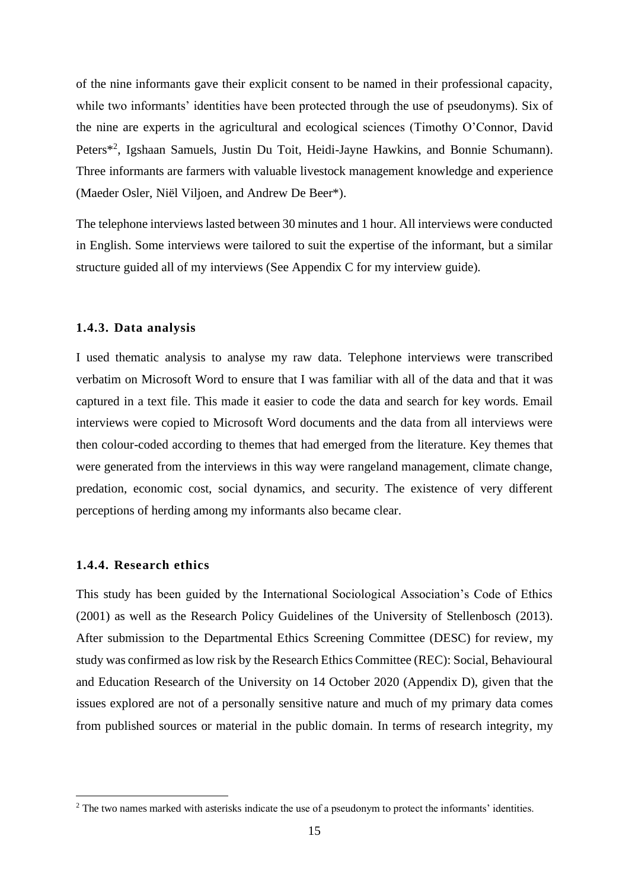of the nine informants gave their explicit consent to be named in their professional capacity, while two informants' identities have been protected through the use of pseudonyms). Six of the nine are experts in the agricultural and ecological sciences (Timothy O'Connor, David Peters*[2], Igshaan Samuels, Justin Du Toit, Heidi-Jayne Hawkins, and Bonnie Schumann). Three informants are farmers with valuable livestock management knowledge and experience (Maeder Osler, Niël Viljoen, and Andrew De Beer*).

The telephone interviews lasted between 30 minutes and 1 hour. All interviews were conducted in English. Some interviews were tailored to suit the expertise of the informant, but a similar structure guided all of my interviews (See Appendix C for my interview guide).

### 1.4.3. Data analysis

I used thematic analysis to analyse my raw data. Telephone interviews were transcribed verbatim on Microsoft Word to ensure that I was familiar with all of the data and that it was captured in a text file. This made it easier to code the data and search for key words. Email interviews were copied to Microsoft Word documents and the data from all interviews were then colour-coded according to themes that had emerged from the literature. Key themes that were generated from the interviews in this way were rangeland management, climate change, predation, economic cost, social dynamics, and security. The existence of very different perceptions of herding among my informants also became clear.

### 1.4.4. Research ethics

This study has been guided by the International Sociological Association's Code of Ethics (2001) as well as the Research Policy Guidelines of the University of Stellenbosch (2013). After submission to the Departmental Ethics Screening Committee (DESC) for review, my study was confirmed as low risk by the Research Ethics Committee (REC): Social, Behavioural and Education Research of the University on 14 October 2020 (Appendix D), given that the issues explored are not of a personally sensitive nature and much of my primary data comes from published sources or material in the public domain. In terms of research integrity, my

[2] The two names marked with asterisks indicate the use of a pseudonym to protect the informants' identities.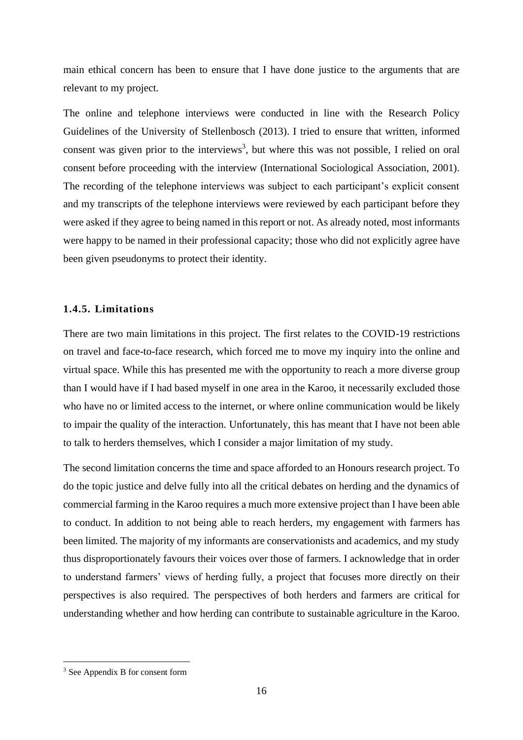main ethical concern has been to ensure that I have done justice to the arguments that are relevant to my project.

The online and telephone interviews were conducted in line with the Research Policy Guidelines of the University of Stellenbosch (2013). I tried to ensure that written, informed consent was given prior to the interviews[3], but where this was not possible, I relied on oral consent before proceeding with the interview (International Sociological Association, 2001). The recording of the telephone interviews was subject to each participant's explicit consent and my transcripts of the telephone interviews were reviewed by each participant before they were asked if they agree to being named in this report or not. As already noted, most informants were happy to be named in their professional capacity; those who did not explicitly agree have been given pseudonyms to protect their identity.

### 1.4.5. Limitations

There are two main limitations in this project. The first relates to the COVID-19 restrictions on travel and face-to-face research, which forced me to move my inquiry into the online and virtual space. While this has presented me with the opportunity to reach a more diverse group than I would have if I had based myself in one area in the Karoo, it necessarily excluded those who have no or limited access to the internet, or where online communication would be likely to impair the quality of the interaction. Unfortunately, this has meant that I have not been able to talk to herders themselves, which I consider a major limitation of my study.

The second limitation concerns the time and space afforded to an Honours research project. To do the topic justice and delve fully into all the critical debates on herding and the dynamics of commercial farming in the Karoo requires a much more extensive project than I have been able to conduct. In addition to not being able to reach herders, my engagement with farmers has been limited. The majority of my informants are conservationists and academics, and my study thus disproportionately favours their voices over those of farmers. I acknowledge that in order to understand farmers' views of herding fully, a project that focuses more directly on their perspectives is also required. The perspectives of both herders and farmers are critical for understanding whether and how herding can contribute to sustainable agriculture in the Karoo.

[3] See Appendix B for consent form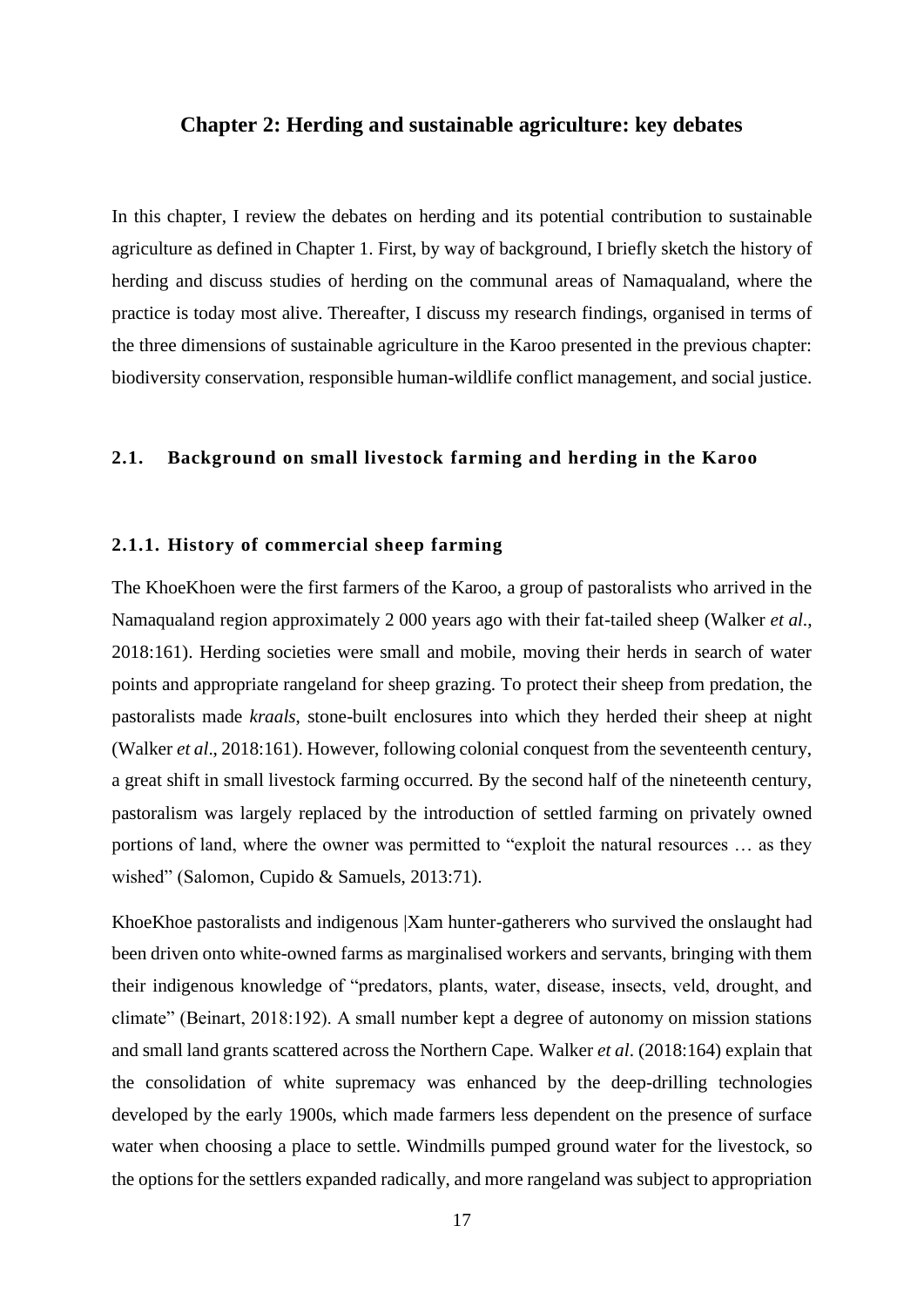# Chapter 2: Herding and sustainable agriculture: key debates

In this chapter, I review the debates on herding and its potential contribution to sustainable agriculture as defined in Chapter 1. First, by way of background, I briefly sketch the history of herding and discuss studies of herding on the communal areas of Namaqualand, where the practice is today most alive. Thereafter, I discuss my research findings, organised in terms of the three dimensions of sustainable agriculture in the Karoo presented in the previous chapter: biodiversity conservation, responsible human-wildlife conflict management, and social justice.

## 2.1. Background on small livestock farming and herding in the Karoo

### 2.1.1. History of commercial sheep farming

The KhoeKhoen were the first farmers of the Karoo, a group of pastoralists who arrived in the Namaqualand region approximately 2 000 years ago with their fat-tailed sheep (Walker *et al.*, 2018:161). Herding societies were small and mobile, moving their herds in search of water points and appropriate rangeland for sheep grazing. To protect their sheep from predation, the pastoralists made *kraals*, stone-built enclosures into which they herded their sheep at night (Walker *et al*., 2018:161). However, following colonial conquest from the seventeenth century, a great shift in small livestock farming occurred. By the second half of the nineteenth century, pastoralism was largely replaced by the introduction of settled farming on privately owned portions of land, where the owner was permitted to "exploit the natural resources … as they wished" (Salomon, Cupido & Samuels, 2013:71).

KhoeKhoe pastoralists and indigenous |Xam hunter-gatherers who survived the onslaught had been driven onto white-owned farms as marginalised workers and servants, bringing with them their indigenous knowledge of "predators, plants, water, disease, insects, veld, drought, and climate" (Beinart, 2018:192). A small number kept a degree of autonomy on mission stations and small land grants scattered across the Northern Cape. Walker *et al*. (2018:164) explain that the consolidation of white supremacy was enhanced by the deep-drilling technologies developed by the early 1900s, which made farmers less dependent on the presence of surface water when choosing a place to settle. Windmills pumped ground water for the livestock, so the options for the settlers expanded radically, and more rangeland was subject to appropriation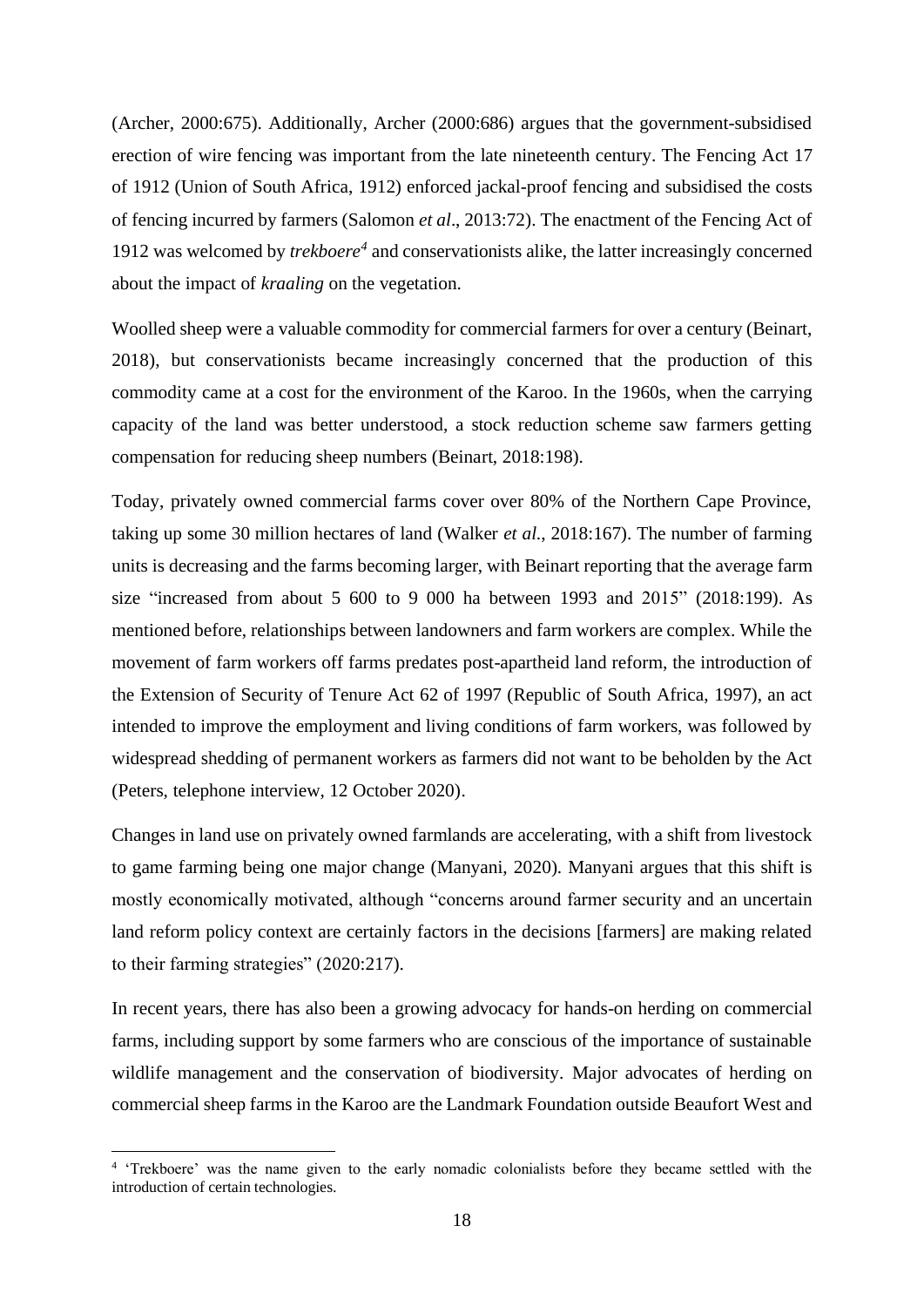(Archer, 2000:675). Additionally, Archer (2000:686) argues that the government-subsidised erection of wire fencing was important from the late nineteenth century. The Fencing Act 17 of 1912 (Union of South Africa, 1912) enforced jackal-proof fencing and subsidised the costs of fencing incurred by farmers (Salomon *et al*., 2013:72). The enactment of the Fencing Act of 1912 was welcomed by *trekboere*[4] and conservationists alike, the latter increasingly concerned about the impact of *kraaling* on the vegetation.

Woolled sheep were a valuable commodity for commercial farmers for over a century (Beinart, 2018), but conservationists became increasingly concerned that the production of this commodity came at a cost for the environment of the Karoo. In the 1960s, when the carrying capacity of the land was better understood, a stock reduction scheme saw farmers getting compensation for reducing sheep numbers (Beinart, 2018:198).

Today, privately owned commercial farms cover over 80% of the Northern Cape Province, taking up some 30 million hectares of land (Walker *et al*., 2018:167). The number of farming units is decreasing and the farms becoming larger, with Beinart reporting that the average farm size "increased from about 5 600 to 9 000 ha between 1993 and 2015" (2018:199). As mentioned before, relationships between landowners and farm workers are complex. While the movement of farm workers off farms predates post-apartheid land reform, the introduction of the Extension of Security of Tenure Act 62 of 1997 (Republic of South Africa, 1997), an act intended to improve the employment and living conditions of farm workers, was followed by widespread shedding of permanent workers as farmers did not want to be beholden by the Act (Peters, telephone interview, 12 October 2020).

Changes in land use on privately owned farmlands are accelerating, with a shift from livestock to game farming being one major change (Manyani, 2020). Manyani argues that this shift is mostly economically motivated, although "concerns around farmer security and an uncertain land reform policy context are certainly factors in the decisions [farmers] are making related to their farming strategies" (2020:217).

In recent years, there has also been a growing advocacy for hands-on herding on commercial farms, including support by some farmers who are conscious of the importance of sustainable wildlife management and the conservation of biodiversity. Major advocates of herding on commercial sheep farms in the Karoo are the Landmark Foundation outside Beaufort West and

[4] 'Trekboere' was the name given to the early nomadic colonialists before they became settled with the introduction of certain technologies.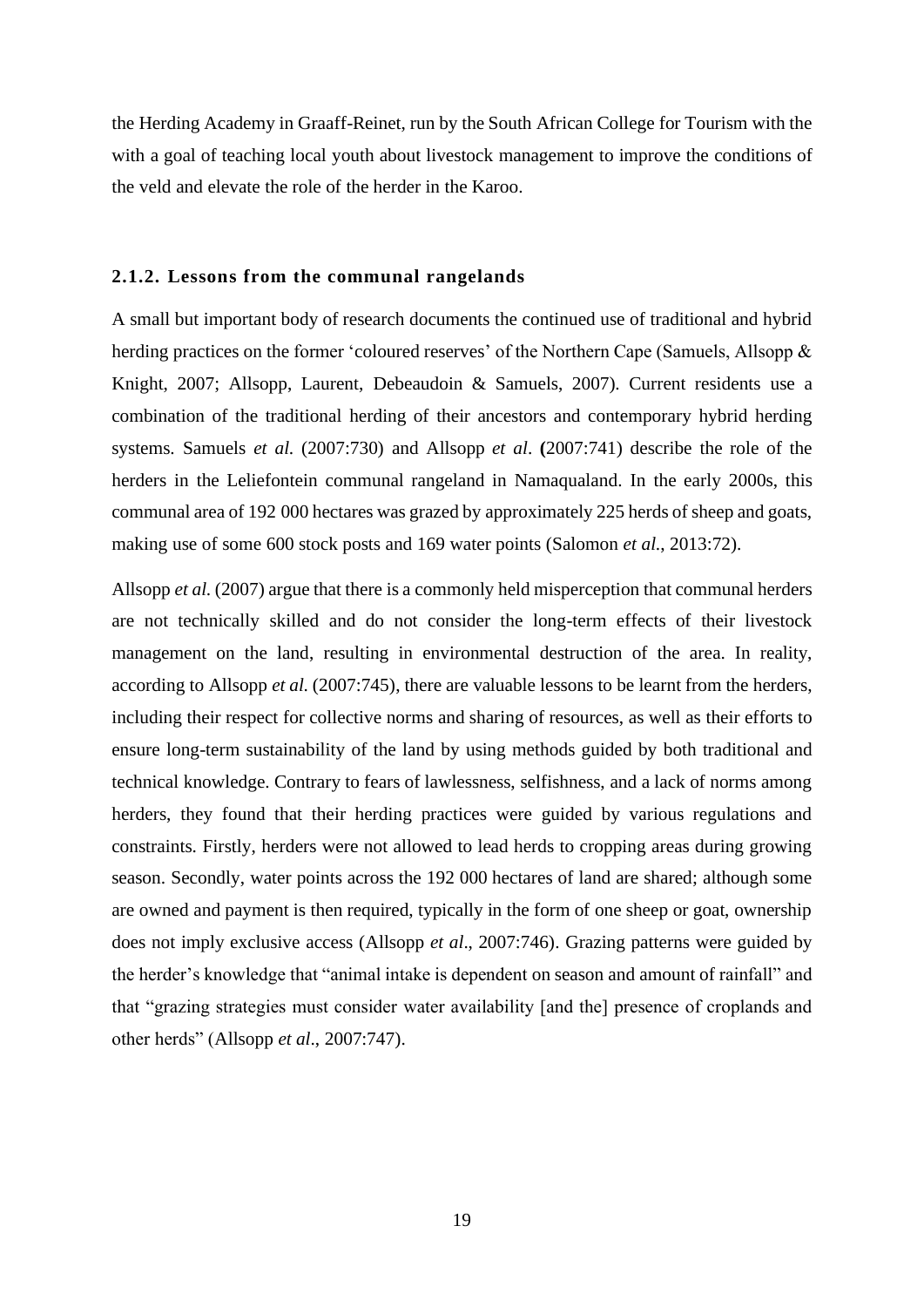the Herding Academy in Graaff-Reinet, run by the South African College for Tourism with the with a goal of teaching local youth about livestock management to improve the conditions of the veld and elevate the role of the herder in the Karoo.

### 2.1.2. Lessons from the communal rangelands

A small but important body of research documents the continued use of traditional and hybrid herding practices on the former 'coloured reserves' of the Northern Cape (Samuels, Allsopp & Knight, 2007; Allsopp, Laurent, Debeaudoin & Samuels, 2007). Current residents use a combination of the traditional herding of their ancestors and contemporary hybrid herding systems. Samuels *et al.* (2007:730) and Allsopp *et al*. **(**2007:741) describe the role of the herders in the Leliefontein communal rangeland in Namaqualand. In the early 2000s, this communal area of 192 000 hectares was grazed by approximately 225 herds of sheep and goats, making use of some 600 stock posts and 169 water points (Salomon *et al.*, 2013:72).

Allsopp *et al.* (2007) argue that there is a commonly held misperception that communal herders are not technically skilled and do not consider the long-term effects of their livestock management on the land, resulting in environmental destruction of the area. In reality, according to Allsopp *et al.* (2007:745), there are valuable lessons to be learnt from the herders, including their respect for collective norms and sharing of resources, as well as their efforts to ensure long-term sustainability of the land by using methods guided by both traditional and technical knowledge. Contrary to fears of lawlessness, selfishness, and a lack of norms among herders, they found that their herding practices were guided by various regulations and constraints. Firstly, herders were not allowed to lead herds to cropping areas during growing season. Secondly, water points across the 192 000 hectares of land are shared; although some are owned and payment is then required, typically in the form of one sheep or goat, ownership does not imply exclusive access (Allsopp *et al*., 2007:746). Grazing patterns were guided by the herder's knowledge that "animal intake is dependent on season and amount of rainfall" and that "grazing strategies must consider water availability [and the] presence of croplands and other herds" (Allsopp *et al*., 2007:747).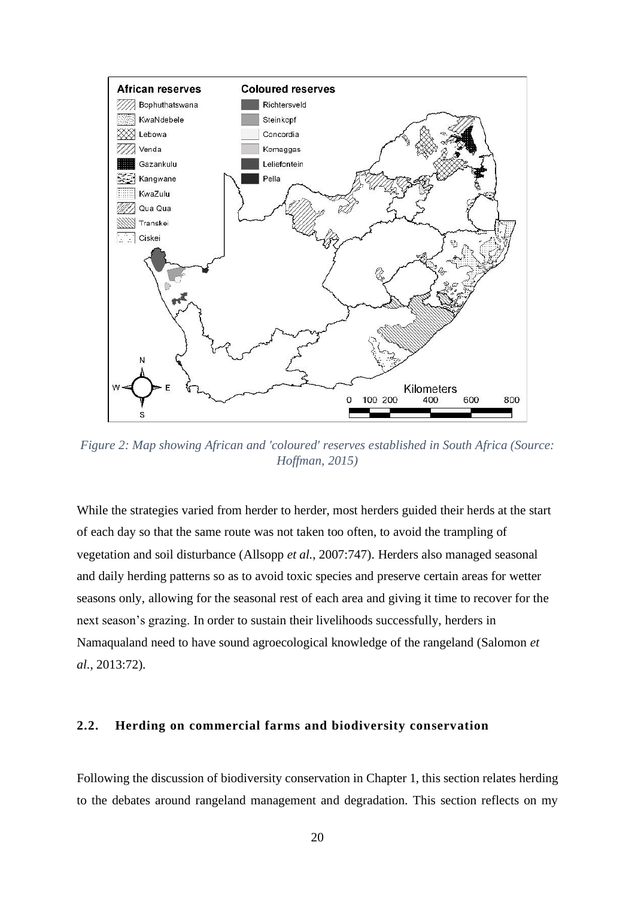*Figure 2: Map showing African and 'coloured' reserves established in South Africa (Source: Hoffman, 2015)*

While the strategies varied from herder to herder, most herders guided their herds at the start of each day so that the same route was not taken too often, to avoid the trampling of vegetation and soil disturbance (Allsopp *et al.*, 2007:747). Herders also managed seasonal and daily herding patterns so as to avoid toxic species and preserve certain areas for wetter seasons only, allowing for the seasonal rest of each area and giving it time to recover for the next season's grazing. In order to sustain their livelihoods successfully, herders in Namaqualand need to have sound agroecological knowledge of the rangeland (Salomon *et al.*, 2013:72).

## 2.2. Herding on commercial farms and biodiversity conservation

Following the discussion of biodiversity conservation in Chapter 1, this section relates herding to the debates around rangeland management and degradation. This section reflects on my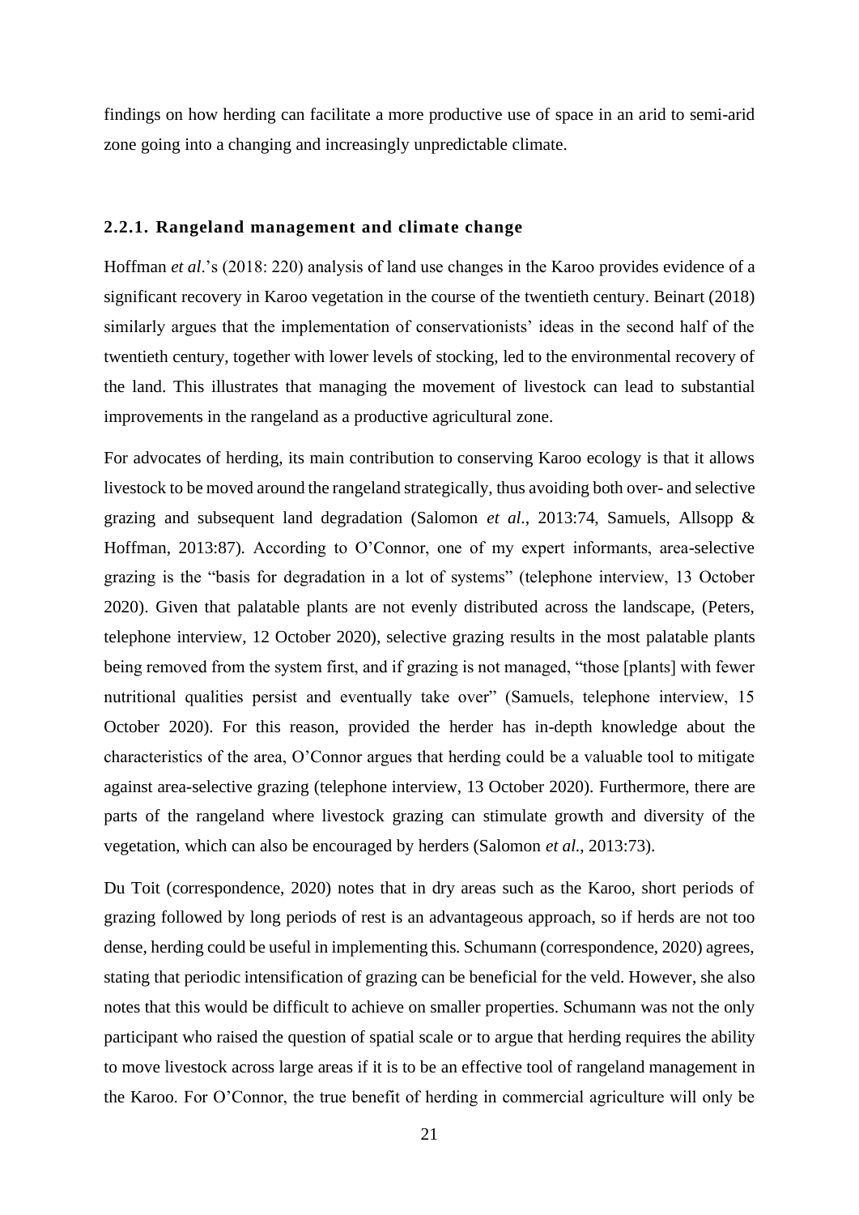findings on how herding can facilitate a more productive use of space in an arid to semi-arid zone going into a changing and increasingly unpredictable climate.

### 2.2.1. Rangeland management and climate change

Hoffman *et al*.'s (2018: 220) analysis of land use changes in the Karoo provides evidence of a significant recovery in Karoo vegetation in the course of the twentieth century. Beinart (2018) similarly argues that the implementation of conservationists' ideas in the second half of the twentieth century, together with lower levels of stocking, led to the environmental recovery of the land. This illustrates that managing the movement of livestock can lead to substantial improvements in the rangeland as a productive agricultural zone.

For advocates of herding, its main contribution to conserving Karoo ecology is that it allows livestock to be moved around the rangeland strategically, thus avoiding both over- and selective grazing and subsequent land degradation (Salomon *et al*., 2013:74, Samuels, Allsopp & Hoffman, 2013:87). According to O'Connor, one of my expert informants, area-selective grazing is the "basis for degradation in a lot of systems" (telephone interview, 13 October 2020). Given that palatable plants are not evenly distributed across the landscape, (Peters, telephone interview, 12 October 2020), selective grazing results in the most palatable plants being removed from the system first, and if grazing is not managed, "those [plants] with fewer nutritional qualities persist and eventually take over" (Samuels, telephone interview, 15 October 2020). For this reason, provided the herder has in-depth knowledge about the characteristics of the area, O'Connor argues that herding could be a valuable tool to mitigate against area-selective grazing (telephone interview, 13 October 2020). Furthermore, there are parts of the rangeland where livestock grazing can stimulate growth and diversity of the vegetation, which can also be encouraged by herders (Salomon *et al*., 2013:73).

Du Toit (correspondence, 2020) notes that in dry areas such as the Karoo, short periods of grazing followed by long periods of rest is an advantageous approach, so if herds are not too dense, herding could be useful in implementing this. Schumann (correspondence, 2020) agrees, stating that periodic intensification of grazing can be beneficial for the veld. However, she also notes that this would be difficult to achieve on smaller properties. Schumann was not the only participant who raised the question of spatial scale or to argue that herding requires the ability to move livestock across large areas if it is to be an effective tool of rangeland management in the Karoo. For O'Connor, the true benefit of herding in commercial agriculture will only be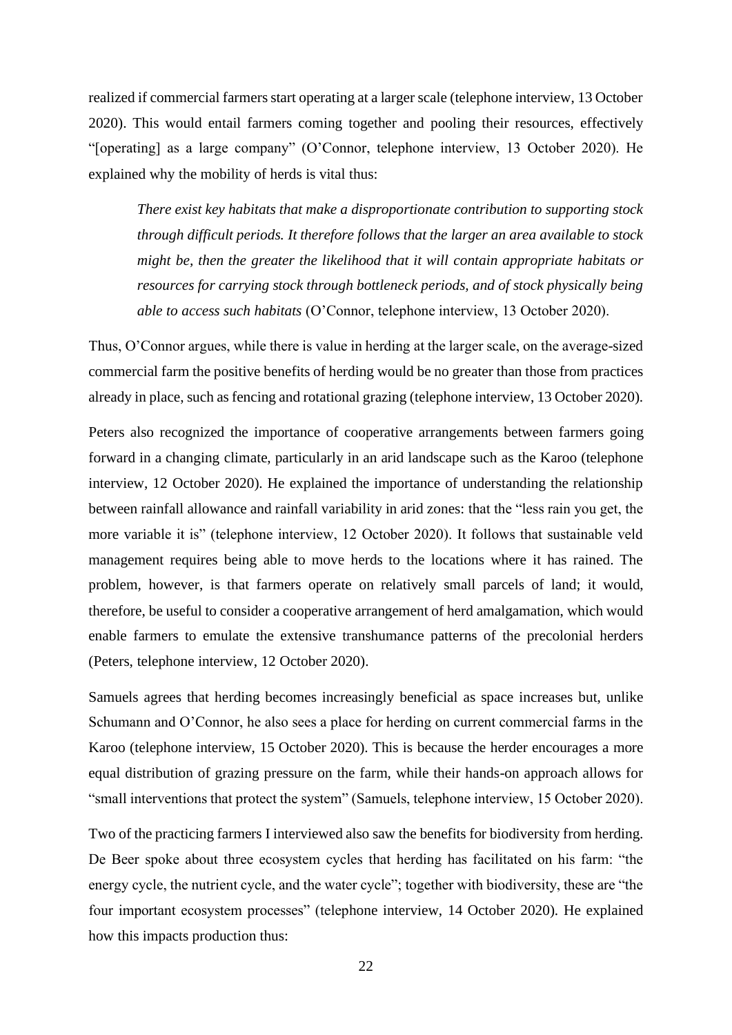realized if commercial farmers start operating at a larger scale (telephone interview, 13 October 2020). This would entail farmers coming together and pooling their resources, effectively "[operating] as a large company" (O'Connor, telephone interview, 13 October 2020). He explained why the mobility of herds is vital thus:

> *There exist key habitats that make a disproportionate contribution to supporting stock through difficult periods. It therefore follows that the larger an area available to stock might be, then the greater the likelihood that it will contain appropriate habitats or resources for carrying stock through bottleneck periods, and of stock physically being able to access such habitats* (O'Connor, telephone interview, 13 October 2020).

Thus, O'Connor argues, while there is value in herding at the larger scale, on the average-sized commercial farm the positive benefits of herding would be no greater than those from practices already in place, such as fencing and rotational grazing (telephone interview, 13 October 2020).

Peters also recognized the importance of cooperative arrangements between farmers going forward in a changing climate, particularly in an arid landscape such as the Karoo (telephone interview, 12 October 2020). He explained the importance of understanding the relationship between rainfall allowance and rainfall variability in arid zones: that the "less rain you get, the more variable it is" (telephone interview, 12 October 2020). It follows that sustainable veld management requires being able to move herds to the locations where it has rained. The problem, however, is that farmers operate on relatively small parcels of land; it would, therefore, be useful to consider a cooperative arrangement of herd amalgamation, which would enable farmers to emulate the extensive transhumance patterns of the precolonial herders (Peters, telephone interview, 12 October 2020).

Samuels agrees that herding becomes increasingly beneficial as space increases but, unlike Schumann and O'Connor, he also sees a place for herding on current commercial farms in the Karoo (telephone interview, 15 October 2020). This is because the herder encourages a more equal distribution of grazing pressure on the farm, while their hands-on approach allows for "small interventions that protect the system" (Samuels, telephone interview, 15 October 2020).

Two of the practicing farmers I interviewed also saw the benefits for biodiversity from herding. De Beer spoke about three ecosystem cycles that herding has facilitated on his farm: "the energy cycle, the nutrient cycle, and the water cycle"; together with biodiversity, these are "the four important ecosystem processes" (telephone interview, 14 October 2020). He explained how this impacts production thus: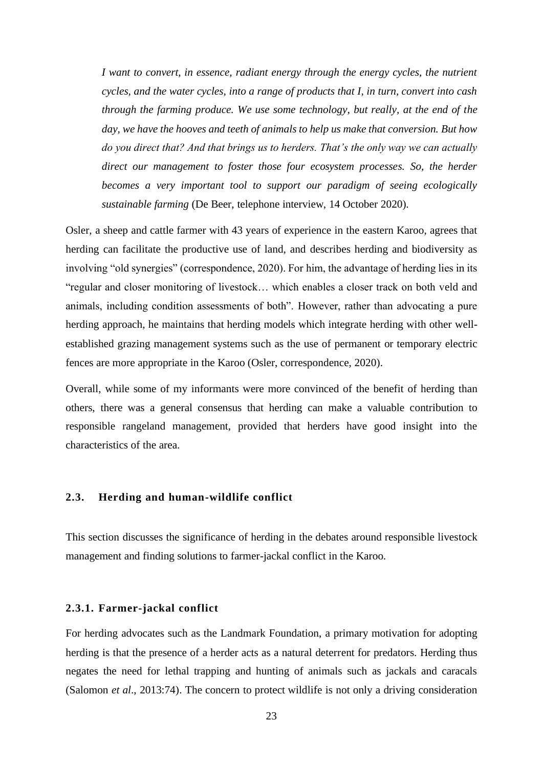*I want to convert, in essence, radiant energy through the energy cycles, the nutrient cycles, and the water cycles, into a range of products that I, in turn, convert into cash through the farming produce. We use some technology, but really, at the end of the day, we have the hooves and teeth of animals to help us make that conversion. But how do you direct that? And that brings us to herders. That's the only way we can actually direct our management to foster those four ecosystem processes. So, the herder becomes a very important tool to support our paradigm of seeing ecologically sustainable farming* (De Beer, telephone interview, 14 October 2020).

Osler, a sheep and cattle farmer with 43 years of experience in the eastern Karoo, agrees that herding can facilitate the productive use of land, and describes herding and biodiversity as involving "old synergies" (correspondence, 2020). For him, the advantage of herding lies in its "regular and closer monitoring of livestock… which enables a closer track on both veld and animals, including condition assessments of both". However, rather than advocating a pure herding approach, he maintains that herding models which integrate herding with other well-established grazing management systems such as the use of permanent or temporary electric fences are more appropriate in the Karoo (Osler, correspondence, 2020).

Overall, while some of my informants were more convinced of the benefit of herding than others, there was a general consensus that herding can make a valuable contribution to responsible rangeland management, provided that herders have good insight into the characteristics of the area.

## 2.3. Herding and human-wildlife conflict

This section discusses the significance of herding in the debates around responsible livestock management and finding solutions to farmer-jackal conflict in the Karoo.

### 2.3.1. Farmer-jackal conflict

For herding advocates such as the Landmark Foundation, a primary motivation for adopting herding is that the presence of a herder acts as a natural deterrent for predators. Herding thus negates the need for lethal trapping and hunting of animals such as jackals and caracals (Salomon *et al*., 2013:74). The concern to protect wildlife is not only a driving consideration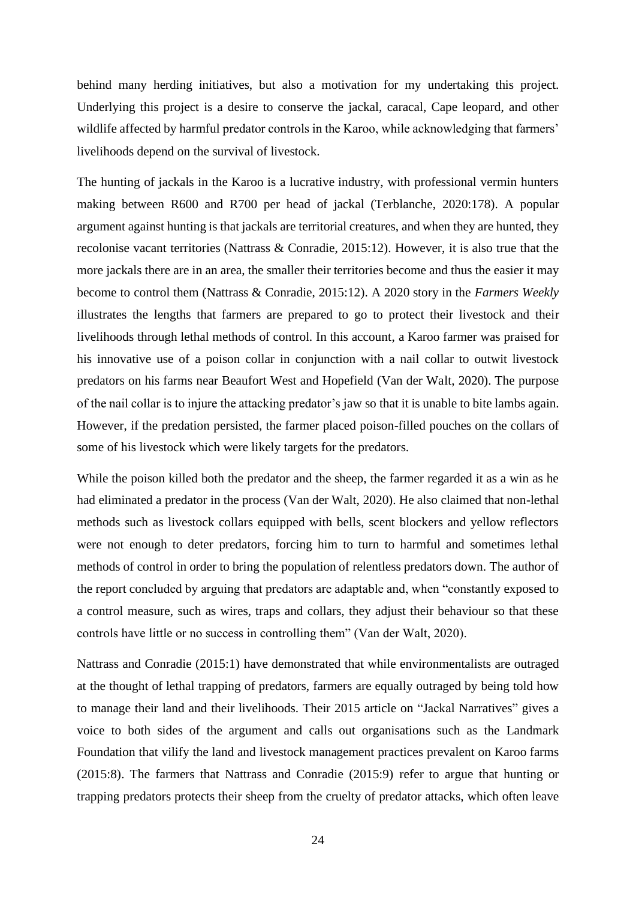behind many herding initiatives, but also a motivation for my undertaking this project. Underlying this project is a desire to conserve the jackal, caracal, Cape leopard, and other wildlife affected by harmful predator controls in the Karoo, while acknowledging that farmers' livelihoods depend on the survival of livestock.

The hunting of jackals in the Karoo is a lucrative industry, with professional vermin hunters making between R600 and R700 per head of jackal (Terblanche, 2020:178). A popular argument against hunting is that jackals are territorial creatures, and when they are hunted, they recolonise vacant territories (Nattrass & Conradie, 2015:12). However, it is also true that the more jackals there are in an area, the smaller their territories become and thus the easier it may become to control them (Nattrass & Conradie, 2015:12). A 2020 story in the *Farmers Weekly* illustrates the lengths that farmers are prepared to go to protect their livestock and their livelihoods through lethal methods of control. In this account, a Karoo farmer was praised for his innovative use of a poison collar in conjunction with a nail collar to outwit livestock predators on his farms near Beaufort West and Hopefield (Van der Walt, 2020). The purpose of the nail collar is to injure the attacking predator's jaw so that it is unable to bite lambs again. However, if the predation persisted, the farmer placed poison-filled pouches on the collars of some of his livestock which were likely targets for the predators.

While the poison killed both the predator and the sheep, the farmer regarded it as a win as he had eliminated a predator in the process (Van der Walt, 2020). He also claimed that non-lethal methods such as livestock collars equipped with bells, scent blockers and yellow reflectors were not enough to deter predators, forcing him to turn to harmful and sometimes lethal methods of control in order to bring the population of relentless predators down. The author of the report concluded by arguing that predators are adaptable and, when "constantly exposed to a control measure, such as wires, traps and collars, they adjust their behaviour so that these controls have little or no success in controlling them" (Van der Walt, 2020).

Nattrass and Conradie (2015:1) have demonstrated that while environmentalists are outraged at the thought of lethal trapping of predators, farmers are equally outraged by being told how to manage their land and their livelihoods. Their 2015 article on "Jackal Narratives" gives a voice to both sides of the argument and calls out organisations such as the Landmark Foundation that vilify the land and livestock management practices prevalent on Karoo farms (2015:8). The farmers that Nattrass and Conradie (2015:9) refer to argue that hunting or trapping predators protects their sheep from the cruelty of predator attacks, which often leave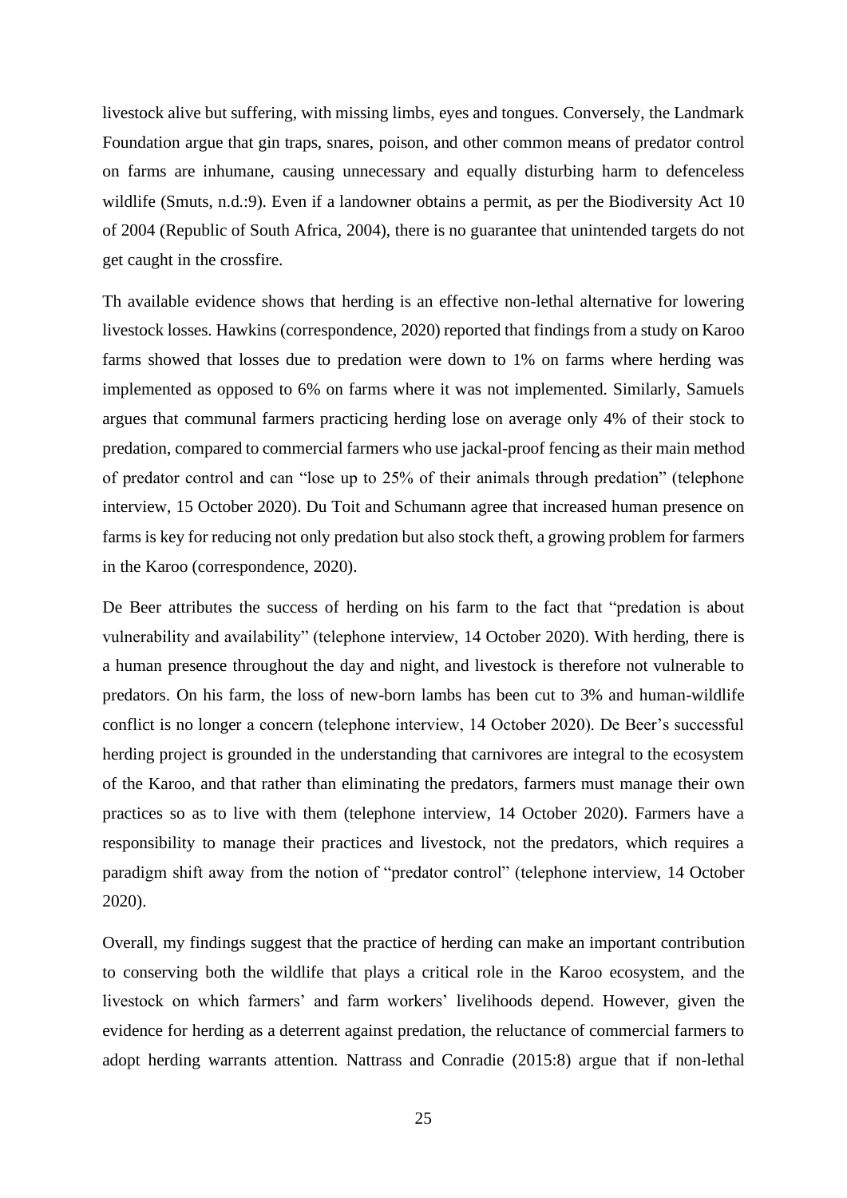livestock alive but suffering, with missing limbs, eyes and tongues. Conversely, the Landmark Foundation argue that gin traps, snares, poison, and other common means of predator control on farms are inhumane, causing unnecessary and equally disturbing harm to defenceless wildlife (Smuts, n.d.:9). Even if a landowner obtains a permit, as per the Biodiversity Act 10 of 2004 (Republic of South Africa, 2004), there is no guarantee that unintended targets do not get caught in the crossfire.

Th available evidence shows that herding is an effective non-lethal alternative for lowering livestock losses. Hawkins (correspondence, 2020) reported that findings from a study on Karoo farms showed that losses due to predation were down to 1% on farms where herding was implemented as opposed to 6% on farms where it was not implemented. Similarly, Samuels argues that communal farmers practicing herding lose on average only 4% of their stock to predation, compared to commercial farmers who use jackal-proof fencing as their main method of predator control and can "lose up to 25% of their animals through predation" (telephone interview, 15 October 2020). Du Toit and Schumann agree that increased human presence on farms is key for reducing not only predation but also stock theft, a growing problem for farmers in the Karoo (correspondence, 2020).

De Beer attributes the success of herding on his farm to the fact that "predation is about vulnerability and availability" (telephone interview, 14 October 2020). With herding, there is a human presence throughout the day and night, and livestock is therefore not vulnerable to predators. On his farm, the loss of new-born lambs has been cut to 3% and human-wildlife conflict is no longer a concern (telephone interview, 14 October 2020). De Beer's successful herding project is grounded in the understanding that carnivores are integral to the ecosystem of the Karoo, and that rather than eliminating the predators, farmers must manage their own practices so as to live with them (telephone interview, 14 October 2020). Farmers have a responsibility to manage their practices and livestock, not the predators, which requires a paradigm shift away from the notion of "predator control" (telephone interview, 14 October 2020).

Overall, my findings suggest that the practice of herding can make an important contribution to conserving both the wildlife that plays a critical role in the Karoo ecosystem, and the livestock on which farmers' and farm workers' livelihoods depend. However, given the evidence for herding as a deterrent against predation, the reluctance of commercial farmers to adopt herding warrants attention. Nattrass and Conradie (2015:8) argue that if non-lethal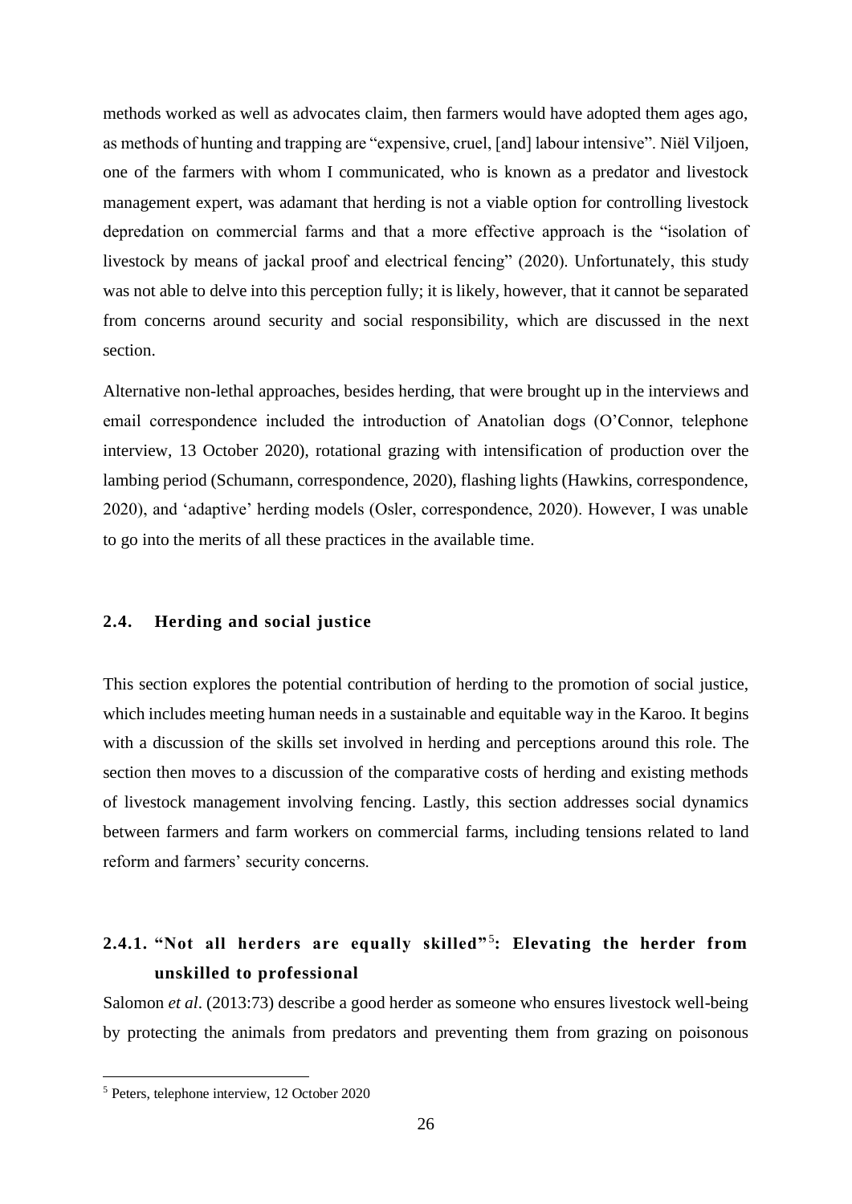methods worked as well as advocates claim, then farmers would have adopted them ages ago, as methods of hunting and trapping are "expensive, cruel, [and] labour intensive". Niël Viljoen, one of the farmers with whom I communicated, who is known as a predator and livestock management expert, was adamant that herding is not a viable option for controlling livestock depredation on commercial farms and that a more effective approach is the "isolation of livestock by means of jackal proof and electrical fencing" (2020). Unfortunately, this study was not able to delve into this perception fully; it is likely, however, that it cannot be separated from concerns around security and social responsibility, which are discussed in the next section.

Alternative non-lethal approaches, besides herding, that were brought up in the interviews and email correspondence included the introduction of Anatolian dogs (O'Connor, telephone interview, 13 October 2020), rotational grazing with intensification of production over the lambing period (Schumann, correspondence, 2020), flashing lights (Hawkins, correspondence, 2020), and 'adaptive' herding models (Osler, correspondence, 2020). However, I was unable to go into the merits of all these practices in the available time.

## 2.4. Herding and social justice

This section explores the potential contribution of herding to the promotion of social justice, which includes meeting human needs in a sustainable and equitable way in the Karoo. It begins with a discussion of the skills set involved in herding and perceptions around this role. The section then moves to a discussion of the comparative costs of herding and existing methods of livestock management involving fencing. Lastly, this section addresses social dynamics between farmers and farm workers on commercial farms, including tensions related to land reform and farmers' security concerns.

### 2.4.1. "Not all herders are equally skilled"[5]: Elevating the herder from unskilled to professional

Salomon *et al*. (2013:73) describe a good herder as someone who ensures livestock well-being by protecting the animals from predators and preventing them from grazing on poisonous

[5] Peters, telephone interview, 12 October 2020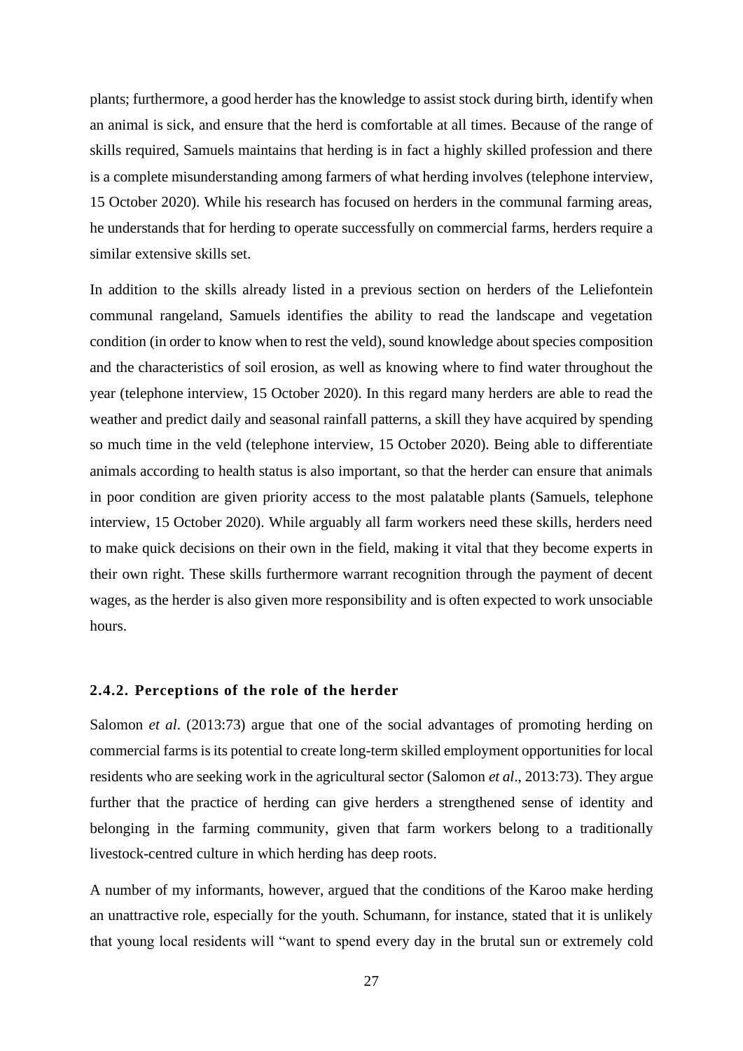plants; furthermore, a good herder has the knowledge to assist stock during birth, identify when an animal is sick, and ensure that the herd is comfortable at all times. Because of the range of skills required, Samuels maintains that herding is in fact a highly skilled profession and there is a complete misunderstanding among farmers of what herding involves (telephone interview, 15 October 2020). While his research has focused on herders in the communal farming areas, he understands that for herding to operate successfully on commercial farms, herders require a similar extensive skills set.

In addition to the skills already listed in a previous section on herders of the Leliefontein communal rangeland, Samuels identifies the ability to read the landscape and vegetation condition (in order to know when to rest the veld), sound knowledge about species composition and the characteristics of soil erosion, as well as knowing where to find water throughout the year (telephone interview, 15 October 2020). In this regard many herders are able to read the weather and predict daily and seasonal rainfall patterns, a skill they have acquired by spending so much time in the veld (telephone interview, 15 October 2020). Being able to differentiate animals according to health status is also important, so that the herder can ensure that animals in poor condition are given priority access to the most palatable plants (Samuels, telephone interview, 15 October 2020). While arguably all farm workers need these skills, herders need to make quick decisions on their own in the field, making it vital that they become experts in their own right. These skills furthermore warrant recognition through the payment of decent wages, as the herder is also given more responsibility and is often expected to work unsociable hours.

### 2.4.2. Perceptions of the role of the herder

Salomon *et al*. (2013:73) argue that one of the social advantages of promoting herding on commercial farms is its potential to create long-term skilled employment opportunities for local residents who are seeking work in the agricultural sector (Salomon *et al*., 2013:73). They argue further that the practice of herding can give herders a strengthened sense of identity and belonging in the farming community, given that farm workers belong to a traditionally livestock-centred culture in which herding has deep roots.

A number of my informants, however, argued that the conditions of the Karoo make herding an unattractive role, especially for the youth. Schumann, for instance, stated that it is unlikely that young local residents will "want to spend every day in the brutal sun or extremely cold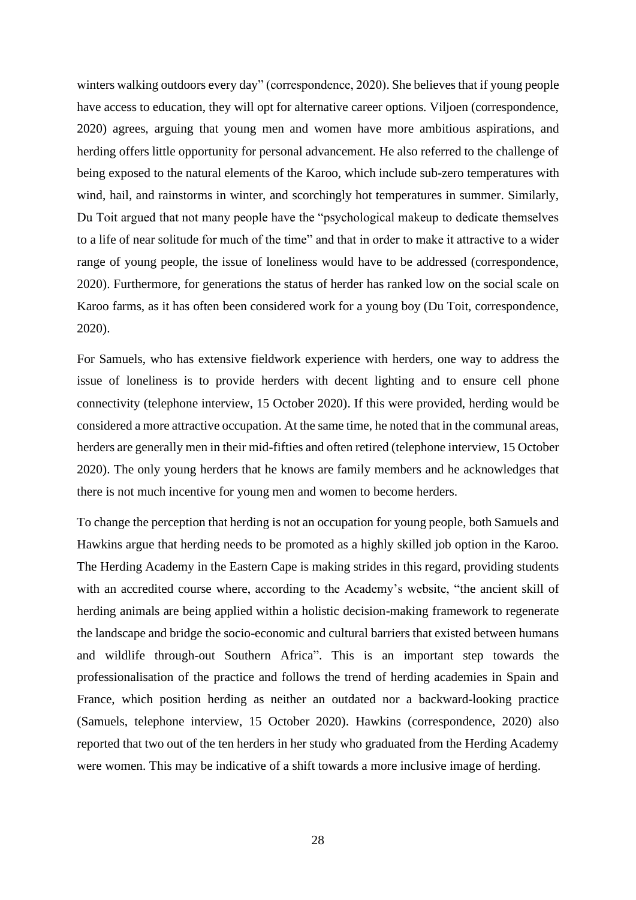winters walking outdoors every day" (correspondence, 2020). She believes that if young people have access to education, they will opt for alternative career options. Viljoen (correspondence, 2020) agrees, arguing that young men and women have more ambitious aspirations, and herding offers little opportunity for personal advancement. He also referred to the challenge of being exposed to the natural elements of the Karoo, which include sub-zero temperatures with wind, hail, and rainstorms in winter, and scorchingly hot temperatures in summer. Similarly, Du Toit argued that not many people have the "psychological makeup to dedicate themselves to a life of near solitude for much of the time" and that in order to make it attractive to a wider range of young people, the issue of loneliness would have to be addressed (correspondence, 2020). Furthermore, for generations the status of herder has ranked low on the social scale on Karoo farms, as it has often been considered work for a young boy (Du Toit, correspondence, 2020).

For Samuels, who has extensive fieldwork experience with herders, one way to address the issue of loneliness is to provide herders with decent lighting and to ensure cell phone connectivity (telephone interview, 15 October 2020). If this were provided, herding would be considered a more attractive occupation. At the same time, he noted that in the communal areas, herders are generally men in their mid-fifties and often retired (telephone interview, 15 October 2020). The only young herders that he knows are family members and he acknowledges that there is not much incentive for young men and women to become herders.

To change the perception that herding is not an occupation for young people, both Samuels and Hawkins argue that herding needs to be promoted as a highly skilled job option in the Karoo. The Herding Academy in the Eastern Cape is making strides in this regard, providing students with an accredited course where, according to the Academy's website, "the ancient skill of herding animals are being applied within a holistic decision-making framework to regenerate the landscape and bridge the socio-economic and cultural barriers that existed between humans and wildlife through-out Southern Africa". This is an important step towards the professionalisation of the practice and follows the trend of herding academies in Spain and France, which position herding as neither an outdated nor a backward-looking practice (Samuels, telephone interview, 15 October 2020). Hawkins (correspondence, 2020) also reported that two out of the ten herders in her study who graduated from the Herding Academy were women. This may be indicative of a shift towards a more inclusive image of herding.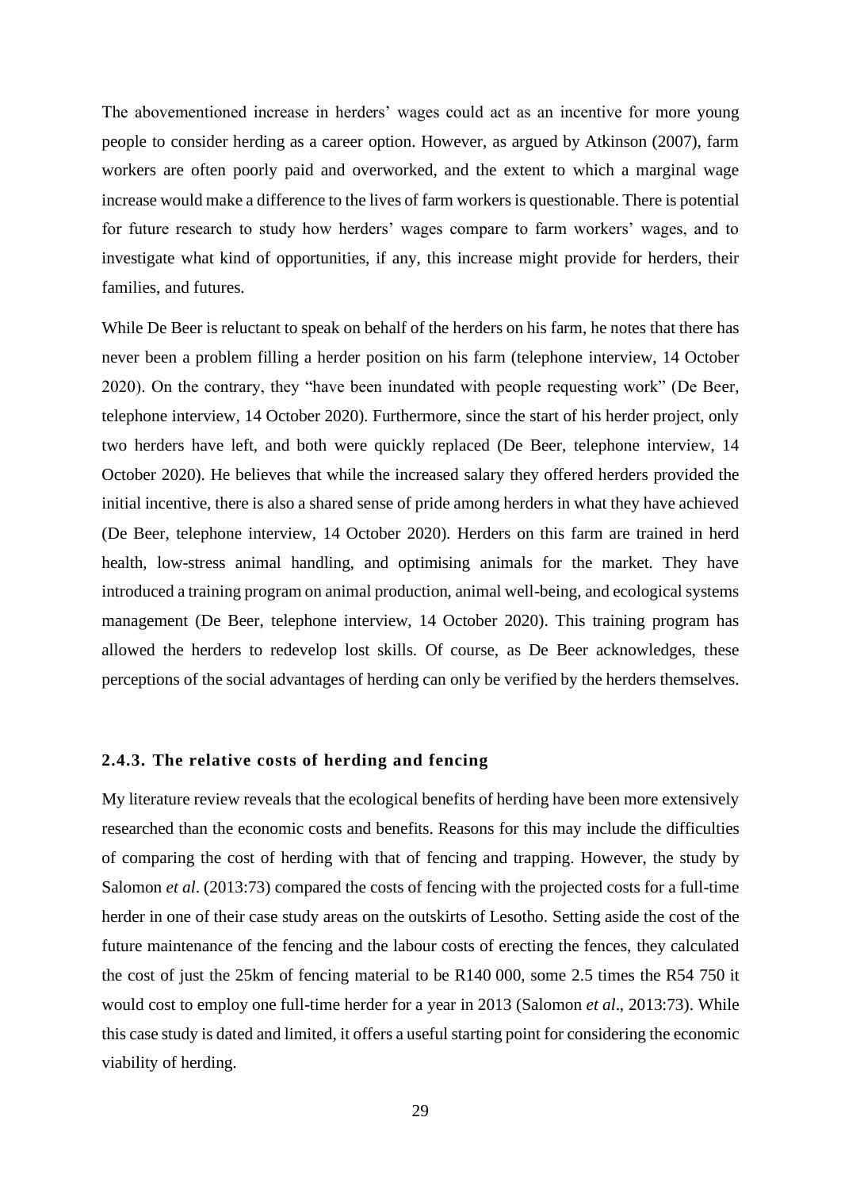The abovementioned increase in herders' wages could act as an incentive for more young people to consider herding as a career option. However, as argued by Atkinson (2007), farm workers are often poorly paid and overworked, and the extent to which a marginal wage increase would make a difference to the lives of farm workers is questionable. There is potential for future research to study how herders' wages compare to farm workers' wages, and to investigate what kind of opportunities, if any, this increase might provide for herders, their families, and futures.

While De Beer is reluctant to speak on behalf of the herders on his farm, he notes that there has never been a problem filling a herder position on his farm (telephone interview, 14 October 2020). On the contrary, they "have been inundated with people requesting work" (De Beer, telephone interview, 14 October 2020). Furthermore, since the start of his herder project, only two herders have left, and both were quickly replaced (De Beer, telephone interview, 14 October 2020). He believes that while the increased salary they offered herders provided the initial incentive, there is also a shared sense of pride among herders in what they have achieved (De Beer, telephone interview, 14 October 2020). Herders on this farm are trained in herd health, low-stress animal handling, and optimising animals for the market. They have introduced a training program on animal production, animal well-being, and ecological systems management (De Beer, telephone interview, 14 October 2020). This training program has allowed the herders to redevelop lost skills. Of course, as De Beer acknowledges, these perceptions of the social advantages of herding can only be verified by the herders themselves.

### 2.4.3. The relative costs of herding and fencing

My literature review reveals that the ecological benefits of herding have been more extensively researched than the economic costs and benefits. Reasons for this may include the difficulties of comparing the cost of herding with that of fencing and trapping. However, the study by Salomon *et al*. (2013:73) compared the costs of fencing with the projected costs for a full-time herder in one of their case study areas on the outskirts of Lesotho. Setting aside the cost of the future maintenance of the fencing and the labour costs of erecting the fences, they calculated the cost of just the 25km of fencing material to be R140 000, some 2.5 times the R54 750 it would cost to employ one full-time herder for a year in 2013 (Salomon *et al*., 2013:73). While this case study is dated and limited, it offers a useful starting point for considering the economic viability of herding.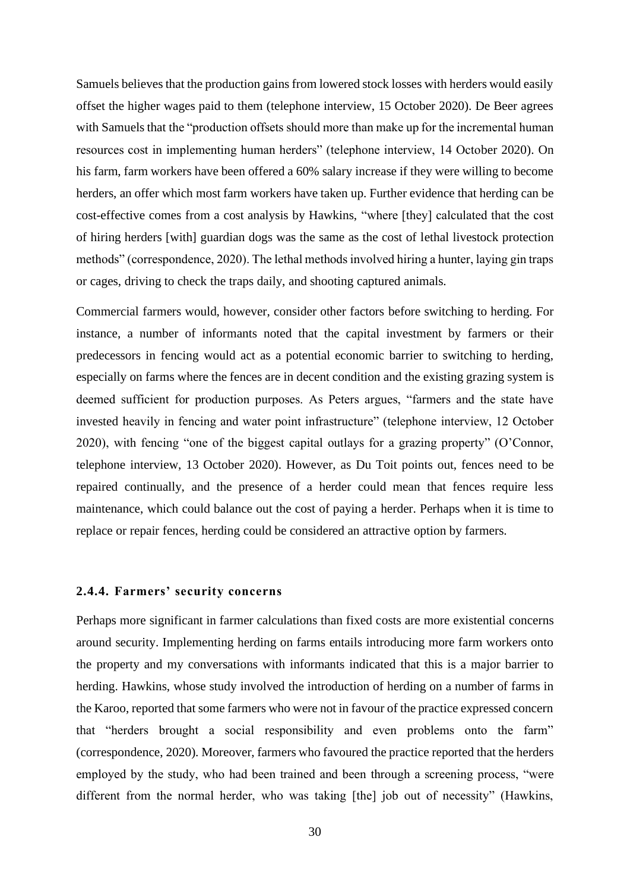Samuels believes that the production gains from lowered stock losses with herders would easily offset the higher wages paid to them (telephone interview, 15 October 2020). De Beer agrees with Samuels that the "production offsets should more than make up for the incremental human resources cost in implementing human herders" (telephone interview, 14 October 2020). On his farm, farm workers have been offered a 60% salary increase if they were willing to become herders, an offer which most farm workers have taken up. Further evidence that herding can be cost-effective comes from a cost analysis by Hawkins, "where [they] calculated that the cost of hiring herders [with] guardian dogs was the same as the cost of lethal livestock protection methods" (correspondence, 2020). The lethal methods involved hiring a hunter, laying gin traps or cages, driving to check the traps daily, and shooting captured animals.

Commercial farmers would, however, consider other factors before switching to herding. For instance, a number of informants noted that the capital investment by farmers or their predecessors in fencing would act as a potential economic barrier to switching to herding, especially on farms where the fences are in decent condition and the existing grazing system is deemed sufficient for production purposes. As Peters argues, "farmers and the state have invested heavily in fencing and water point infrastructure" (telephone interview, 12 October 2020), with fencing "one of the biggest capital outlays for a grazing property" (O'Connor, telephone interview, 13 October 2020). However, as Du Toit points out, fences need to be repaired continually, and the presence of a herder could mean that fences require less maintenance, which could balance out the cost of paying a herder. Perhaps when it is time to replace or repair fences, herding could be considered an attractive option by farmers.

#### 2.4.4. Farmers' security concerns

Perhaps more significant in farmer calculations than fixed costs are more existential concerns around security. Implementing herding on farms entails introducing more farm workers onto the property and my conversations with informants indicated that this is a major barrier to herding. Hawkins, whose study involved the introduction of herding on a number of farms in the Karoo, reported that some farmers who were not in favour of the practice expressed concern that "herders brought a social responsibility and even problems onto the farm" (correspondence, 2020). Moreover, farmers who favoured the practice reported that the herders employed by the study, who had been trained and been through a screening process, "were different from the normal herder, who was taking [the] job out of necessity" (Hawkins,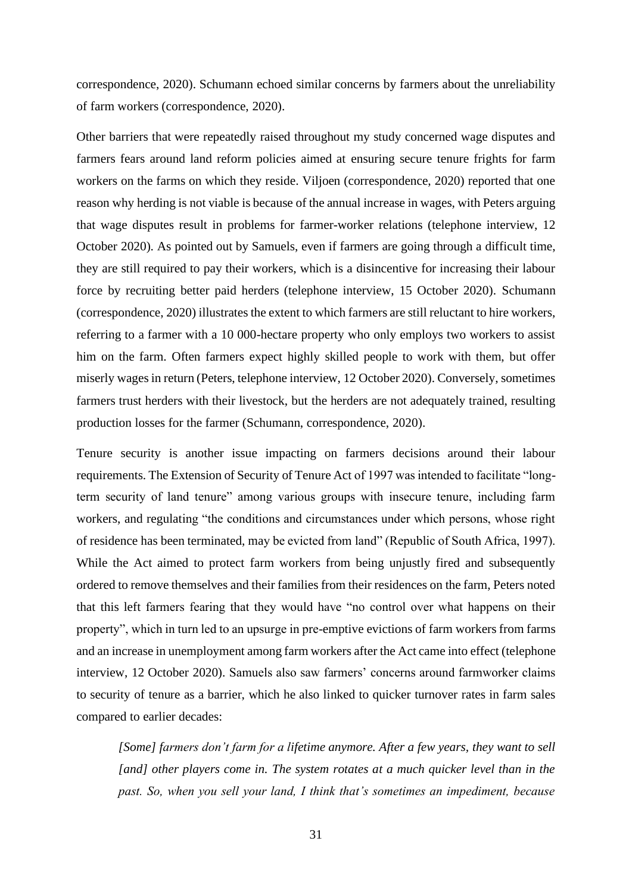correspondence, 2020). Schumann echoed similar concerns by farmers about the unreliability of farm workers (correspondence, 2020).

Other barriers that were repeatedly raised throughout my study concerned wage disputes and farmers fears around land reform policies aimed at ensuring secure tenure frights for farm workers on the farms on which they reside. Viljoen (correspondence, 2020) reported that one reason why herding is not viable is because of the annual increase in wages, with Peters arguing that wage disputes result in problems for farmer-worker relations (telephone interview, 12 October 2020). As pointed out by Samuels, even if farmers are going through a difficult time, they are still required to pay their workers, which is a disincentive for increasing their labour force by recruiting better paid herders (telephone interview, 15 October 2020). Schumann (correspondence, 2020) illustrates the extent to which farmers are still reluctant to hire workers, referring to a farmer with a 10 000-hectare property who only employs two workers to assist him on the farm. Often farmers expect highly skilled people to work with them, but offer miserly wages in return (Peters, telephone interview, 12 October 2020). Conversely, sometimes farmers trust herders with their livestock, but the herders are not adequately trained, resulting production losses for the farmer (Schumann, correspondence, 2020).

Tenure security is another issue impacting on farmers decisions around their labour requirements. The Extension of Security of Tenure Act of 1997 was intended to facilitate "long-term security of land tenure" among various groups with insecure tenure, including farm workers, and regulating "the conditions and circumstances under which persons, whose right of residence has been terminated, may be evicted from land" (Republic of South Africa, 1997). While the Act aimed to protect farm workers from being unjustly fired and subsequently ordered to remove themselves and their families from their residences on the farm, Peters noted that this left farmers fearing that they would have "no control over what happens on their property", which in turn led to an upsurge in pre-emptive evictions of farm workers from farms and an increase in unemployment among farm workers after the Act came into effect (telephone interview, 12 October 2020). Samuels also saw farmers' concerns around farmworker claims to security of tenure as a barrier, which he also linked to quicker turnover rates in farm sales compared to earlier decades:

> *[Some] farmers don't farm for a lifetime anymore. After a few years, they want to sell [and] other players come in. The system rotates at a much quicker level than in the past. So, when you sell your land, I think that's sometimes an impediment, because*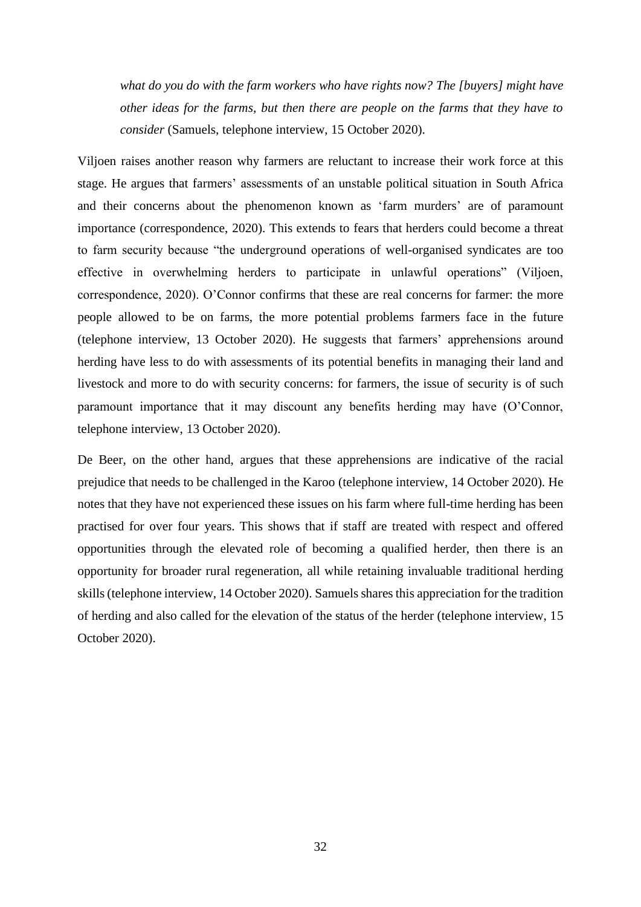> *what do you do with the farm workers who have rights now? The [buyers] might have other ideas for the farms, but then there are people on the farms that they have to consider* (Samuels, telephone interview, 15 October 2020).

Viljoen raises another reason why farmers are reluctant to increase their work force at this stage. He argues that farmers' assessments of an unstable political situation in South Africa and their concerns about the phenomenon known as 'farm murders' are of paramount importance (correspondence, 2020). This extends to fears that herders could become a threat to farm security because "the underground operations of well-organised syndicates are too effective in overwhelming herders to participate in unlawful operations" (Viljoen, correspondence, 2020). O'Connor confirms that these are real concerns for farmer: the more people allowed to be on farms, the more potential problems farmers face in the future (telephone interview, 13 October 2020). He suggests that farmers' apprehensions around herding have less to do with assessments of its potential benefits in managing their land and livestock and more to do with security concerns: for farmers, the issue of security is of such paramount importance that it may discount any benefits herding may have (O'Connor, telephone interview, 13 October 2020).

De Beer, on the other hand, argues that these apprehensions are indicative of the racial prejudice that needs to be challenged in the Karoo (telephone interview, 14 October 2020). He notes that they have not experienced these issues on his farm where full-time herding has been practised for over four years. This shows that if staff are treated with respect and offered opportunities through the elevated role of becoming a qualified herder, then there is an opportunity for broader rural regeneration, all while retaining invaluable traditional herding skills (telephone interview, 14 October 2020). Samuels shares this appreciation for the tradition of herding and also called for the elevation of the status of the herder (telephone interview, 15 October 2020).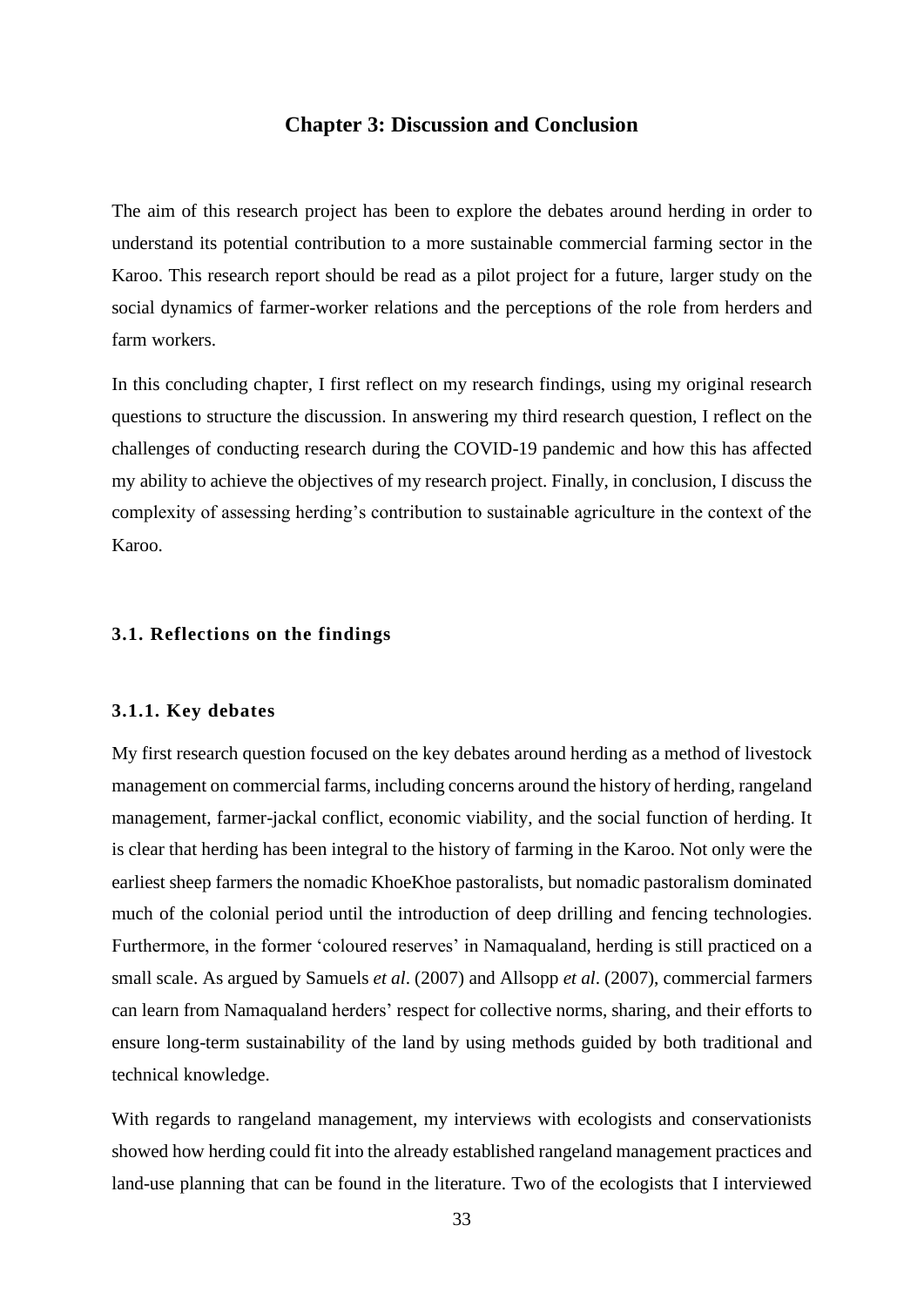# Chapter 3: Discussion and Conclusion

The aim of this research project has been to explore the debates around herding in order to understand its potential contribution to a more sustainable commercial farming sector in the Karoo. This research report should be read as a pilot project for a future, larger study on the social dynamics of farmer-worker relations and the perceptions of the role from herders and farm workers.

In this concluding chapter, I first reflect on my research findings, using my original research questions to structure the discussion. In answering my third research question, I reflect on the challenges of conducting research during the COVID-19 pandemic and how this has affected my ability to achieve the objectives of my research project. Finally, in conclusion, I discuss the complexity of assessing herding's contribution to sustainable agriculture in the context of the Karoo.

## 3.1. Reflections on the findings

### 3.1.1. Key debates

My first research question focused on the key debates around herding as a method of livestock management on commercial farms, including concerns around the history of herding, rangeland management, farmer-jackal conflict, economic viability, and the social function of herding. It is clear that herding has been integral to the history of farming in the Karoo. Not only were the earliest sheep farmers the nomadic KhoeKhoe pastoralists, but nomadic pastoralism dominated much of the colonial period until the introduction of deep drilling and fencing technologies. Furthermore, in the former 'coloured reserves' in Namaqualand, herding is still practiced on a small scale. As argued by Samuels *et al*. (2007) and Allsopp *et al*. (2007), commercial farmers can learn from Namaqualand herders' respect for collective norms, sharing, and their efforts to ensure long-term sustainability of the land by using methods guided by both traditional and technical knowledge.

With regards to rangeland management, my interviews with ecologists and conservationists showed how herding could fit into the already established rangeland management practices and land-use planning that can be found in the literature. Two of the ecologists that I interviewed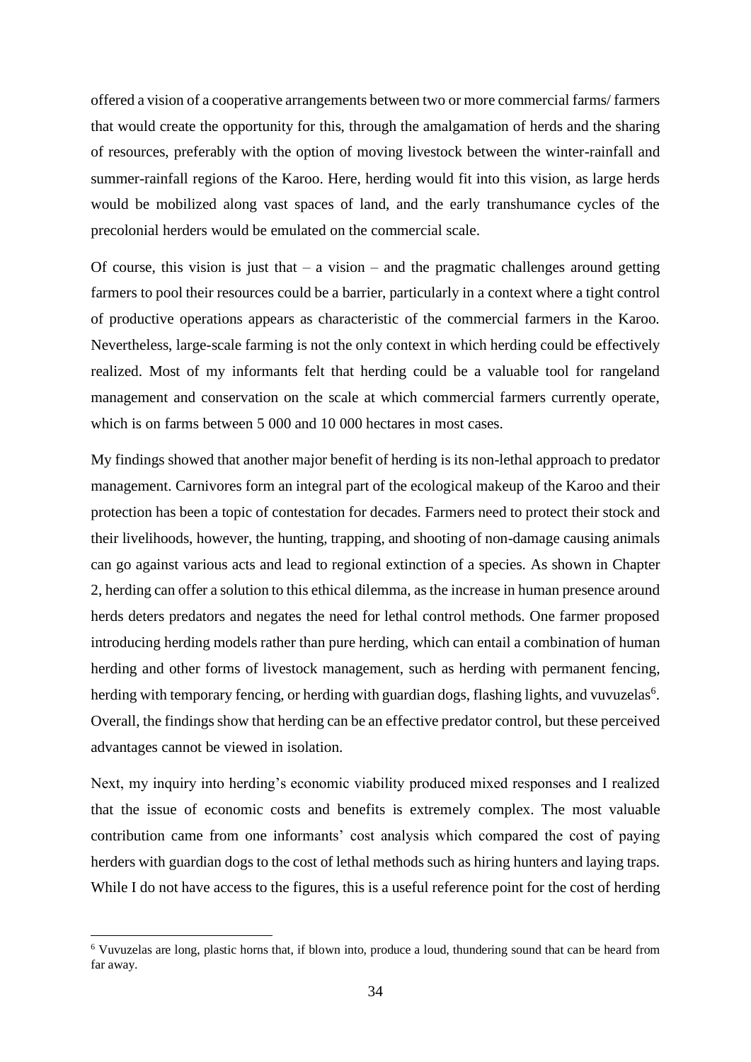offered a vision of a cooperative arrangements between two or more commercial farms/ farmers that would create the opportunity for this, through the amalgamation of herds and the sharing of resources, preferably with the option of moving livestock between the winter-rainfall and summer-rainfall regions of the Karoo. Here, herding would fit into this vision, as large herds would be mobilized along vast spaces of land, and the early transhumance cycles of the precolonial herders would be emulated on the commercial scale.

Of course, this vision is just that – a vision – and the pragmatic challenges around getting farmers to pool their resources could be a barrier, particularly in a context where a tight control of productive operations appears as characteristic of the commercial farmers in the Karoo. Nevertheless, large-scale farming is not the only context in which herding could be effectively realized. Most of my informants felt that herding could be a valuable tool for rangeland management and conservation on the scale at which commercial farmers currently operate, which is on farms between 5 000 and 10 000 hectares in most cases.

My findings showed that another major benefit of herding is its non-lethal approach to predator management. Carnivores form an integral part of the ecological makeup of the Karoo and their protection has been a topic of contestation for decades. Farmers need to protect their stock and their livelihoods, however, the hunting, trapping, and shooting of non-damage causing animals can go against various acts and lead to regional extinction of a species. As shown in Chapter 2, herding can offer a solution to this ethical dilemma, as the increase in human presence around herds deters predators and negates the need for lethal control methods. One farmer proposed introducing herding models rather than pure herding, which can entail a combination of human herding and other forms of livestock management, such as herding with permanent fencing, herding with temporary fencing, or herding with guardian dogs, flashing lights, and vuvuzelas[6]. Overall, the findings show that herding can be an effective predator control, but these perceived advantages cannot be viewed in isolation.

Next, my inquiry into herding's economic viability produced mixed responses and I realized that the issue of economic costs and benefits is extremely complex. The most valuable contribution came from one informants' cost analysis which compared the cost of paying herders with guardian dogs to the cost of lethal methods such as hiring hunters and laying traps. While I do not have access to the figures, this is a useful reference point for the cost of herding

[6] Vuvuzelas are long, plastic horns that, if blown into, produce a loud, thundering sound that can be heard from far away.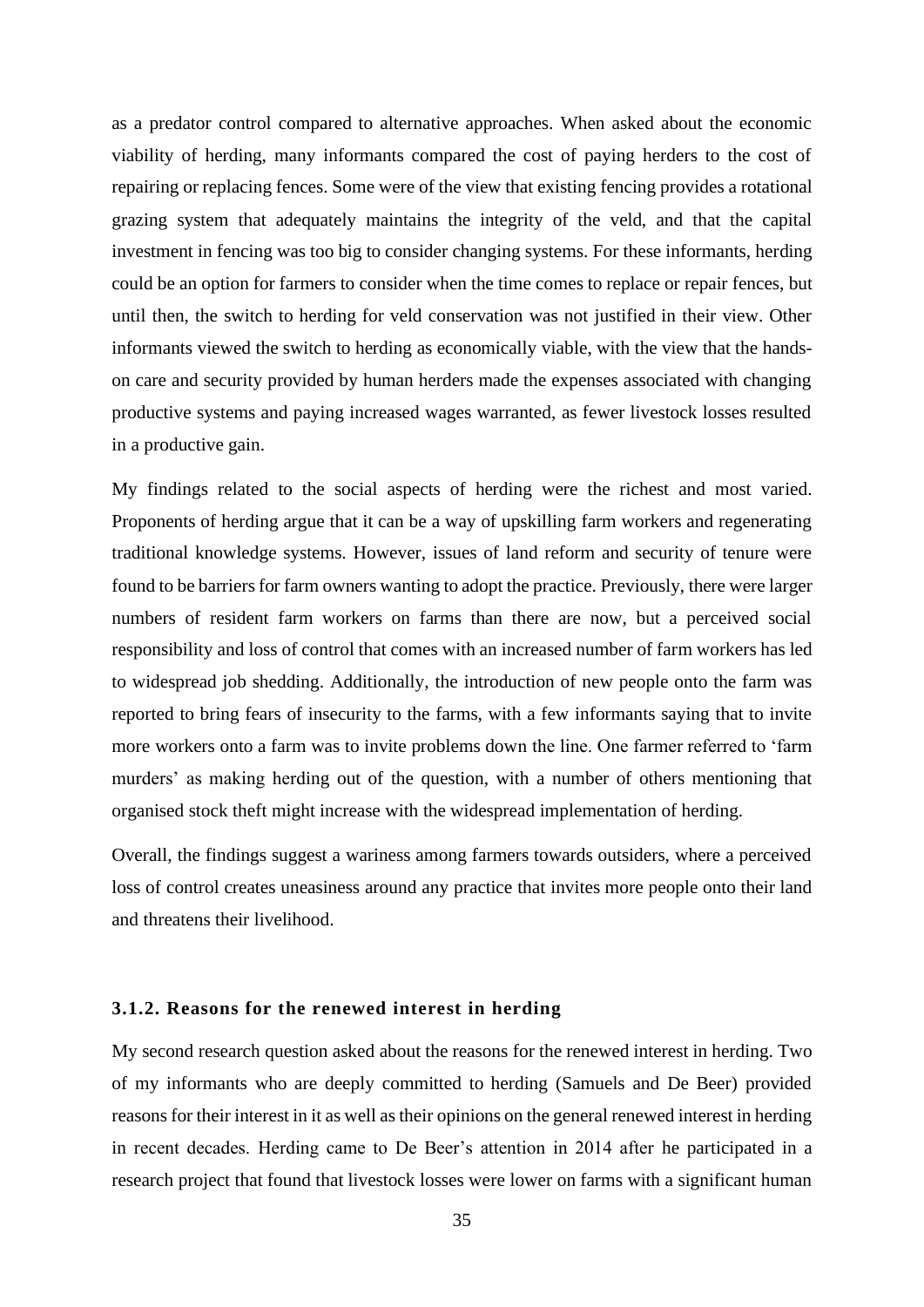as a predator control compared to alternative approaches. When asked about the economic viability of herding, many informants compared the cost of paying herders to the cost of repairing or replacing fences. Some were of the view that existing fencing provides a rotational grazing system that adequately maintains the integrity of the veld, and that the capital investment in fencing was too big to consider changing systems. For these informants, herding could be an option for farmers to consider when the time comes to replace or repair fences, but until then, the switch to herding for veld conservation was not justified in their view. Other informants viewed the switch to herding as economically viable, with the view that the hands-on care and security provided by human herders made the expenses associated with changing productive systems and paying increased wages warranted, as fewer livestock losses resulted in a productive gain.

My findings related to the social aspects of herding were the richest and most varied. Proponents of herding argue that it can be a way of upskilling farm workers and regenerating traditional knowledge systems. However, issues of land reform and security of tenure were found to be barriers for farm owners wanting to adopt the practice. Previously, there were larger numbers of resident farm workers on farms than there are now, but a perceived social responsibility and loss of control that comes with an increased number of farm workers has led to widespread job shedding. Additionally, the introduction of new people onto the farm was reported to bring fears of insecurity to the farms, with a few informants saying that to invite more workers onto a farm was to invite problems down the line. One farmer referred to 'farm murders' as making herding out of the question, with a number of others mentioning that organised stock theft might increase with the widespread implementation of herding.

Overall, the findings suggest a wariness among farmers towards outsiders, where a perceived loss of control creates uneasiness around any practice that invites more people onto their land and threatens their livelihood.

### 3.1.2. Reasons for the renewed interest in herding

My second research question asked about the reasons for the renewed interest in herding. Two of my informants who are deeply committed to herding (Samuels and De Beer) provided reasons for their interest in it as well as their opinions on the general renewed interest in herding in recent decades. Herding came to De Beer's attention in 2014 after he participated in a research project that found that livestock losses were lower on farms with a significant human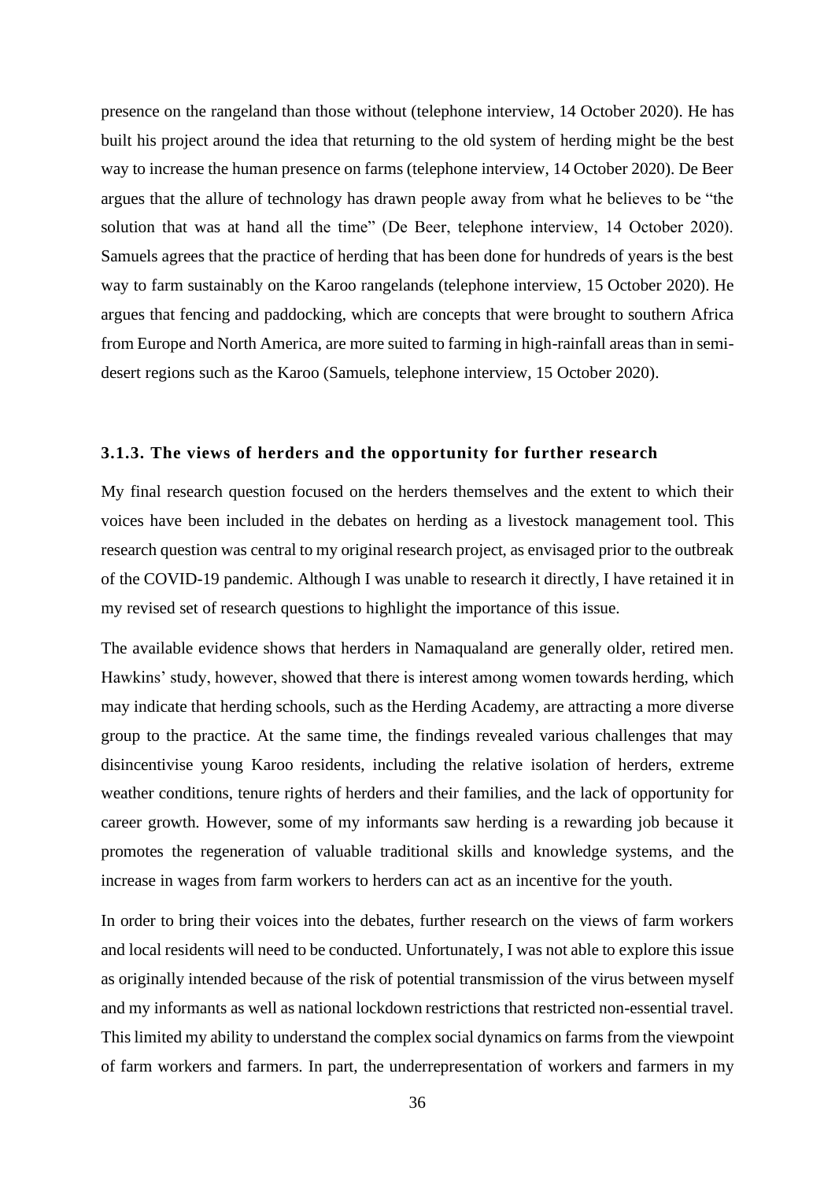presence on the rangeland than those without (telephone interview, 14 October 2020). He has built his project around the idea that returning to the old system of herding might be the best way to increase the human presence on farms (telephone interview, 14 October 2020). De Beer argues that the allure of technology has drawn people away from what he believes to be "the solution that was at hand all the time" (De Beer, telephone interview, 14 October 2020). Samuels agrees that the practice of herding that has been done for hundreds of years is the best way to farm sustainably on the Karoo rangelands (telephone interview, 15 October 2020). He argues that fencing and paddocking, which are concepts that were brought to southern Africa from Europe and North America, are more suited to farming in high-rainfall areas than in semi-desert regions such as the Karoo (Samuels, telephone interview, 15 October 2020).

### 3.1.3. The views of herders and the opportunity for further research

My final research question focused on the herders themselves and the extent to which their voices have been included in the debates on herding as a livestock management tool. This research question was central to my original research project, as envisaged prior to the outbreak of the COVID-19 pandemic. Although I was unable to research it directly, I have retained it in my revised set of research questions to highlight the importance of this issue.

The available evidence shows that herders in Namaqualand are generally older, retired men. Hawkins' study, however, showed that there is interest among women towards herding, which may indicate that herding schools, such as the Herding Academy, are attracting a more diverse group to the practice. At the same time, the findings revealed various challenges that may disincentivise young Karoo residents, including the relative isolation of herders, extreme weather conditions, tenure rights of herders and their families, and the lack of opportunity for career growth. However, some of my informants saw herding is a rewarding job because it promotes the regeneration of valuable traditional skills and knowledge systems, and the increase in wages from farm workers to herders can act as an incentive for the youth.

In order to bring their voices into the debates, further research on the views of farm workers and local residents will need to be conducted. Unfortunately, I was not able to explore this issue as originally intended because of the risk of potential transmission of the virus between myself and my informants as well as national lockdown restrictions that restricted non-essential travel. This limited my ability to understand the complex social dynamics on farms from the viewpoint of farm workers and farmers. In part, the underrepresentation of workers and farmers in my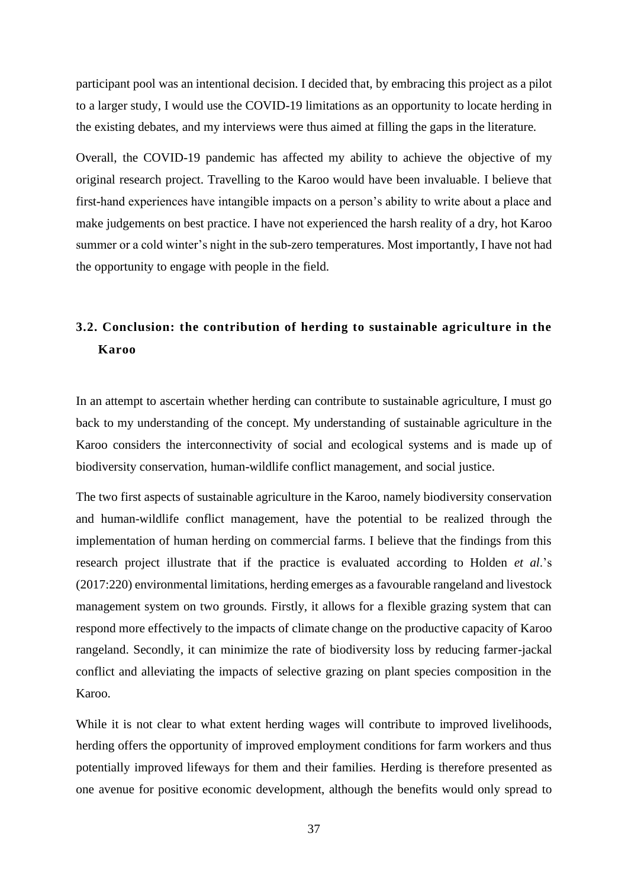participant pool was an intentional decision. I decided that, by embracing this project as a pilot to a larger study, I would use the COVID-19 limitations as an opportunity to locate herding in the existing debates, and my interviews were thus aimed at filling the gaps in the literature.

Overall, the COVID-19 pandemic has affected my ability to achieve the objective of my original research project. Travelling to the Karoo would have been invaluable. I believe that first-hand experiences have intangible impacts on a person's ability to write about a place and make judgements on best practice. I have not experienced the harsh reality of a dry, hot Karoo summer or a cold winter's night in the sub-zero temperatures. Most importantly, I have not had the opportunity to engage with people in the field.

## 3.2. Conclusion: the contribution of herding to sustainable agriculture in the Karoo

In an attempt to ascertain whether herding can contribute to sustainable agriculture, I must go back to my understanding of the concept. My understanding of sustainable agriculture in the Karoo considers the interconnectivity of social and ecological systems and is made up of biodiversity conservation, human-wildlife conflict management, and social justice.

The two first aspects of sustainable agriculture in the Karoo, namely biodiversity conservation and human-wildlife conflict management, have the potential to be realized through the implementation of human herding on commercial farms. I believe that the findings from this research project illustrate that if the practice is evaluated according to Holden *et al*.'s (2017:220) environmental limitations, herding emerges as a favourable rangeland and livestock management system on two grounds. Firstly, it allows for a flexible grazing system that can respond more effectively to the impacts of climate change on the productive capacity of Karoo rangeland. Secondly, it can minimize the rate of biodiversity loss by reducing farmer-jackal conflict and alleviating the impacts of selective grazing on plant species composition in the Karoo.

While it is not clear to what extent herding wages will contribute to improved livelihoods, herding offers the opportunity of improved employment conditions for farm workers and thus potentially improved lifeways for them and their families. Herding is therefore presented as one avenue for positive economic development, although the benefits would only spread to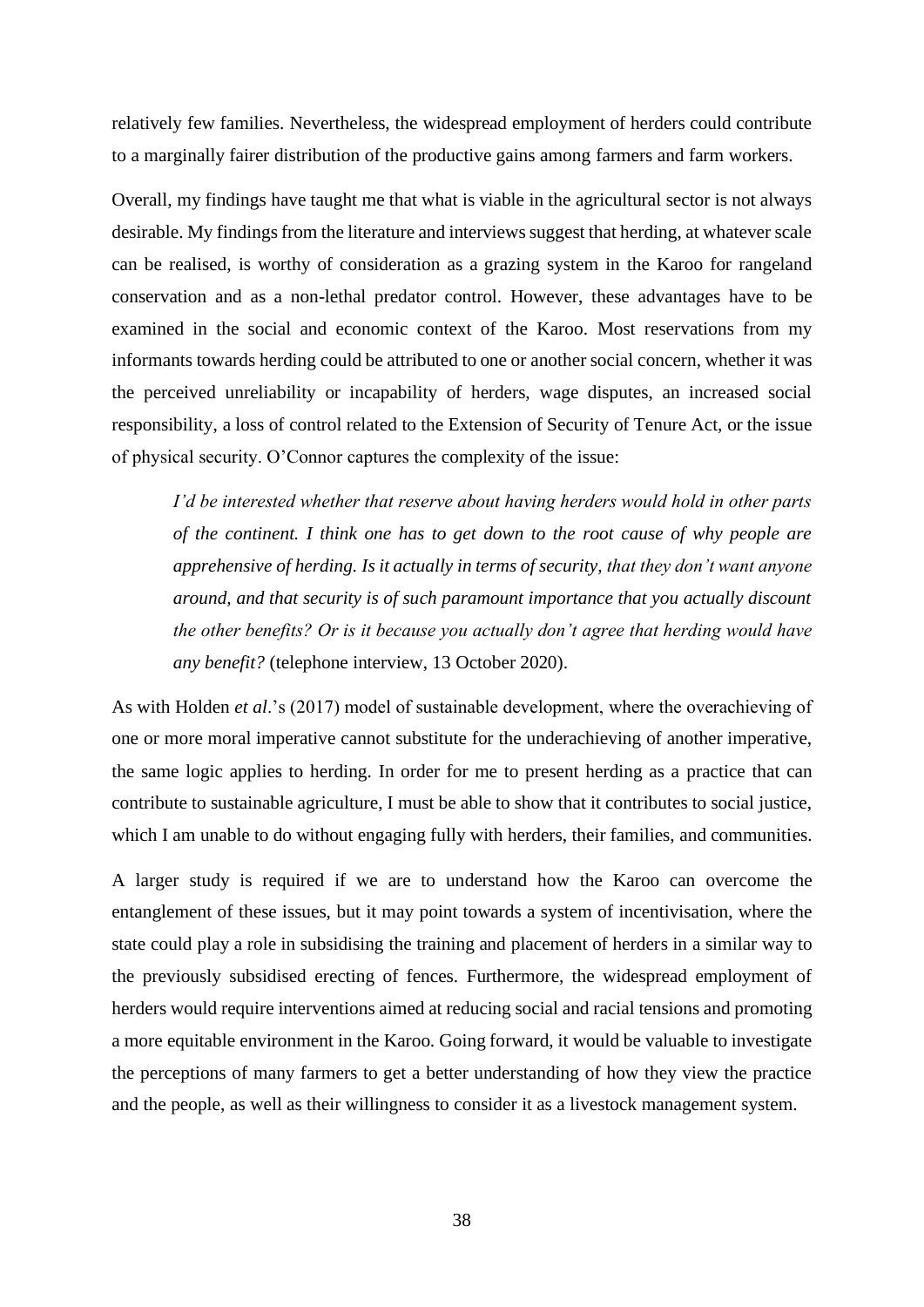relatively few families. Nevertheless, the widespread employment of herders could contribute to a marginally fairer distribution of the productive gains among farmers and farm workers.

Overall, my findings have taught me that what is viable in the agricultural sector is not always desirable. My findings from the literature and interviews suggest that herding, at whatever scale can be realised, is worthy of consideration as a grazing system in the Karoo for rangeland conservation and as a non-lethal predator control. However, these advantages have to be examined in the social and economic context of the Karoo. Most reservations from my informants towards herding could be attributed to one or another social concern, whether it was the perceived unreliability or incapability of herders, wage disputes, an increased social responsibility, a loss of control related to the Extension of Security of Tenure Act, or the issue of physical security. O'Connor captures the complexity of the issue:

> ***I'd be interested whether that reserve about having herders would hold in other parts of the continent. I think one has to get down to the root cause of why people are apprehensive of herding. Is it actually in terms of security, that they don't want anyone around, and that security is of such paramount importance that you actually discount the other benefits? Or is it because you actually don't agree that herding would have any benefit?*** (telephone interview, 13 October 2020).

As with Holden *et al*.'s (2017) model of sustainable development, where the overachieving of one or more moral imperative cannot substitute for the underachieving of another imperative, the same logic applies to herding. In order for me to present herding as a practice that can contribute to sustainable agriculture, I must be able to show that it contributes to social justice, which I am unable to do without engaging fully with herders, their families, and communities.

A larger study is required if we are to understand how the Karoo can overcome the entanglement of these issues, but it may point towards a system of incentivisation, where the state could play a role in subsidising the training and placement of herders in a similar way to the previously subsidised erecting of fences. Furthermore, the widespread employment of herders would require interventions aimed at reducing social and racial tensions and promoting a more equitable environment in the Karoo. Going forward, it would be valuable to investigate the perceptions of many farmers to get a better understanding of how they view the practice and the people, as well as their willingness to consider it as a livestock management system.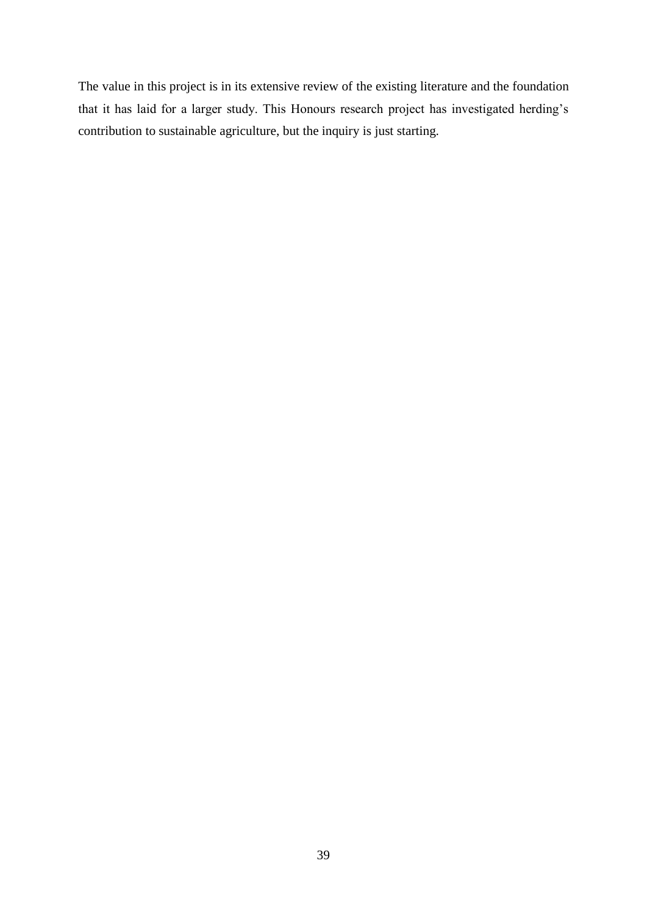The value in this project is in its extensive review of the existing literature and the foundation that it has laid for a larger study. This Honours research project has investigated herding's contribution to sustainable agriculture, but the inquiry is just starting.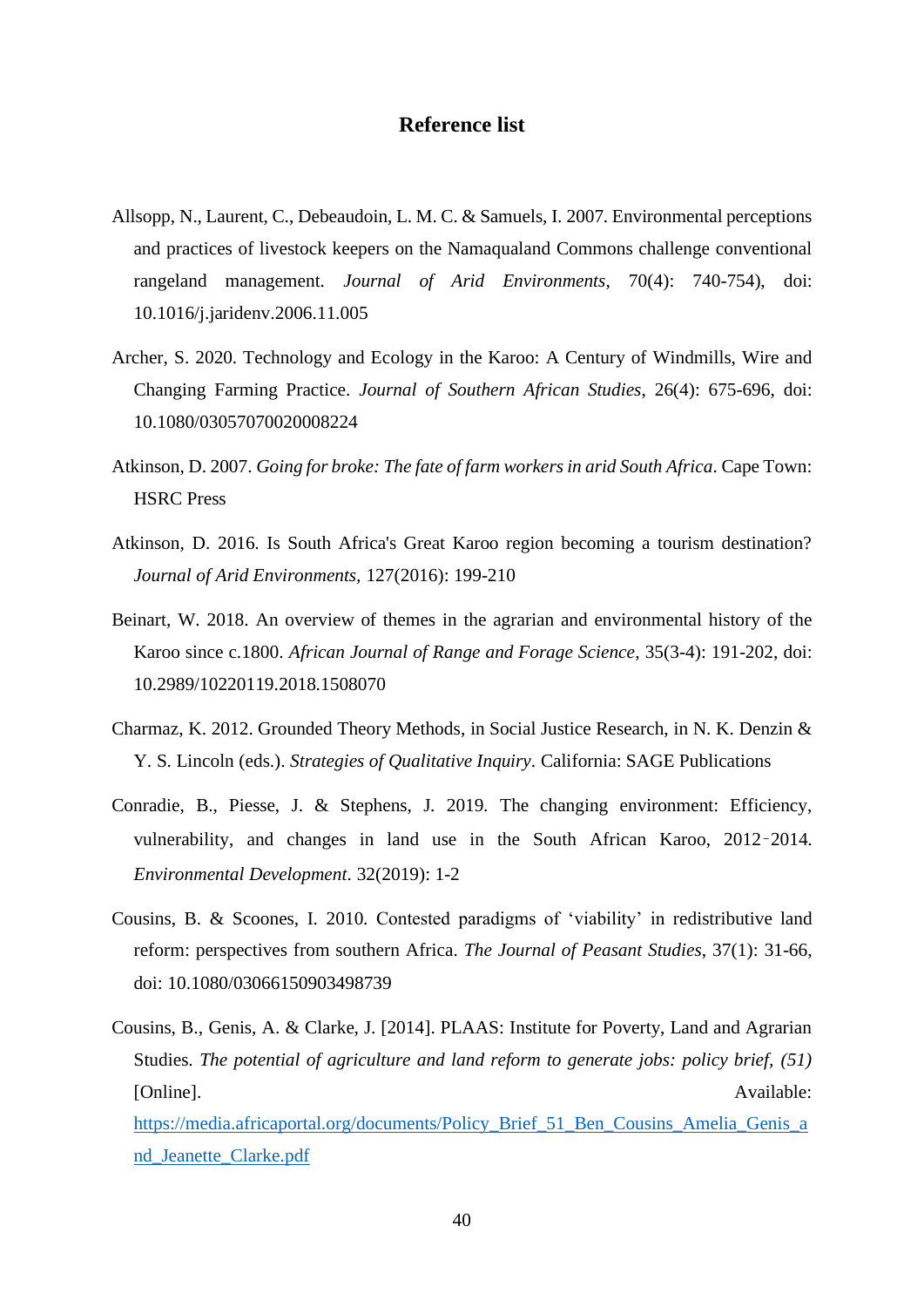# Reference list

Allsopp, N., Laurent, C., Debeaudoin, L. M. C. & Samuels, I. 2007. Environmental perceptions and practices of livestock keepers on the Namaqualand Commons challenge conventional rangeland management. *Journal of Arid Environments*, 70(4): 740-754), doi: 10.1016/j.jaridenv.2006.11.005

Archer, S. 2020. Technology and Ecology in the Karoo: A Century of Windmills, Wire and Changing Farming Practice. *Journal of Southern African Studies*, 26(4): 675-696, doi: 10.1080/03057070020008224

Atkinson, D. 2007. *Going for broke: The fate of farm workers in arid South Africa*. Cape Town: HSRC Press

Atkinson, D. 2016. Is South Africa's Great Karoo region becoming a tourism destination? *Journal of Arid Environments*, 127(2016): 199-210

Beinart, W. 2018. An overview of themes in the agrarian and environmental history of the Karoo since c.1800. *African Journal of Range and Forage Science*, 35(3-4): 191-202, doi: 10.2989/10220119.2018.1508070

Charmaz, K. 2012. Grounded Theory Methods, in Social Justice Research, in N. K. Denzin & Y. S. Lincoln (eds.). *Strategies of Qualitative Inquiry*. California: SAGE Publications

Conradie, B., Piesse, J. & Stephens, J. 2019. The changing environment: Efficiency, vulnerability, and changes in land use in the South African Karoo, 2012‑2014. *Environmental Development*. 32(2019): 1-2

Cousins, B. & Scoones, I. 2010. Contested paradigms of 'viability' in redistributive land reform: perspectives from southern Africa. *The Journal of Peasant Studies*, 37(1): 31-66, doi: 10.1080/03066150903498739

Cousins, B., Genis, A. & Clarke, J. [2014]. PLAAS: Institute for Poverty, Land and Agrarian Studies. *The potential of agriculture and land reform to generate jobs: policy brief, (51)* [Online]. Available: https://media.africaportal.org/documents/Policy_Brief_51_Ben_Cousins_Amelia_Genis_and_Jeanette_Clarke.pdf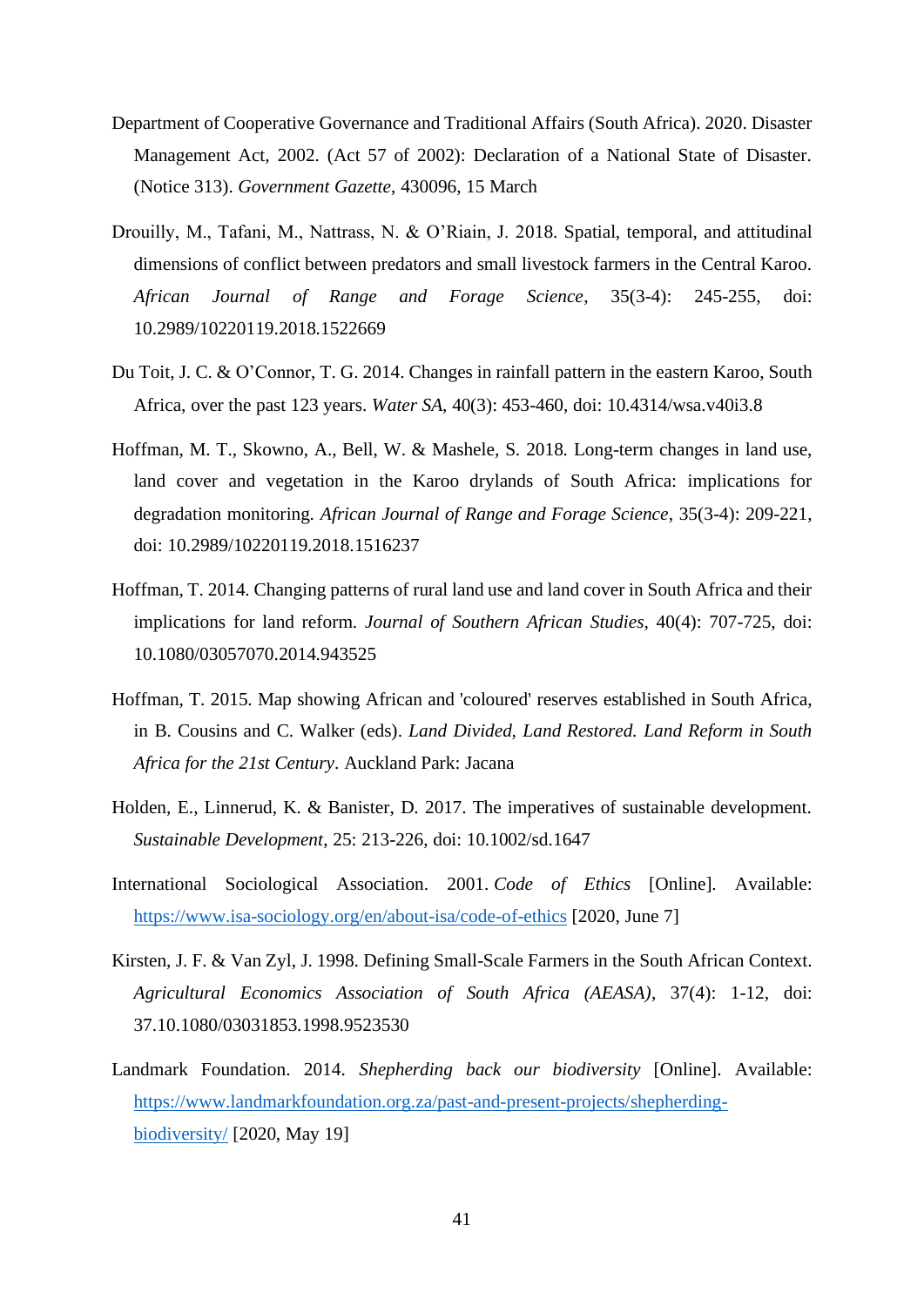Department of Cooperative Governance and Traditional Affairs (South Africa). 2020. Disaster Management Act, 2002. (Act 57 of 2002): Declaration of a National State of Disaster. (Notice 313). *Government Gazette*, 430096, 15 March

Drouilly, M., Tafani, M., Nattrass, N. & O'Riain, J. 2018. Spatial, temporal, and attitudinal dimensions of conflict between predators and small livestock farmers in the Central Karoo. *African Journal of Range and Forage Science*, 35(3-4): 245-255, doi: 10.2989/10220119.2018.1522669

Du Toit, J. C. & O'Connor, T. G. 2014. Changes in rainfall pattern in the eastern Karoo, South Africa, over the past 123 years. *Water SA*, 40(3): 453-460, doi: 10.4314/wsa.v40i3.8

Hoffman, M. T., Skowno, A., Bell, W. & Mashele, S. 2018. Long-term changes in land use, land cover and vegetation in the Karoo drylands of South Africa: implications for degradation monitoring. *African Journal of Range and Forage Science*, 35(3-4): 209-221, doi: 10.2989/10220119.2018.1516237

Hoffman, T. 2014. Changing patterns of rural land use and land cover in South Africa and their implications for land reform. *Journal of Southern African Studies*, 40(4): 707-725, doi: 10.1080/03057070.2014.943525

Hoffman, T. 2015. Map showing African and 'coloured' reserves established in South Africa, in B. Cousins and C. Walker (eds). *Land Divided, Land Restored. Land Reform in South Africa for the 21st Century*. Auckland Park: Jacana

Holden, E., Linnerud, K. & Banister, D. 2017. The imperatives of sustainable development. *Sustainable Development*, 25: 213-226, doi: 10.1002/sd.1647

International Sociological Association. 2001. *Code of Ethics* [Online]. Available: https://www.isa-sociology.org/en/about-isa/code-of-ethics [2020, June 7]

Kirsten, J. F. & Van Zyl, J. 1998. Defining Small-Scale Farmers in the South African Context. *Agricultural Economics Association of South Africa (AEASA)*, 37(4): 1-12, doi: 37.10.1080/03031853.1998.9523530

Landmark Foundation. 2014. *Shepherding back our biodiversity* [Online]. Available: https://www.landmarkfoundation.org.za/past-and-present-projects/shepherding-biodiversity/ [2020, May 19]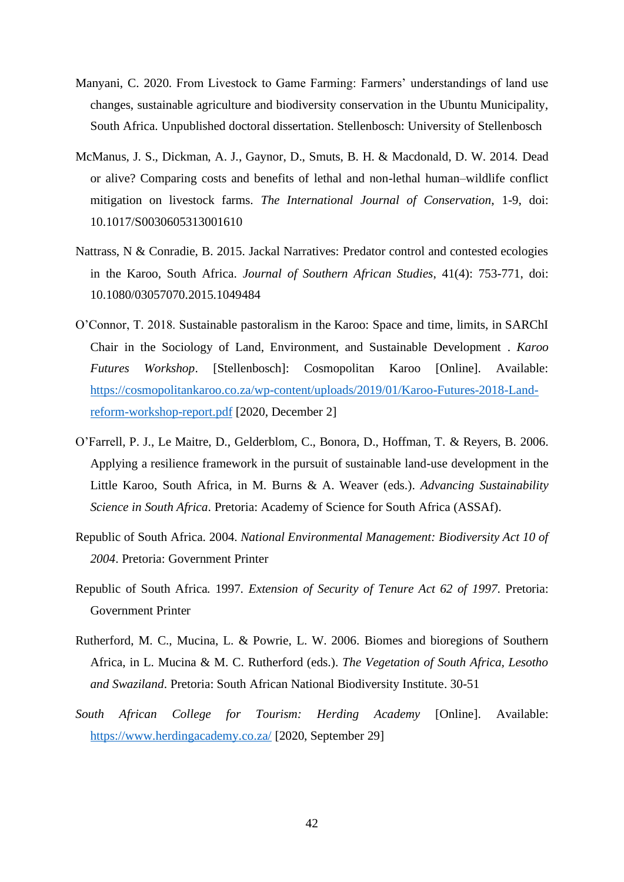Manyani, C. 2020. From Livestock to Game Farming: Farmers' understandings of land use changes, sustainable agriculture and biodiversity conservation in the Ubuntu Municipality, South Africa. Unpublished doctoral dissertation. Stellenbosch: University of Stellenbosch

McManus, J. S., Dickman, A. J., Gaynor, D., Smuts, B. H. & Macdonald, D. W. 2014. Dead or alive? Comparing costs and benefits of lethal and non-lethal human–wildlife conflict mitigation on livestock farms. *The International Journal of Conservation*, 1-9, doi: 10.1017/S0030605313001610

Nattrass, N & Conradie, B. 2015. Jackal Narratives: Predator control and contested ecologies in the Karoo, South Africa. *Journal of Southern African Studies*, 41(4): 753-771, doi: 10.1080/03057070.2015.1049484

O'Connor, T. 2018. Sustainable pastoralism in the Karoo: Space and time, limits, in SARChI Chair in the Sociology of Land, Environment, and Sustainable Development . *Karoo Futures Workshop*. [Stellenbosch]: Cosmopolitan Karoo [Online]. Available: https://cosmopolitankaroo.co.za/wp-content/uploads/2019/01/Karoo-Futures-2018-Land-reform-workshop-report.pdf [2020, December 2]

O'Farrell, P. J., Le Maitre, D., Gelderblom, C., Bonora, D., Hoffman, T. & Reyers, B. 2006. Applying a resilience framework in the pursuit of sustainable land-use development in the Little Karoo, South Africa, in M. Burns & A. Weaver (eds.). *Advancing Sustainability Science in South Africa*. Pretoria: Academy of Science for South Africa (ASSAf).

Republic of South Africa. 2004. *National Environmental Management: Biodiversity Act 10 of 2004*. Pretoria: Government Printer

Republic of South Africa. 1997. *Extension of Security of Tenure Act 62 of 1997*. Pretoria: Government Printer

Rutherford, M. C., Mucina, L. & Powrie, L. W. 2006. Biomes and bioregions of Southern Africa, in L. Mucina & M. C. Rutherford (eds.). *The Vegetation of South Africa, Lesotho and Swaziland*. Pretoria: South African National Biodiversity Institute. 30-51

*South African College for Tourism: Herding Academy* [Online]. Available: https://www.herdingacademy.co.za/ [2020, September 29]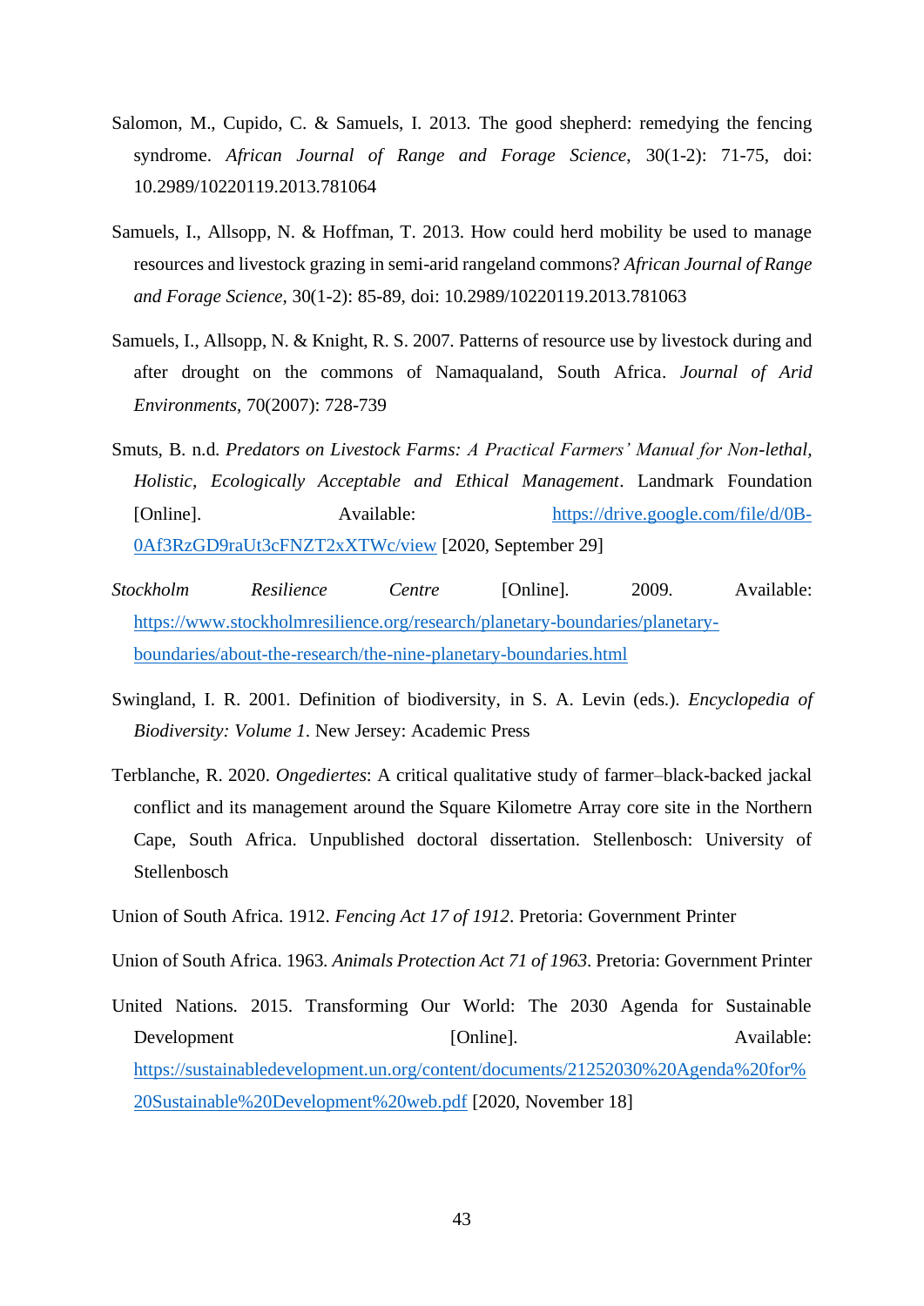Salomon, M., Cupido, C. & Samuels, I. 2013. The good shepherd: remedying the fencing syndrome. *African Journal of Range and Forage Science*, 30(1-2): 71-75, doi: 10.2989/10220119.2013.781064

Samuels, I., Allsopp, N. & Hoffman, T. 2013. How could herd mobility be used to manage resources and livestock grazing in semi-arid rangeland commons? *African Journal of Range and Forage Science*, 30(1-2): 85-89, doi: 10.2989/10220119.2013.781063

Samuels, I., Allsopp, N. & Knight, R. S. 2007. Patterns of resource use by livestock during and after drought on the commons of Namaqualand, South Africa. *Journal of Arid Environments*, 70(2007): 728-739

Smuts, B. n.d. *Predators on Livestock Farms: A Practical Farmers' Manual for Non-lethal, Holistic, Ecologically Acceptable and Ethical Management*. Landmark Foundation [Online]. Available: https://drive.google.com/file/d/0B-0Af3RzGD9raUt3cFNZT2xXTWc/view [2020, September 29]

*Stockholm Resilience Centre* [Online]. 2009. Available: https://www.stockholmresilience.org/research/planetary-boundaries/planetary-boundaries/about-the-research/the-nine-planetary-boundaries.html

Swingland, I. R. 2001. Definition of biodiversity, in S. A. Levin (eds.). *Encyclopedia of Biodiversity: Volume 1*. New Jersey: Academic Press

Terblanche, R. 2020. *Ongediertes*: A critical qualitative study of farmer–black-backed jackal conflict and its management around the Square Kilometre Array core site in the Northern Cape, South Africa. Unpublished doctoral dissertation. Stellenbosch: University of Stellenbosch

Union of South Africa. 1912. *Fencing Act 17 of 1912*. Pretoria: Government Printer

Union of South Africa. 1963. *Animals Protection Act 71 of 1963*. Pretoria: Government Printer

United Nations. 2015. Transforming Our World: The 2030 Agenda for Sustainable Development [Online]. Available: https://sustainabledevelopment.un.org/content/documents/21252030%20Agenda%20for%20Sustainable%20Development%20web.pdf [2020, November 18]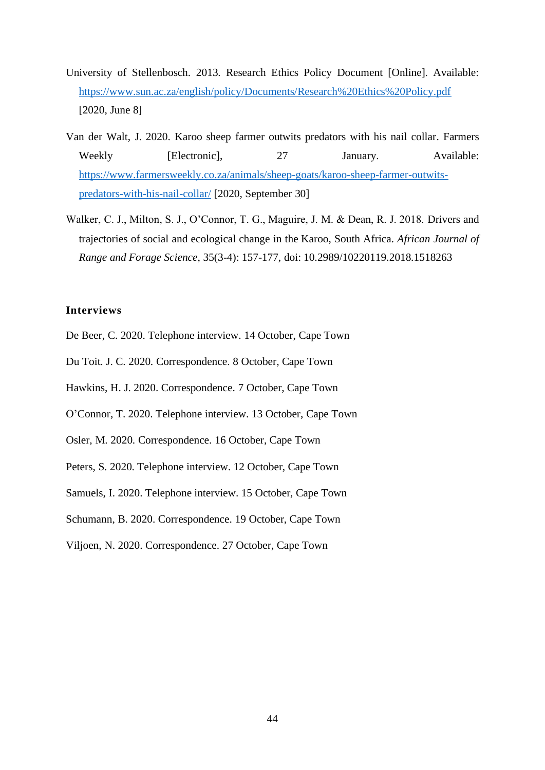University of Stellenbosch. 2013. Research Ethics Policy Document [Online]. Available: https://www.sun.ac.za/english/policy/Documents/Research%20Ethics%20Policy.pdf [2020, June 8]

Van der Walt, J. 2020. Karoo sheep farmer outwits predators with his nail collar. Farmers Weekly [Electronic], 27 January. Available: https://www.farmersweekly.co.za/animals/sheep-goats/karoo-sheep-farmer-outwits-predators-with-his-nail-collar/ [2020, September 30]

Walker, C. J., Milton, S. J., O'Connor, T. G., Maguire, J. M. & Dean, R. J. 2018. Drivers and trajectories of social and ecological change in the Karoo, South Africa. *African Journal of Range and Forage Science*, 35(3-4): 157-177, doi: 10.2989/10220119.2018.1518263

### Interviews

De Beer, C. 2020. Telephone interview. 14 October, Cape Town

Du Toit. J. C. 2020. Correspondence. 8 October, Cape Town

Hawkins, H. J. 2020. Correspondence. 7 October, Cape Town

O'Connor, T. 2020. Telephone interview. 13 October, Cape Town

Osler, M. 2020. Correspondence. 16 October, Cape Town

Peters, S. 2020. Telephone interview. 12 October, Cape Town

Samuels, I. 2020. Telephone interview. 15 October, Cape Town

Schumann, B. 2020. Correspondence. 19 October, Cape Town

Viljoen, N. 2020. Correspondence. 27 October, Cape Town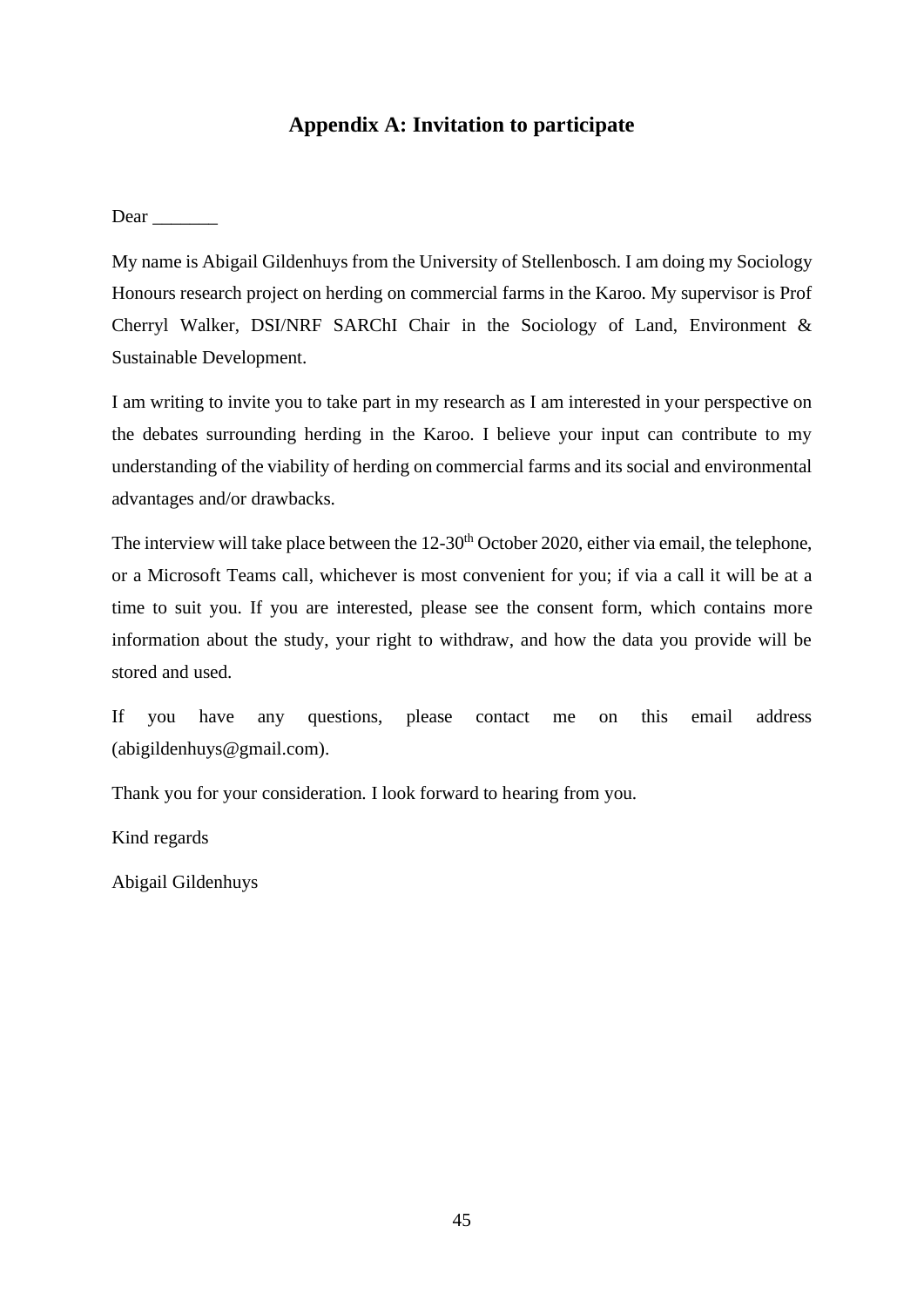## Appendix A: Invitation to participate

Dear _______

My name is Abigail Gildenhuys from the University of Stellenbosch. I am doing my Sociology Honours research project on herding on commercial farms in the Karoo. My supervisor is Prof Cherryl Walker, DSI/NRF SARChI Chair in the Sociology of Land, Environment & Sustainable Development.

I am writing to invite you to take part in my research as I am interested in your perspective on the debates surrounding herding in the Karoo. I believe your input can contribute to my understanding of the viability of herding on commercial farms and its social and environmental advantages and/or drawbacks.

The interview will take place between the 12-30th October 2020, either via email, the telephone, or a Microsoft Teams call, whichever is most convenient for you; if via a call it will be at a time to suit you. If you are interested, please see the consent form, which contains more information about the study, your right to withdraw, and how the data you provide will be stored and used.

If you have any questions, please contact me on this email address (abigildenhuys@gmail.com).

Thank you for your consideration. I look forward to hearing from you.

Kind regards

Abigail Gildenhuys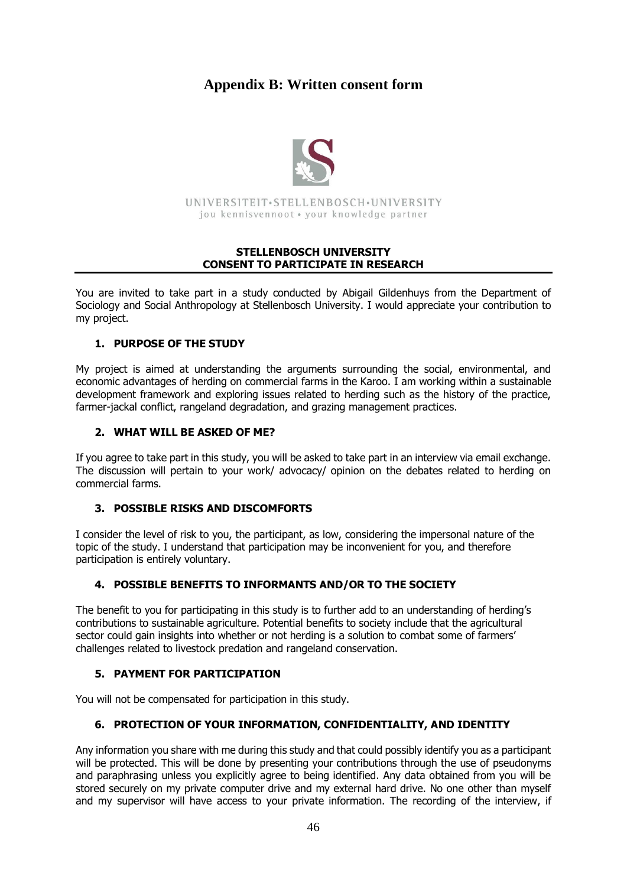# Appendix B: Written consent form

UNIVERSITEIT•STELLENBOSCH•UNIVERSITY
jou kennisvennoot • your knowledge partner

**STELLENBOSCH UNIVERSITY**
**CONSENT TO PARTICIPATE IN RESEARCH**

You are invited to take part in a study conducted by Abigail Gildenhuys from the Department of Sociology and Social Anthropology at Stellenbosch University. I would appreciate your contribution to my project.

### 1. PURPOSE OF THE STUDY

My project is aimed at understanding the arguments surrounding the social, environmental, and economic advantages of herding on commercial farms in the Karoo. I am working within a sustainable development framework and exploring issues related to herding such as the history of the practice, farmer-jackal conflict, rangeland degradation, and grazing management practices.

### 2. WHAT WILL BE ASKED OF ME?

If you agree to take part in this study, you will be asked to take part in an interview via email exchange. The discussion will pertain to your work/ advocacy/ opinion on the debates related to herding on commercial farms.

### 3. POSSIBLE RISKS AND DISCOMFORTS

I consider the level of risk to you, the participant, as low, considering the impersonal nature of the topic of the study. I understand that participation may be inconvenient for you, and therefore participation is entirely voluntary.

### 4. POSSIBLE BENEFITS TO INFORMANTS AND/OR TO THE SOCIETY

The benefit to you for participating in this study is to further add to an understanding of herding's contributions to sustainable agriculture. Potential benefits to society include that the agricultural sector could gain insights into whether or not herding is a solution to combat some of farmers' challenges related to livestock predation and rangeland conservation.

### 5. PAYMENT FOR PARTICIPATION

You will not be compensated for participation in this study.

### 6. PROTECTION OF YOUR INFORMATION, CONFIDENTIALITY, AND IDENTITY

Any information you share with me during this study and that could possibly identify you as a participant will be protected. This will be done by presenting your contributions through the use of pseudonyms and paraphrasing unless you explicitly agree to being identified. Any data obtained from you will be stored securely on my private computer drive and my external hard drive. No one other than myself and my supervisor will have access to your private information. The recording of the interview, if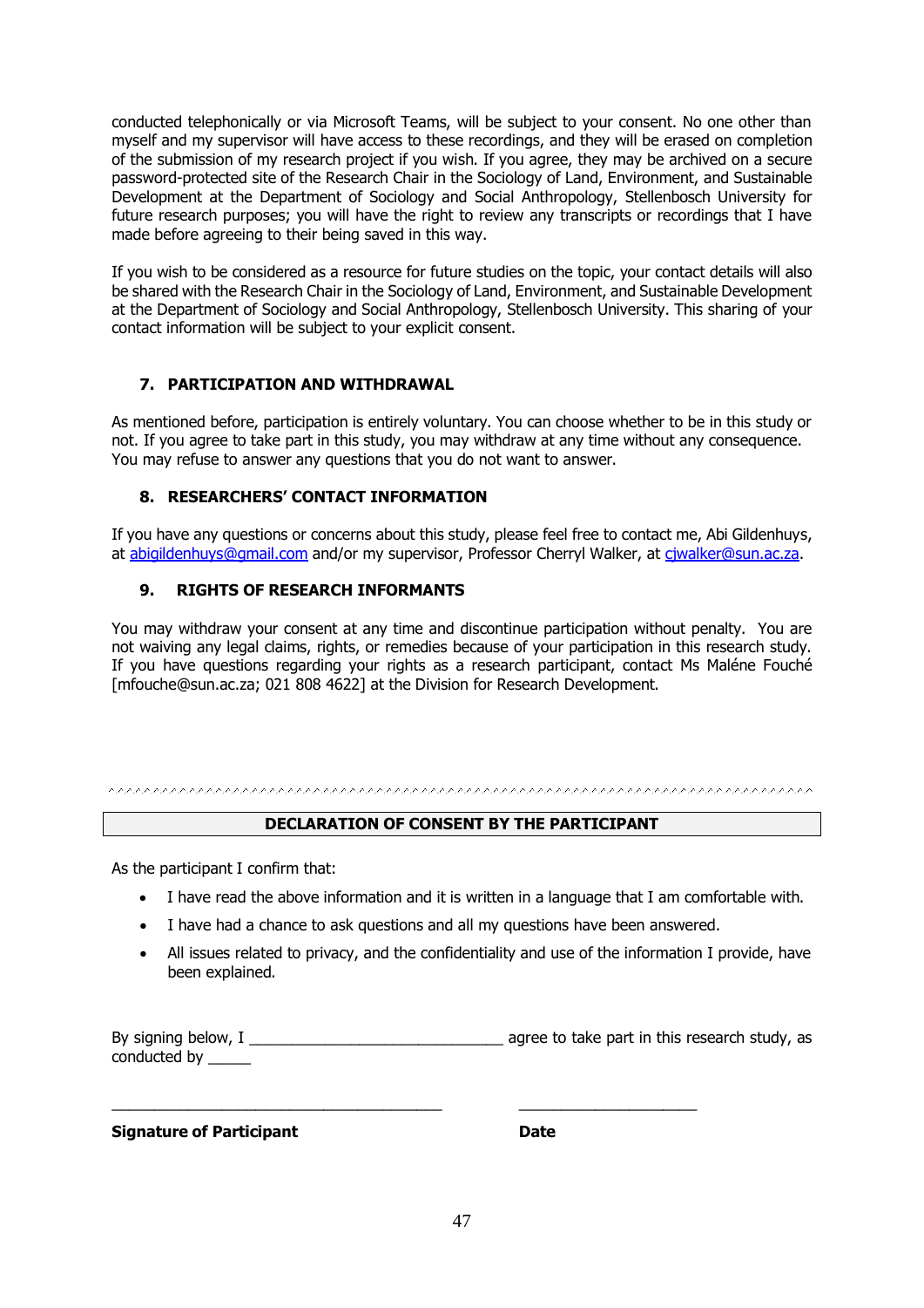conducted telephonically or via Microsoft Teams, will be subject to your consent. No one other than myself and my supervisor will have access to these recordings, and they will be erased on completion of the submission of my research project if you wish. If you agree, they may be archived on a secure password-protected site of the Research Chair in the Sociology of Land, Environment, and Sustainable Development at the Department of Sociology and Social Anthropology, Stellenbosch University for future research purposes; you will have the right to review any transcripts or recordings that I have made before agreeing to their being saved in this way.

If you wish to be considered as a resource for future studies on the topic, your contact details will also be shared with the Research Chair in the Sociology of Land, Environment, and Sustainable Development at the Department of Sociology and Social Anthropology, Stellenbosch University. This sharing of your contact information will be subject to your explicit consent.

## 7. PARTICIPATION AND WITHDRAWAL

As mentioned before, participation is entirely voluntary. You can choose whether to be in this study or not. If you agree to take part in this study, you may withdraw at any time without any consequence. You may refuse to answer any questions that you do not want to answer.

## 8. RESEARCHERS' CONTACT INFORMATION

If you have any questions or concerns about this study, please feel free to contact me, Abi Gildenhuys, at abigildenhuys@gmail.com and/or my supervisor, Professor Cherryl Walker, at cjwalker@sun.ac.za.

## 9. RIGHTS OF RESEARCH INFORMANTS

You may withdraw your consent at any time and discontinue participation without penalty. You are not waiving any legal claims, rights, or remedies because of your participation in this research study. If you have questions regarding your rights as a research participant, contact Ms Maléne Fouché [mfouche@sun.ac.za; 021 808 4622] at the Division for Research Development.

---

## DECLARATION OF CONSENT BY THE PARTICIPANT

As the participant I confirm that:

- I have read the above information and it is written in a language that I am comfortable with.
- I have had a chance to ask questions and all my questions have been answered.
- All issues related to privacy, and the confidentiality and use of the information I provide, have been explained.

By signing below, I ______________________________ agree to take part in this research study, as conducted by _____

_______________________________________ ______________________

**Signature of Participant** **Date**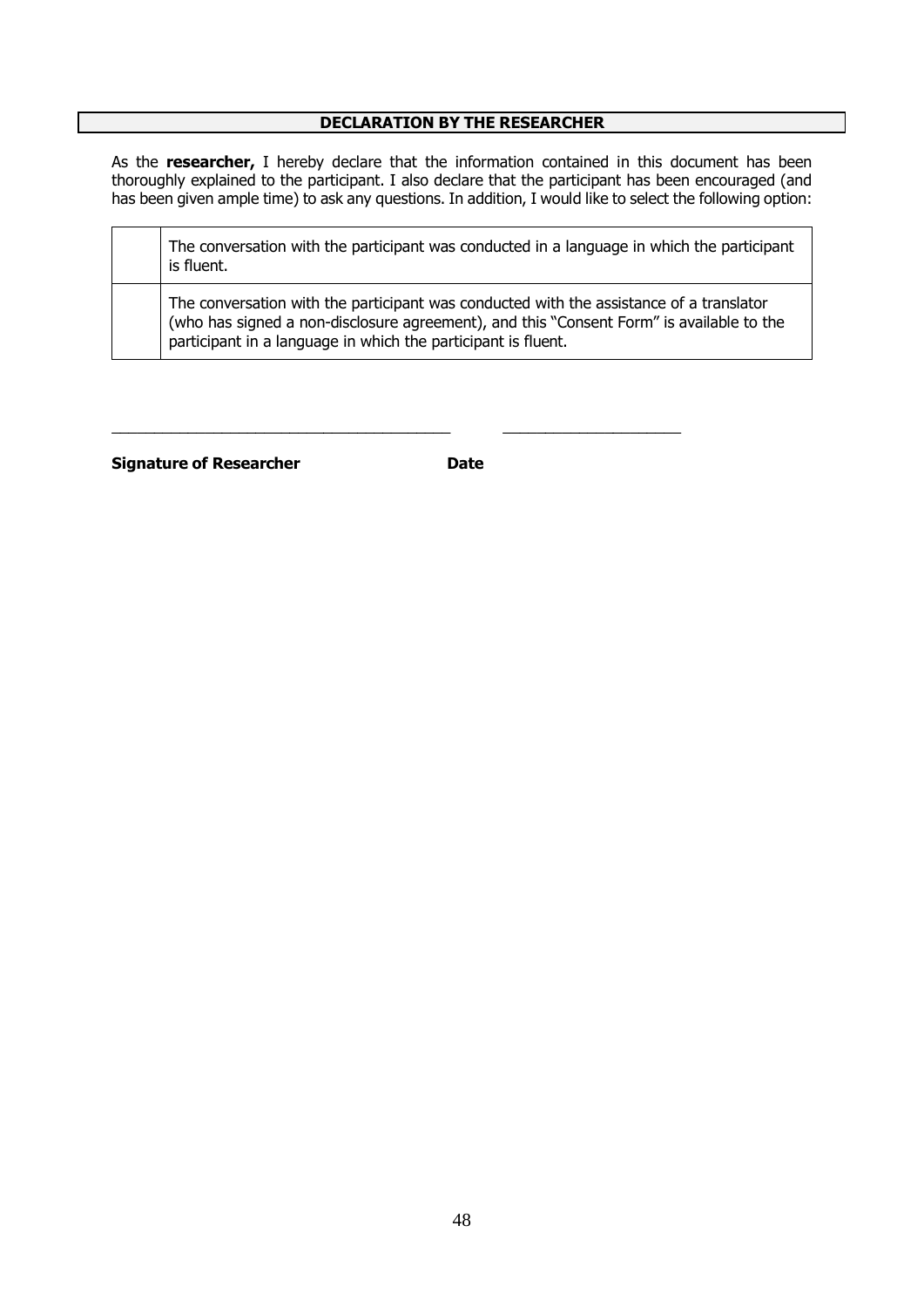## DECLARATION BY THE RESEARCHER

As the **researcher,** I hereby declare that the information contained in this document has been thoroughly explained to the participant. I also declare that the participant has been encouraged (and has been given ample time) to ask any questions. In addition, I would like to select the following option:

| | |
|---|---|
| | The conversation with the participant was conducted in a language in which the participant is fluent. |
| | The conversation with the participant was conducted with the assistance of a translator (who has signed a non-disclosure agreement), and this "Consent Form" is available to the participant in a language in which the participant is fluent. |

\_\_\_\_\_\_\_\_\_\_\_\_\_\_\_\_\_\_\_\_\_\_\_\_\_\_\_\_\_\_\_\_\_\_\_\_\_\_\_\_ \_\_\_\_\_\_\_\_\_\_\_\_\_\_\_\_\_\_\_\_\_\_

**Signature of Researcher** **Date**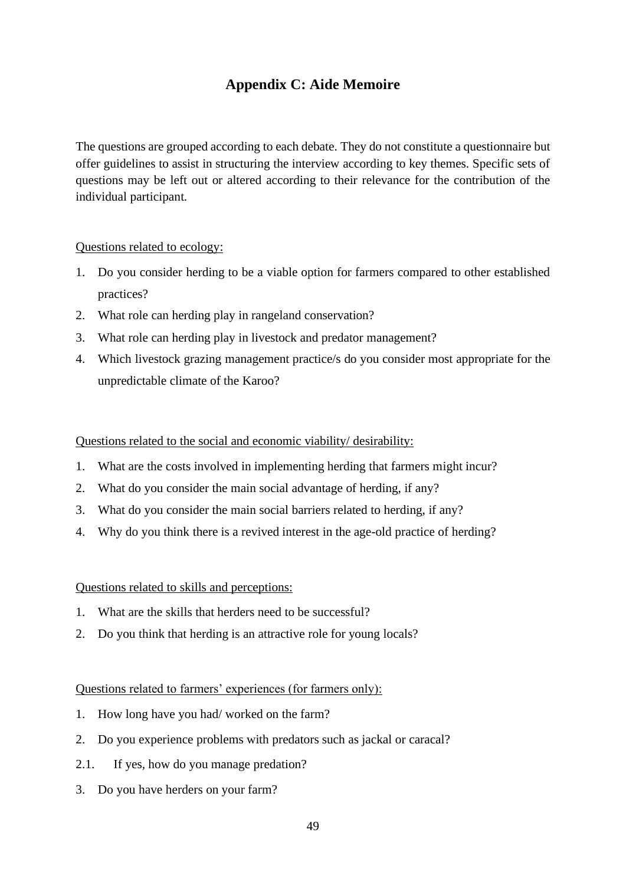## Appendix C: Aide Memoire

The questions are grouped according to each debate. They do not constitute a questionnaire but offer guidelines to assist in structuring the interview according to key themes. Specific sets of questions may be left out or altered according to their relevance for the contribution of the individual participant.

<u>Questions related to ecology:</u>

1. Do you consider herding to be a viable option for farmers compared to other established practices?
2. What role can herding play in rangeland conservation?
3. What role can herding play in livestock and predator management?
4. Which livestock grazing management practice/s do you consider most appropriate for the unpredictable climate of the Karoo?

<u>Questions related to the social and economic viability/ desirability:</u>

1. What are the costs involved in implementing herding that farmers might incur?
2. What do you consider the main social advantage of herding, if any?
3. What do you consider the main social barriers related to herding, if any?
4. Why do you think there is a revived interest in the age-old practice of herding?

<u>Questions related to skills and perceptions:</u>

1. What are the skills that herders need to be successful?
2. Do you think that herding is an attractive role for young locals?

<u>Questions related to farmers' experiences (for farmers only):</u>

1. How long have you had/ worked on the farm?
2. Do you experience problems with predators such as jackal or caracal?

2.1. If yes, how do you manage predation?

3. Do you have herders on your farm?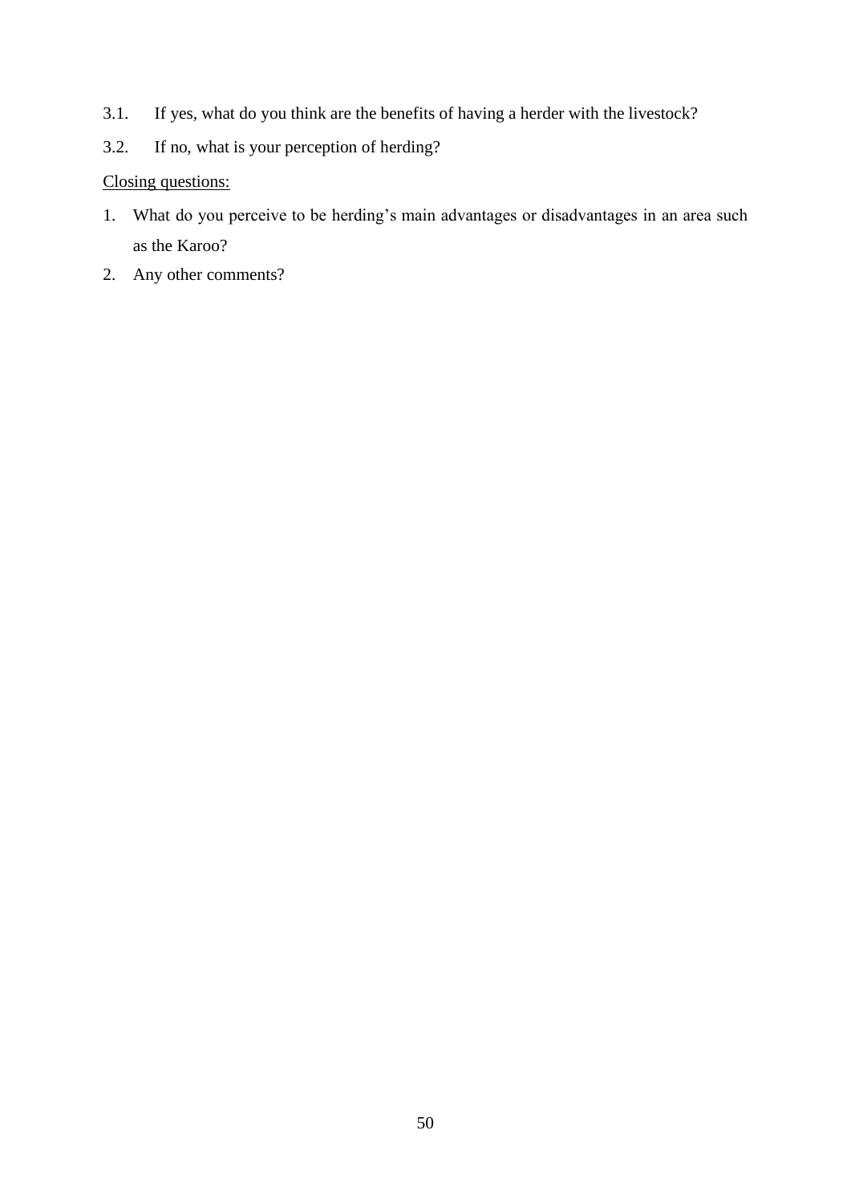3.1. If yes, what do you think are the benefits of having a herder with the livestock?

3.2. If no, what is your perception of herding?

<u>Closing questions:</u>

1. What do you perceive to be herding's main advantages or disadvantages in an area such as the Karoo?
2. Any other comments?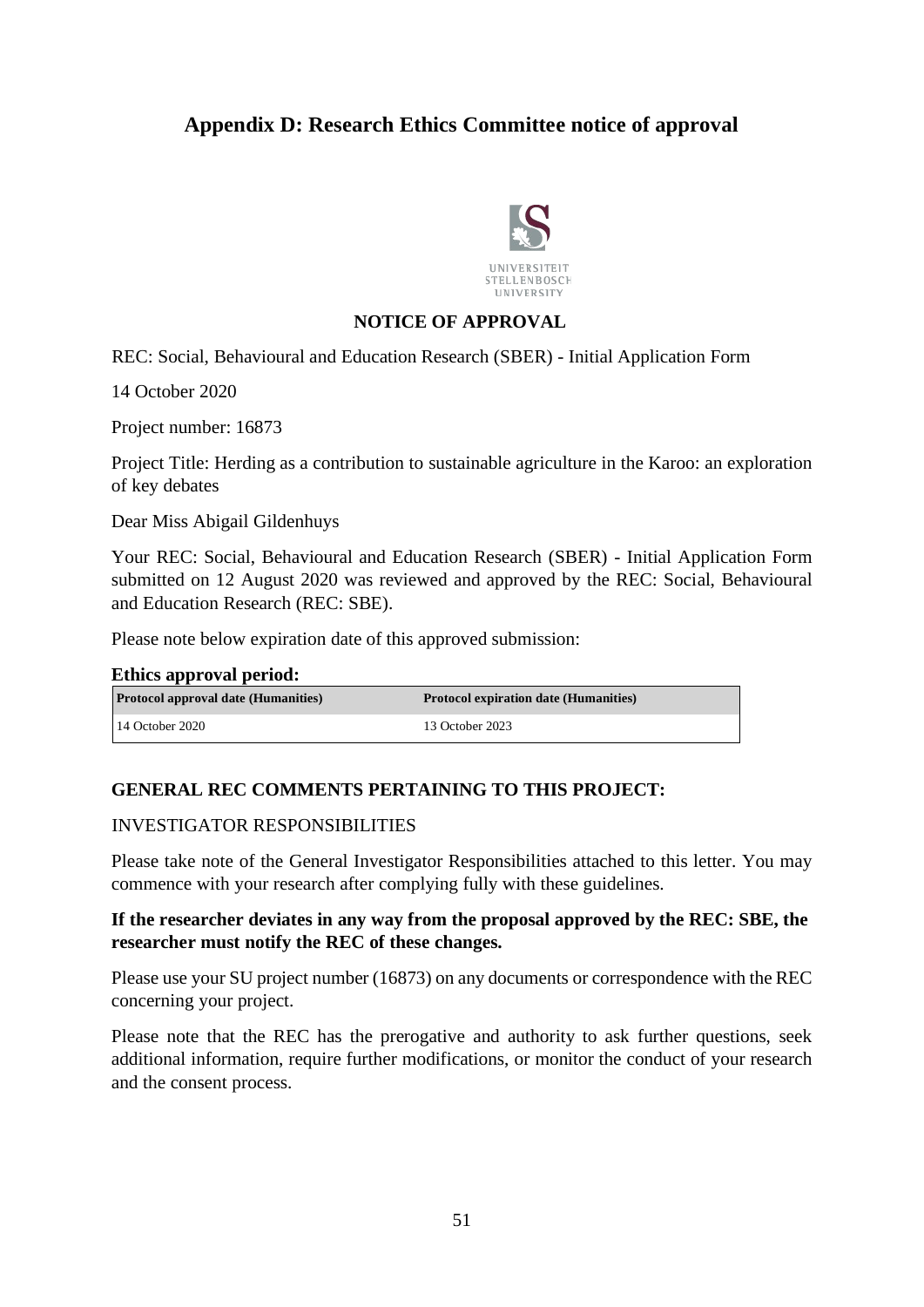# Appendix D: Research Ethics Committee notice of approval

UNIVERSITEIT
STELLENBOSCH
UNIVERSITY

**NOTICE OF APPROVAL**

REC: Social, Behavioural and Education Research (SBER) - Initial Application Form

14 October 2020

Project number: 16873

Project Title: Herding as a contribution to sustainable agriculture in the Karoo: an exploration of key debates

Dear Miss Abigail Gildenhuys

Your REC: Social, Behavioural and Education Research (SBER) - Initial Application Form submitted on 12 August 2020 was reviewed and approved by the REC: Social, Behavioural and Education Research (REC: SBE).

Please note below expiration date of this approved submission:

**Ethics approval period:**

| Protocol approval date (Humanities) | Protocol expiration date (Humanities) |
|---|---|
| 14 October 2020 | 13 October 2023 |

**GENERAL REC COMMENTS PERTAINING TO THIS PROJECT:**

INVESTIGATOR RESPONSIBILITIES

Please take note of the General Investigator Responsibilities attached to this letter. You may commence with your research after complying fully with these guidelines.

**If the researcher deviates in any way from the proposal approved by the REC: SBE, the researcher must notify the REC of these changes.**

Please use your SU project number (16873) on any documents or correspondence with the REC concerning your project.

Please note that the REC has the prerogative and authority to ask further questions, seek additional information, require further modifications, or monitor the conduct of your research and the consent process.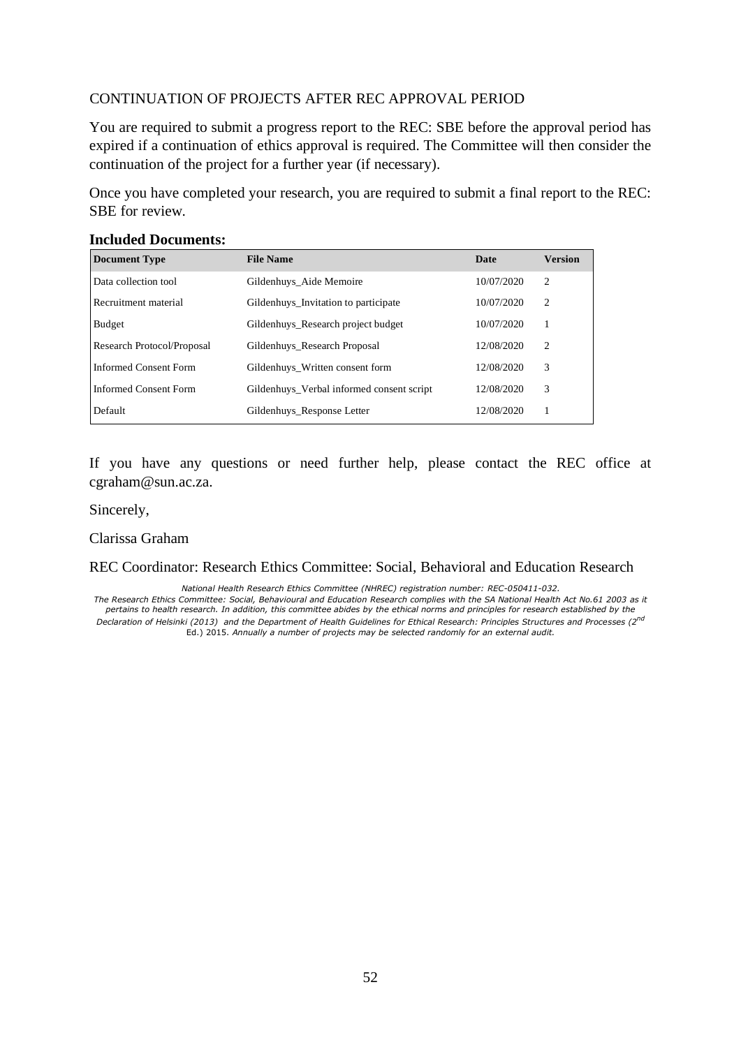CONTINUATION OF PROJECTS AFTER REC APPROVAL PERIOD

You are required to submit a progress report to the REC: SBE before the approval period has expired if a continuation of ethics approval is required. The Committee will then consider the continuation of the project for a further year (if necessary).

Once you have completed your research, you are required to submit a final report to the REC: SBE for review.

**Included Documents:**

| Document Type | File Name | Date | Version |
|---|---|---|---|
| Data collection tool | Gildenhuys_Aide Memoire | 10/07/2020 | 2 |
| Recruitment material | Gildenhuys_Invitation to participate | 10/07/2020 | 2 |
| Budget | Gildenhuys_Research project budget | 10/07/2020 | 1 |
| Research Protocol/Proposal | Gildenhuys_Research Proposal | 12/08/2020 | 2 |
| Informed Consent Form | Gildenhuys_Written consent form | 12/08/2020 | 3 |
| Informed Consent Form | Gildenhuys_Verbal informed consent script | 12/08/2020 | 3 |
| Default | Gildenhuys_Response Letter | 12/08/2020 | 1 |

If you have any questions or need further help, please contact the REC office at cgraham@sun.ac.za.

Sincerely,

Clarissa Graham

REC Coordinator: Research Ethics Committee: Social, Behavioral and Education Research

*National Health Research Ethics Committee (NHREC) registration number: REC-050411-032.*
*The Research Ethics Committee: Social, Behavioural and Education Research complies with the SA National Health Act No.61 2003 as it pertains to health research. In addition, this committee abides by the ethical norms and principles for research established by the Declaration of Helsinki (2013) and the Department of Health Guidelines for Ethical Research: Principles Structures and Processes (2nd* Ed.) 2015. *Annually a number of projects may be selected randomly for an external audit.*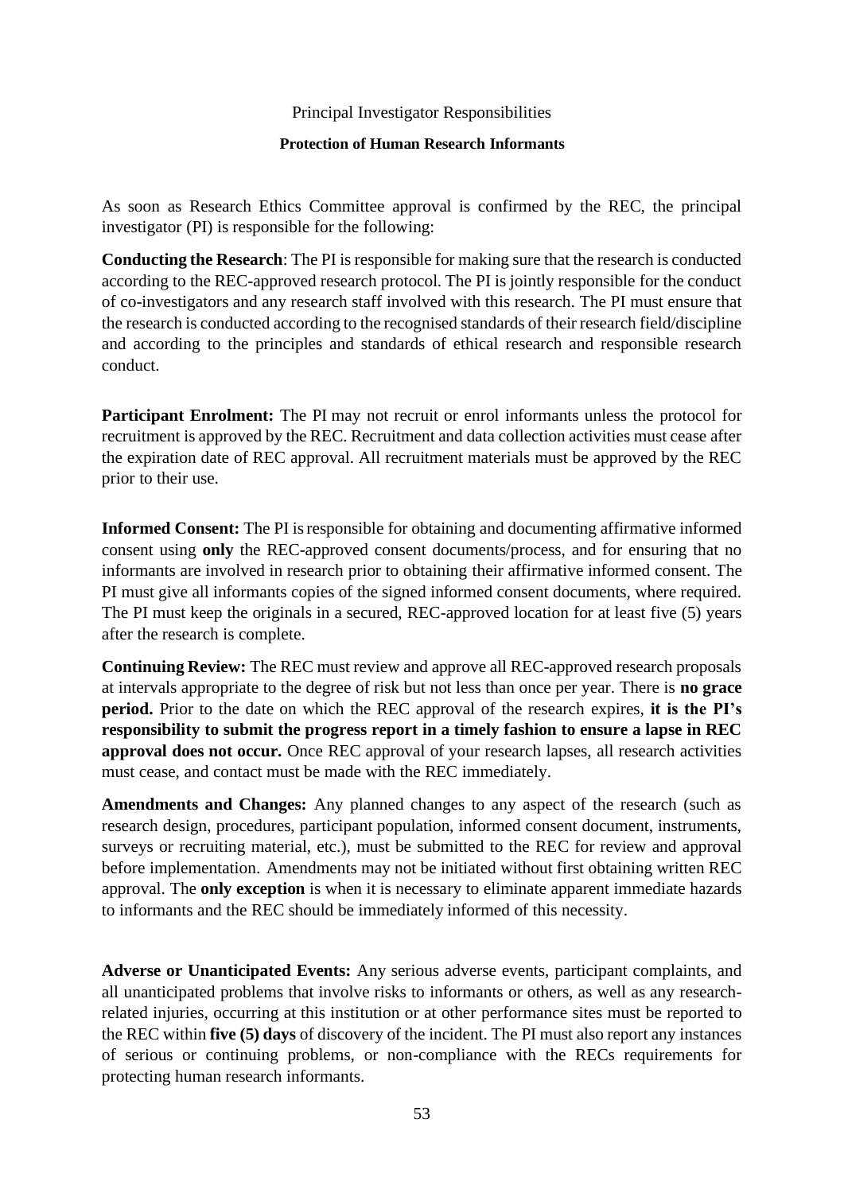## Principal Investigator Responsibilities

### Protection of Human Research Informants

As soon as Research Ethics Committee approval is confirmed by the REC, the principal investigator (PI) is responsible for the following:

**Conducting the Research**: The PI is responsible for making sure that the research is conducted according to the REC-approved research protocol. The PI is jointly responsible for the conduct of co-investigators and any research staff involved with this research. The PI must ensure that the research is conducted according to the recognised standards of their research field/discipline and according to the principles and standards of ethical research and responsible research conduct.

**Participant Enrolment:** The PI may not recruit or enrol informants unless the protocol for recruitment is approved by the REC. Recruitment and data collection activities must cease after the expiration date of REC approval. All recruitment materials must be approved by the REC prior to their use.

**Informed Consent:** The PI is responsible for obtaining and documenting affirmative informed consent using **only** the REC-approved consent documents/process, and for ensuring that no informants are involved in research prior to obtaining their affirmative informed consent. The PI must give all informants copies of the signed informed consent documents, where required. The PI must keep the originals in a secured, REC-approved location for at least five (5) years after the research is complete.

**Continuing Review:** The REC must review and approve all REC-approved research proposals at intervals appropriate to the degree of risk but not less than once per year. There is **no grace period.** Prior to the date on which the REC approval of the research expires, **it is the PI's responsibility to submit the progress report in a timely fashion to ensure a lapse in REC approval does not occur.** Once REC approval of your research lapses, all research activities must cease, and contact must be made with the REC immediately.

**Amendments and Changes:** Any planned changes to any aspect of the research (such as research design, procedures, participant population, informed consent document, instruments, surveys or recruiting material, etc.), must be submitted to the REC for review and approval before implementation. Amendments may not be initiated without first obtaining written REC approval. The **only exception** is when it is necessary to eliminate apparent immediate hazards to informants and the REC should be immediately informed of this necessity.

**Adverse or Unanticipated Events:** Any serious adverse events, participant complaints, and all unanticipated problems that involve risks to informants or others, as well as any research-related injuries, occurring at this institution or at other performance sites must be reported to the REC within **five (5) days** of discovery of the incident. The PI must also report any instances of serious or continuing problems, or non-compliance with the RECs requirements for protecting human research informants.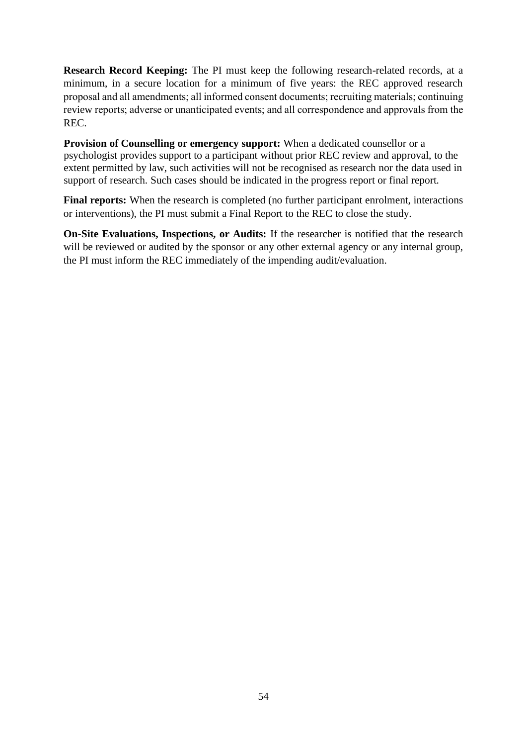**Research Record Keeping:** The PI must keep the following research-related records, at a minimum, in a secure location for a minimum of five years: the REC approved research proposal and all amendments; all informed consent documents; recruiting materials; continuing review reports; adverse or unanticipated events; and all correspondence and approvals from the REC.

**Provision of Counselling or emergency support:** When a dedicated counsellor or a psychologist provides support to a participant without prior REC review and approval, to the extent permitted by law, such activities will not be recognised as research nor the data used in support of research. Such cases should be indicated in the progress report or final report.

**Final reports:** When the research is completed (no further participant enrolment, interactions or interventions), the PI must submit a Final Report to the REC to close the study.

**On-Site Evaluations, Inspections, or Audits:** If the researcher is notified that the research will be reviewed or audited by the sponsor or any other external agency or any internal group, the PI must inform the REC immediately of the impending audit/evaluation.